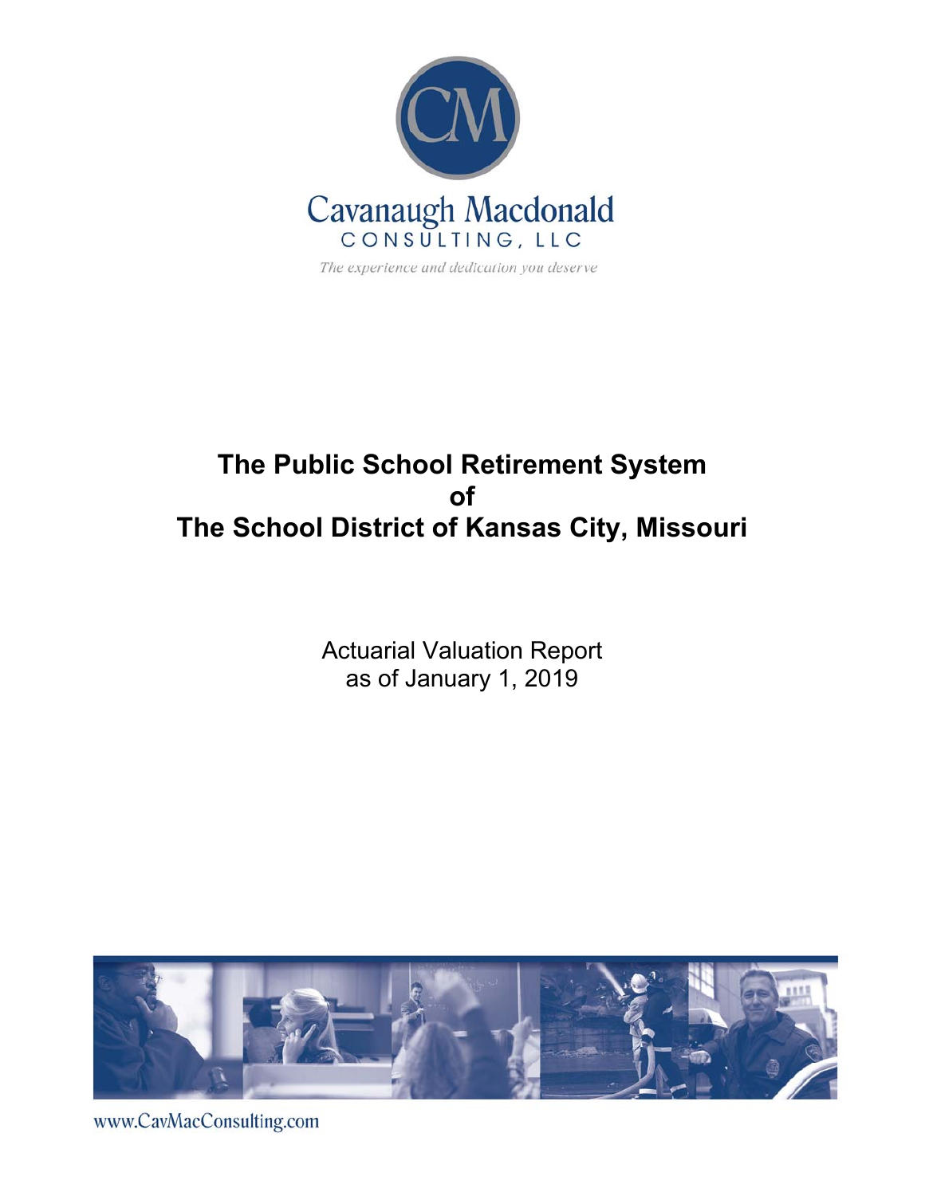Cavanaugh Macdonald

CONSULTING, LLC

*The experience and dedication you deserve*

# The Public School Retirement System of The School District of Kansas City, Missouri

Actuarial Valuation Report as of January 1, 2019

www.CavMacConsulting.com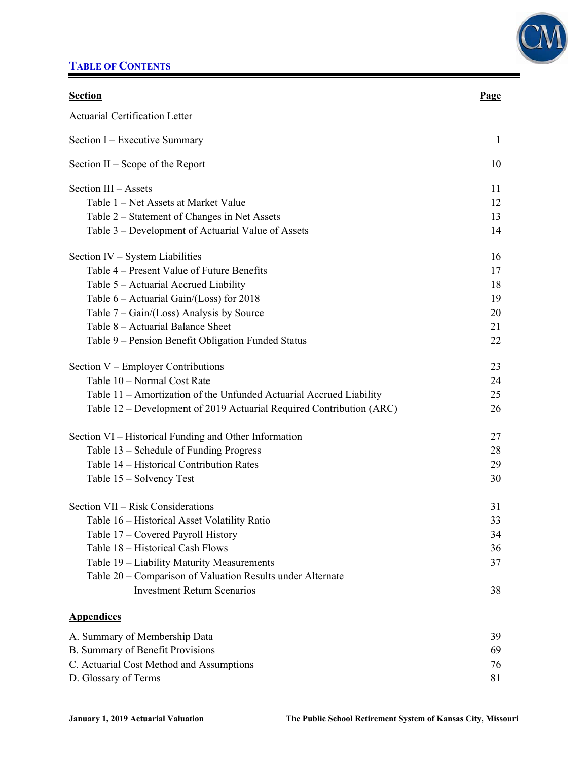# TABLE OF CONTENTS

| Section | Page |
|---|---|
| Actuarial Certification Letter | |
| Section I – Executive Summary | 1 |
| Section II – Scope of the Report | 10 |
| Section III – Assets | 11 |
| Table 1 – Net Assets at Market Value | 12 |
| Table 2 – Statement of Changes in Net Assets | 13 |
| Table 3 – Development of Actuarial Value of Assets | 14 |
| Section IV – System Liabilities | 16 |
| Table 4 – Present Value of Future Benefits | 17 |
| Table 5 – Actuarial Accrued Liability | 18 |
| Table 6 – Actuarial Gain/(Loss) for 2018 | 19 |
| Table 7 – Gain/(Loss) Analysis by Source | 20 |
| Table 8 – Actuarial Balance Sheet | 21 |
| Table 9 – Pension Benefit Obligation Funded Status | 22 |
| Section V – Employer Contributions | 23 |
| Table 10 – Normal Cost Rate | 24 |
| Table 11 – Amortization of the Unfunded Actuarial Accrued Liability | 25 |
| Table 12 – Development of 2019 Actuarial Required Contribution (ARC) | 26 |
| Section VI – Historical Funding and Other Information | 27 |
| Table 13 – Schedule of Funding Progress | 28 |
| Table 14 – Historical Contribution Rates | 29 |
| Table 15 – Solvency Test | 30 |
| Section VII – Risk Considerations | 31 |
| Table 16 – Historical Asset Volatility Ratio | 33 |
| Table 17 – Covered Payroll History | 34 |
| Table 18 – Historical Cash Flows | 36 |
| Table 19 – Liability Maturity Measurements | 37 |
| Table 20 – Comparison of Valuation Results under Alternate Investment Return Scenarios | 38 |

**Appendices**

| | |
|---|---|
| A. Summary of Membership Data | 39 |
| B. Summary of Benefit Provisions | 69 |
| C. Actuarial Cost Method and Assumptions | 76 |
| D. Glossary of Terms | 81 |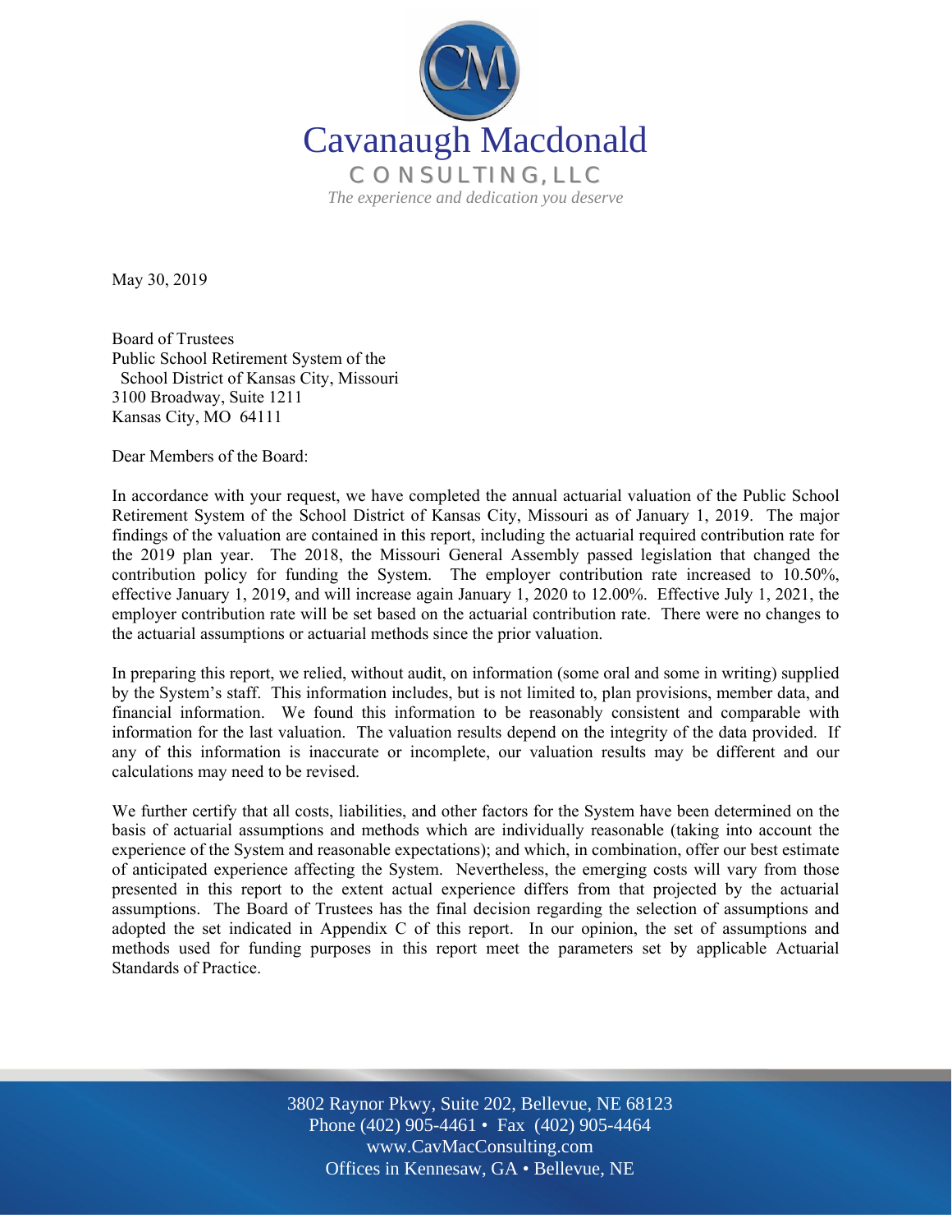May 30, 2019

Board of Trustees
Public School Retirement System of the
School District of Kansas City, Missouri
3100 Broadway, Suite 1211
Kansas City, MO 64111

Dear Members of the Board:

In accordance with your request, we have completed the annual actuarial valuation of the Public School Retirement System of the School District of Kansas City, Missouri as of January 1, 2019. The major findings of the valuation are contained in this report, including the actuarial required contribution rate for the 2019 plan year. The 2018, the Missouri General Assembly passed legislation that changed the contribution policy for funding the System. The employer contribution rate increased to 10.50%, effective January 1, 2019, and will increase again January 1, 2020 to 12.00%. Effective July 1, 2021, the employer contribution rate will be set based on the actuarial contribution rate. There were no changes to the actuarial assumptions or actuarial methods since the prior valuation.

In preparing this report, we relied, without audit, on information (some oral and some in writing) supplied by the System's staff. This information includes, but is not limited to, plan provisions, member data, and financial information. We found this information to be reasonably consistent and comparable with information for the last valuation. The valuation results depend on the integrity of the data provided. If any of this information is inaccurate or incomplete, our valuation results may be different and our calculations may need to be revised.

We further certify that all costs, liabilities, and other factors for the System have been determined on the basis of actuarial assumptions and methods which are individually reasonable (taking into account the experience of the System and reasonable expectations); and which, in combination, offer our best estimate of anticipated experience affecting the System. Nevertheless, the emerging costs will vary from those presented in this report to the extent actual experience differs from that projected by the actuarial assumptions. The Board of Trustees has the final decision regarding the selection of assumptions and adopted the set indicated in Appendix C of this report. In our opinion, the set of assumptions and methods used for funding purposes in this report meet the parameters set by applicable Actuarial Standards of Practice.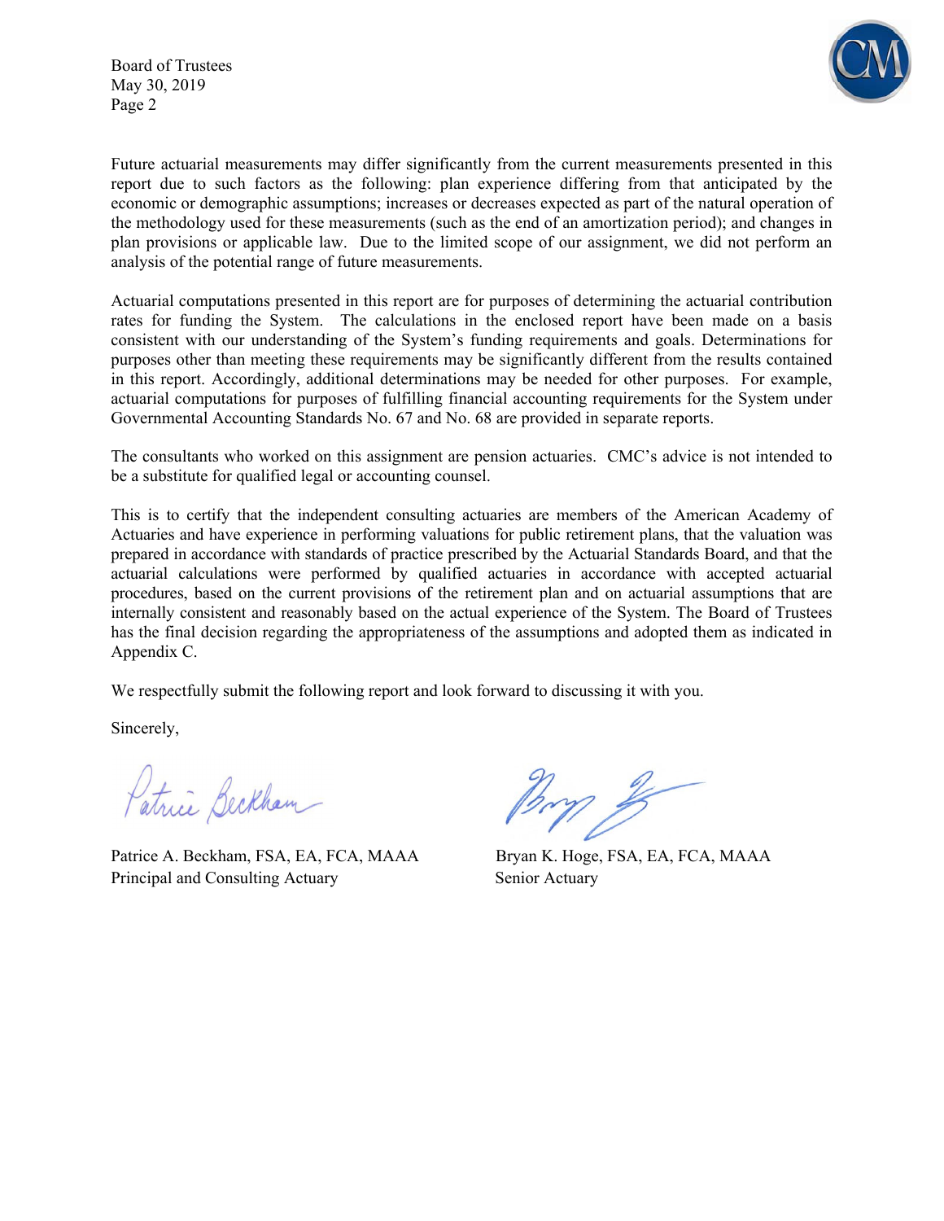Future actuarial measurements may differ significantly from the current measurements presented in this report due to such factors as the following: plan experience differing from that anticipated by the economic or demographic assumptions; increases or decreases expected as part of the natural operation of the methodology used for these measurements (such as the end of an amortization period); and changes in plan provisions or applicable law. Due to the limited scope of our assignment, we did not perform an analysis of the potential range of future measurements.

Actuarial computations presented in this report are for purposes of determining the actuarial contribution rates for funding the System. The calculations in the enclosed report have been made on a basis consistent with our understanding of the System's funding requirements and goals. Determinations for purposes other than meeting these requirements may be significantly different from the results contained in this report. Accordingly, additional determinations may be needed for other purposes. For example, actuarial computations for purposes of fulfilling financial accounting requirements for the System under Governmental Accounting Standards No. 67 and No. 68 are provided in separate reports.

The consultants who worked on this assignment are pension actuaries. CMC's advice is not intended to be a substitute for qualified legal or accounting counsel.

This is to certify that the independent consulting actuaries are members of the American Academy of Actuaries and have experience in performing valuations for public retirement plans, that the valuation was prepared in accordance with standards of practice prescribed by the Actuarial Standards Board, and that the actuarial calculations were performed by qualified actuaries in accordance with accepted actuarial procedures, based on the current provisions of the retirement plan and on actuarial assumptions that are internally consistent and reasonably based on the actual experience of the System. The Board of Trustees has the final decision regarding the appropriateness of the assumptions and adopted them as indicated in Appendix C.

We respectfully submit the following report and look forward to discussing it with you.

Sincerely,

| | |
|---|---|
| Patrice A. Beckham, FSA, EA, FCA, MAAA | Bryan K. Hoge, FSA, EA, FCA, MAAA |
| Principal and Consulting Actuary | Senior Actuary |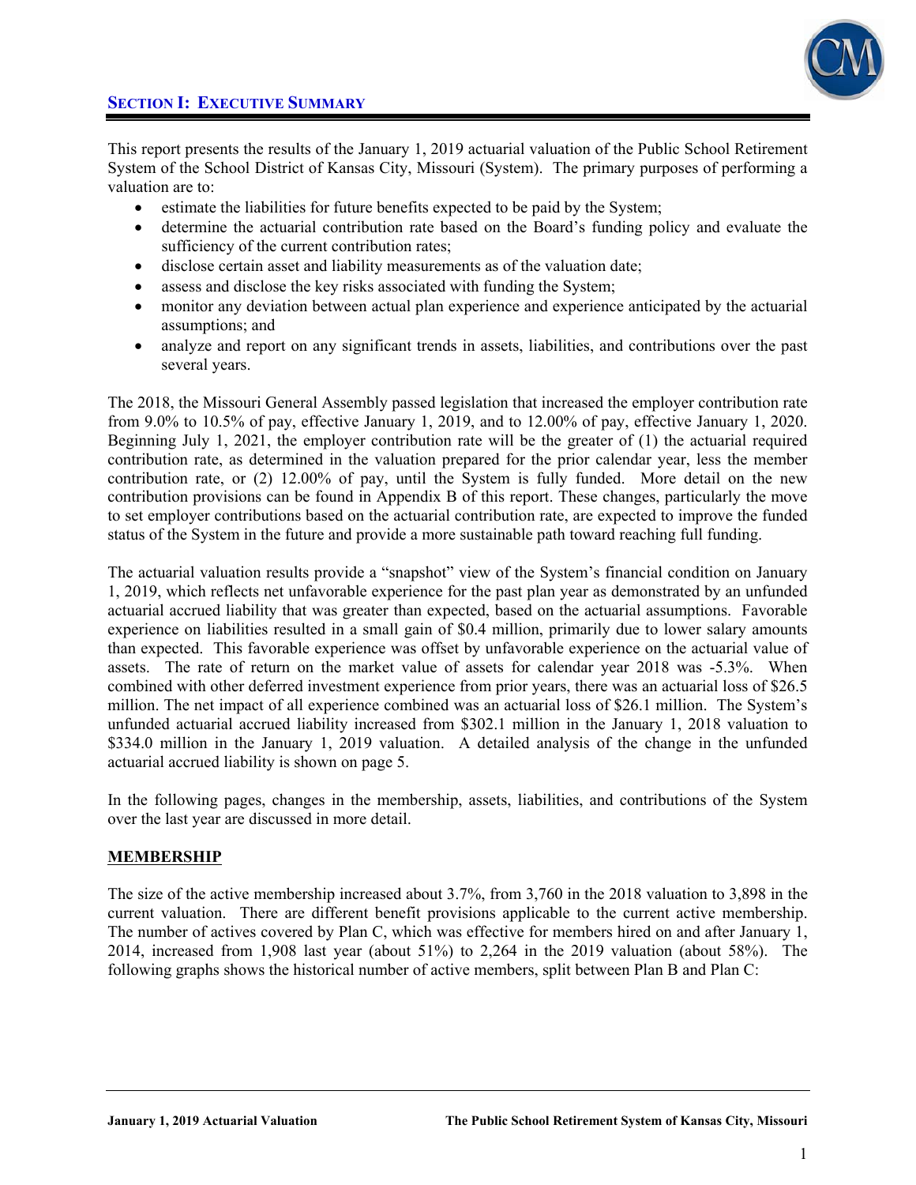## SECTION I: EXECUTIVE SUMMARY

This report presents the results of the January 1, 2019 actuarial valuation of the Public School Retirement System of the School District of Kansas City, Missouri (System). The primary purposes of performing a valuation are to:

- estimate the liabilities for future benefits expected to be paid by the System;
- determine the actuarial contribution rate based on the Board's funding policy and evaluate the sufficiency of the current contribution rates;
- disclose certain asset and liability measurements as of the valuation date;
- assess and disclose the key risks associated with funding the System;
- monitor any deviation between actual plan experience and experience anticipated by the actuarial assumptions; and
- analyze and report on any significant trends in assets, liabilities, and contributions over the past several years.

The 2018, the Missouri General Assembly passed legislation that increased the employer contribution rate from 9.0% to 10.5% of pay, effective January 1, 2019, and to 12.00% of pay, effective January 1, 2020. Beginning July 1, 2021, the employer contribution rate will be the greater of (1) the actuarial required contribution rate, as determined in the valuation prepared for the prior calendar year, less the member contribution rate, or (2) 12.00% of pay, until the System is fully funded. More detail on the new contribution provisions can be found in Appendix B of this report. These changes, particularly the move to set employer contributions based on the actuarial contribution rate, are expected to improve the funded status of the System in the future and provide a more sustainable path toward reaching full funding.

The actuarial valuation results provide a "snapshot" view of the System's financial condition on January 1, 2019, which reflects net unfavorable experience for the past plan year as demonstrated by an unfunded actuarial accrued liability that was greater than expected, based on the actuarial assumptions. Favorable experience on liabilities resulted in a small gain of $0.4 million, primarily due to lower salary amounts than expected. This favorable experience was offset by unfavorable experience on the actuarial value of assets. The rate of return on the market value of assets for calendar year 2018 was -5.3%. When combined with other deferred investment experience from prior years, there was an actuarial loss of $26.5 million. The net impact of all experience combined was an actuarial loss of $26.1 million. The System's unfunded actuarial accrued liability increased from $302.1 million in the January 1, 2018 valuation to $334.0 million in the January 1, 2019 valuation. A detailed analysis of the change in the unfunded actuarial accrued liability is shown on page 5.

In the following pages, changes in the membership, assets, liabilities, and contributions of the System over the last year are discussed in more detail.

### MEMBERSHIP

The size of the active membership increased about 3.7%, from 3,760 in the 2018 valuation to 3,898 in the current valuation. There are different benefit provisions applicable to the current active membership. The number of actives covered by Plan C, which was effective for members hired on and after January 1, 2014, increased from 1,908 last year (about 51%) to 2,264 in the 2019 valuation (about 58%). The following graphs shows the historical number of active members, split between Plan B and Plan C: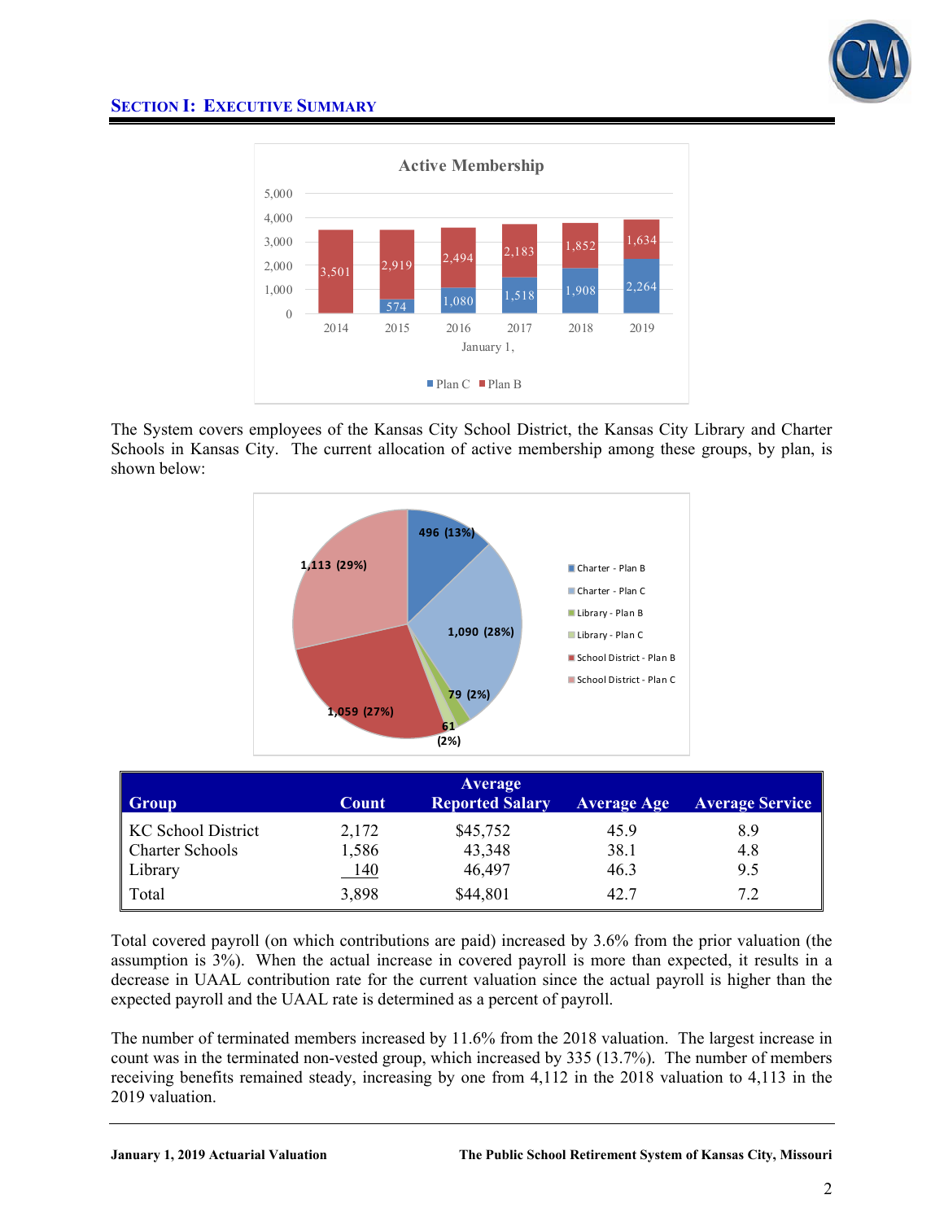## Section I: Executive Summary

The System covers employees of the Kansas City School District, the Kansas City Library and Charter Schools in Kansas City. The current allocation of active membership among these groups, by plan, is shown below:

| Group | Count | Average Reported Salary | Average Age | Average Service |
|---|---|---|---|---|
| KC School District | 2,172 | $45,752 | 45.9 | 8.9 |
| Charter Schools | 1,586 | 43,348 | 38.1 | 4.8 |
| Library | 140 | 46,497 | 46.3 | 9.5 |
| Total | 3,898 | $44,801 | 42.7 | 7.2 |

Total covered payroll (on which contributions are paid) increased by 3.6% from the prior valuation (the assumption is 3%). When the actual increase in covered payroll is more than expected, it results in a decrease in UAAL contribution rate for the current valuation since the actual payroll is higher than the expected payroll and the UAAL rate is determined as a percent of payroll.

The number of terminated members increased by 11.6% from the 2018 valuation. The largest increase in count was in the terminated non-vested group, which increased by 335 (13.7%). The number of members receiving benefits remained steady, increasing by one from 4,112 in the 2018 valuation to 4,113 in the 2019 valuation.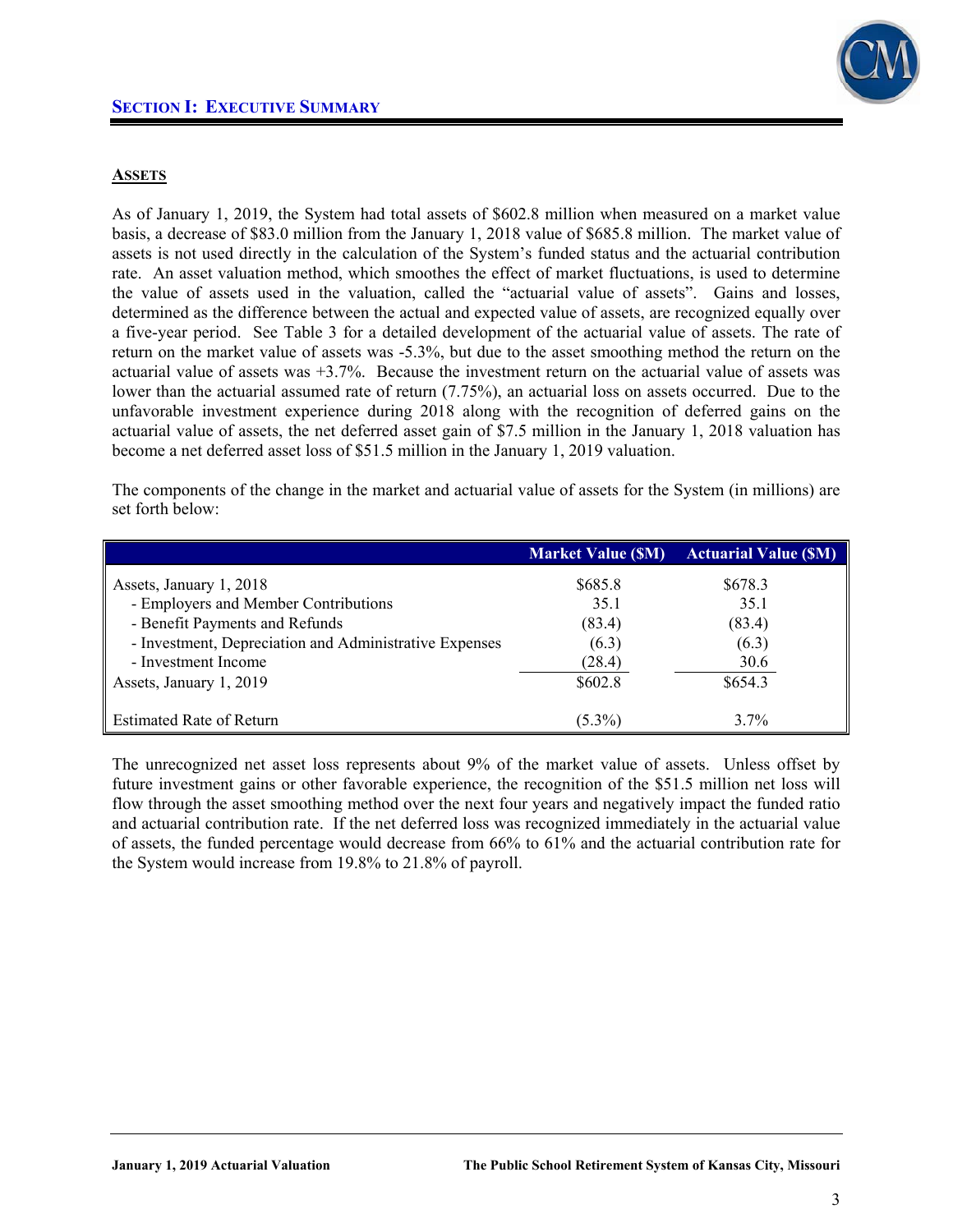## SECTION I: EXECUTIVE SUMMARY

### ASSETS

As of January 1, 2019, the System had total assets of $602.8 million when measured on a market value basis, a decrease of $83.0 million from the January 1, 2018 value of $685.8 million. The market value of assets is not used directly in the calculation of the System's funded status and the actuarial contribution rate. An asset valuation method, which smoothes the effect of market fluctuations, is used to determine the value of assets used in the valuation, called the "actuarial value of assets". Gains and losses, determined as the difference between the actual and expected value of assets, are recognized equally over a five-year period. See Table 3 for a detailed development of the actuarial value of assets. The rate of return on the market value of assets was -5.3%, but due to the asset smoothing method the return on the actuarial value of assets was +3.7%. Because the investment return on the actuarial value of assets was lower than the actuarial assumed rate of return (7.75%), an actuarial loss on assets occurred. Due to the unfavorable investment experience during 2018 along with the recognition of deferred gains on the actuarial value of assets, the net deferred asset gain of $7.5 million in the January 1, 2018 valuation has become a net deferred asset loss of $51.5 million in the January 1, 2019 valuation.

The components of the change in the market and actuarial value of assets for the System (in millions) are set forth below:

| | Market Value ($M) | Actuarial Value ($M) |
|---|---|---|
| Assets, January 1, 2018 | $685.8 | $678.3 |
| - Employers and Member Contributions | 35.1 | 35.1 |
| - Benefit Payments and Refunds | (83.4) | (83.4) |
| - Investment, Depreciation and Administrative Expenses | (6.3) | (6.3) |
| - Investment Income | (28.4) | 30.6 |
| Assets, January 1, 2019 | $602.8 | $654.3 |
| Estimated Rate of Return | (5.3%) | 3.7% |

The unrecognized net asset loss represents about 9% of the market value of assets. Unless offset by future investment gains or other favorable experience, the recognition of the $51.5 million net loss will flow through the asset smoothing method over the next four years and negatively impact the funded ratio and actuarial contribution rate. If the net deferred loss was recognized immediately in the actuarial value of assets, the funded percentage would decrease from 66% to 61% and the actuarial contribution rate for the System would increase from 19.8% to 21.8% of payroll.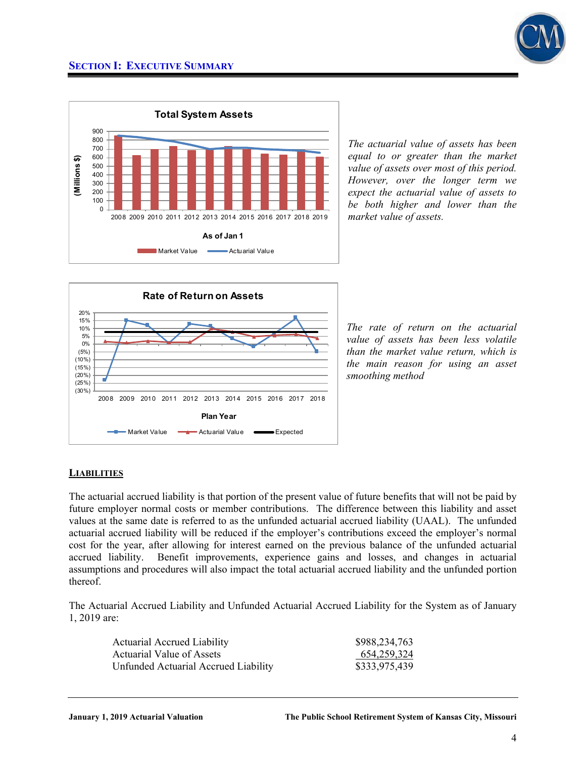## SECTION I: EXECUTIVE SUMMARY

*The actuarial value of assets has been equal to or greater than the market value of assets over most of this period. However, over the longer term we expect the actuarial value of assets to be both higher and lower than the market value of assets.*

*The rate of return on the actuarial value of assets has been less volatile than the market value return, which is the main reason for using an asset smoothing method*

### LIABILITIES

The actuarial accrued liability is that portion of the present value of future benefits that will not be paid by future employer normal costs or member contributions. The difference between this liability and asset values at the same date is referred to as the unfunded actuarial accrued liability (UAAL). The unfunded actuarial accrued liability will be reduced if the employer's contributions exceed the employer's normal cost for the year, after allowing for interest earned on the previous balance of the unfunded actuarial accrued liability. Benefit improvements, experience gains and losses, and changes in actuarial assumptions and procedures will also impact the total actuarial accrued liability and the unfunded portion thereof.

The Actuarial Accrued Liability and Unfunded Actuarial Accrued Liability for the System as of January 1, 2019 are:

| | |
|---|---|
| Actuarial Accrued Liability | $988,234,763 |
| Actuarial Value of Assets | 654,259,324 |
| Unfunded Actuarial Accrued Liability | $333,975,439 |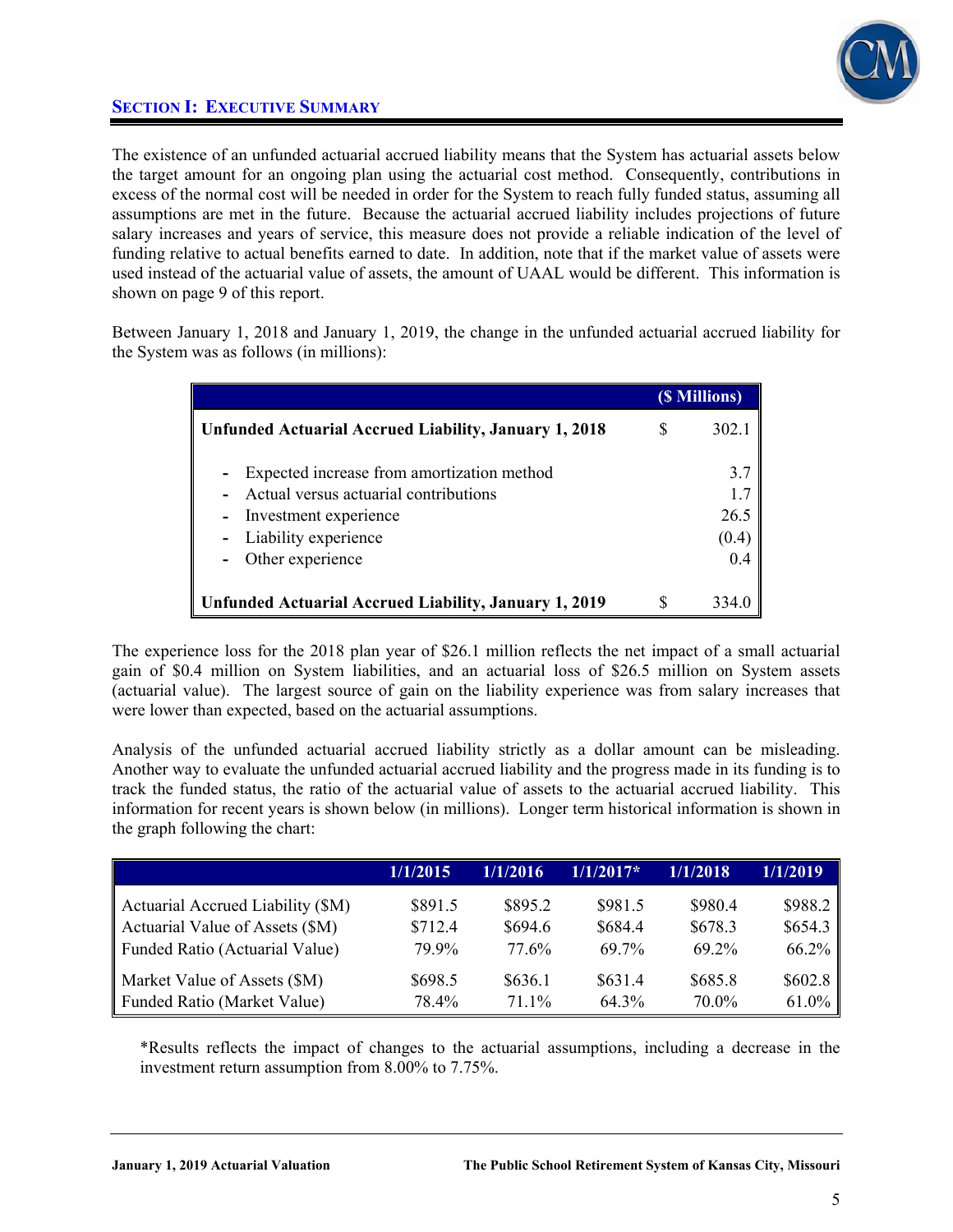## SECTION I: EXECUTIVE SUMMARY

The existence of an unfunded actuarial accrued liability means that the System has actuarial assets below the target amount for an ongoing plan using the actuarial cost method. Consequently, contributions in excess of the normal cost will be needed in order for the System to reach fully funded status, assuming all assumptions are met in the future. Because the actuarial accrued liability includes projections of future salary increases and years of service, this measure does not provide a reliable indication of the level of funding relative to actual benefits earned to date. In addition, note that if the market value of assets were used instead of the actuarial value of assets, the amount of UAAL would be different. This information is shown on page 9 of this report.

Between January 1, 2018 and January 1, 2019, the change in the unfunded actuarial accrued liability for the System was as follows (in millions):

| | ($ Millions) |
|---|---|
| **Unfunded Actuarial Accrued Liability, January 1, 2018** | $ 302.1 |
| - Expected increase from amortization method | 3.7 |
| - Actual versus actuarial contributions | 1.7 |
| - Investment experience | 26.5 |
| - Liability experience | (0.4) |
| - Other experience | 0.4 |
| **Unfunded Actuarial Accrued Liability, January 1, 2019** | $ 334.0 |

The experience loss for the 2018 plan year of $26.1 million reflects the net impact of a small actuarial gain of $0.4 million on System liabilities, and an actuarial loss of $26.5 million on System assets (actuarial value). The largest source of gain on the liability experience was from salary increases that were lower than expected, based on the actuarial assumptions.

Analysis of the unfunded actuarial accrued liability strictly as a dollar amount can be misleading. Another way to evaluate the unfunded actuarial accrued liability and the progress made in its funding is to track the funded status, the ratio of the actuarial value of assets to the actuarial accrued liability. This information for recent years is shown below (in millions). Longer term historical information is shown in the graph following the chart:

| | 1/1/2015 | 1/1/2016 | 1/1/2017* | 1/1/2018 | 1/1/2019 |
|---|---|---|---|---|---|
| Actuarial Accrued Liability ($M) | $891.5 | $895.2 | $981.5 | $980.4 | $988.2 |
| Actuarial Value of Assets ($M) | $712.4 | $694.6 | $684.4 | $678.3 | $654.3 |
| Funded Ratio (Actuarial Value) | 79.9% | 77.6% | 69.7% | 69.2% | 66.2% |
| Market Value of Assets ($M) | $698.5 | $636.1 | $631.4 | $685.8 | $602.8 |
| Funded Ratio (Market Value) | 78.4% | 71.1% | 64.3% | 70.0% | 61.0% |

*Results reflects the impact of changes to the actuarial assumptions, including a decrease in the investment return assumption from 8.00% to 7.75%.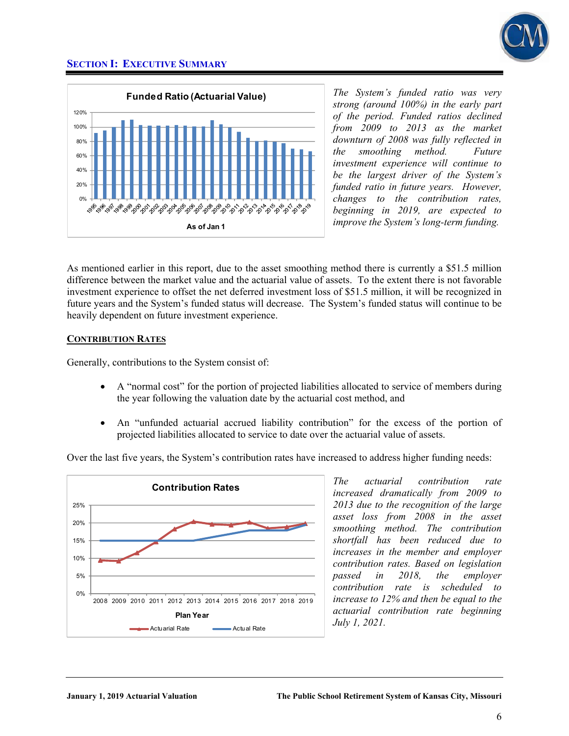## SECTION I: EXECUTIVE SUMMARY

*The System's funded ratio was very strong (around 100%) in the early part of the period. Funded ratios declined from 2009 to 2013 as the market downturn of 2008 was fully reflected in the smoothing method. Future investment experience will continue to be the largest driver of the System's funded ratio in future years. However, changes to the contribution rates, beginning in 2019, are expected to improve the System's long-term funding.*

As mentioned earlier in this report, due to the asset smoothing method there is currently a $51.5 million difference between the market value and the actuarial value of assets. To the extent there is not favorable investment experience to offset the net deferred investment loss of $51.5 million, it will be recognized in future years and the System's funded status will decrease. The System's funded status will continue to be heavily dependent on future investment experience.

### CONTRIBUTION RATES

Generally, contributions to the System consist of:

- A "normal cost" for the portion of projected liabilities allocated to service of members during the year following the valuation date by the actuarial cost method, and
- An "unfunded actuarial accrued liability contribution" for the excess of the portion of projected liabilities allocated to service to date over the actuarial value of assets.

Over the last five years, the System's contribution rates have increased to address higher funding needs:

*The actuarial contribution rate increased dramatically from 2009 to 2013 due to the recognition of the large asset loss from 2008 in the asset smoothing method. The contribution shortfall has been reduced due to increases in the member and employer contribution rates. Based on legislation passed in 2018, the employer contribution rate is scheduled to increase to 12% and then be equal to the actuarial contribution rate beginning July 1, 2021.*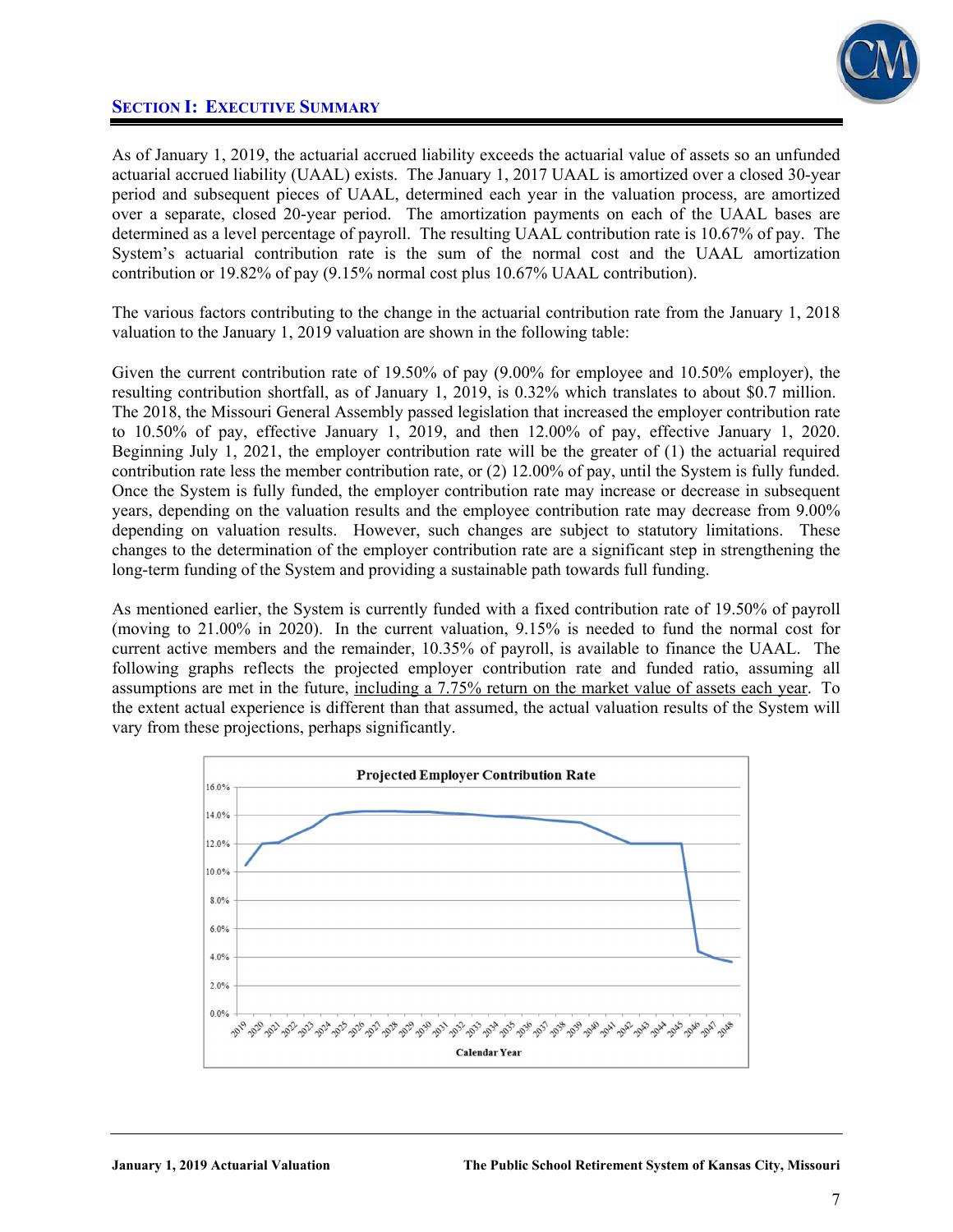## SECTION I: EXECUTIVE SUMMARY

As of January 1, 2019, the actuarial accrued liability exceeds the actuarial value of assets so an unfunded actuarial accrued liability (UAAL) exists. The January 1, 2017 UAAL is amortized over a closed 30-year period and subsequent pieces of UAAL, determined each year in the valuation process, are amortized over a separate, closed 20-year period. The amortization payments on each of the UAAL bases are determined as a level percentage of payroll. The resulting UAAL contribution rate is 10.67% of pay. The System's actuarial contribution rate is the sum of the normal cost and the UAAL amortization contribution or 19.82% of pay (9.15% normal cost plus 10.67% UAAL contribution).

The various factors contributing to the change in the actuarial contribution rate from the January 1, 2018 valuation to the January 1, 2019 valuation are shown in the following table:

Given the current contribution rate of 19.50% of pay (9.00% for employee and 10.50% employer), the resulting contribution shortfall, as of January 1, 2019, is 0.32% which translates to about $0.7 million. The 2018, the Missouri General Assembly passed legislation that increased the employer contribution rate to 10.50% of pay, effective January 1, 2019, and then 12.00% of pay, effective January 1, 2020. Beginning July 1, 2021, the employer contribution rate will be the greater of (1) the actuarial required contribution rate less the member contribution rate, or (2) 12.00% of pay, until the System is fully funded. Once the System is fully funded, the employer contribution rate may increase or decrease in subsequent years, depending on the valuation results and the employee contribution rate may decrease from 9.00% depending on valuation results. However, such changes are subject to statutory limitations. These changes to the determination of the employer contribution rate are a significant step in strengthening the long-term funding of the System and providing a sustainable path towards full funding.

As mentioned earlier, the System is currently funded with a fixed contribution rate of 19.50% of payroll (moving to 21.00% in 2020). In the current valuation, 9.15% is needed to fund the normal cost for current active members and the remainder, 10.35% of payroll, is available to finance the UAAL. The following graphs reflects the projected employer contribution rate and funded ratio, assuming all assumptions are met in the future, including a 7.75% return on the market value of assets each year. To the extent actual experience is different than that assumed, the actual valuation results of the System will vary from these projections, perhaps significantly.

**Projected Employer Contribution Rate**

[Line chart: y-axis 0.0% to 16.0%; x-axis Calendar Year 2019–2048. Rate starts at about 10.5% in 2019, rises to 12.0% in 2020, climbs to about 14.3% by 2026–2030, gradually declines to about 13.5% by 2039, falls to 12.0% by 2042 and stays there through 2045, then drops sharply to about 4.4% in 2046, declining to about 3.7% by 2048.]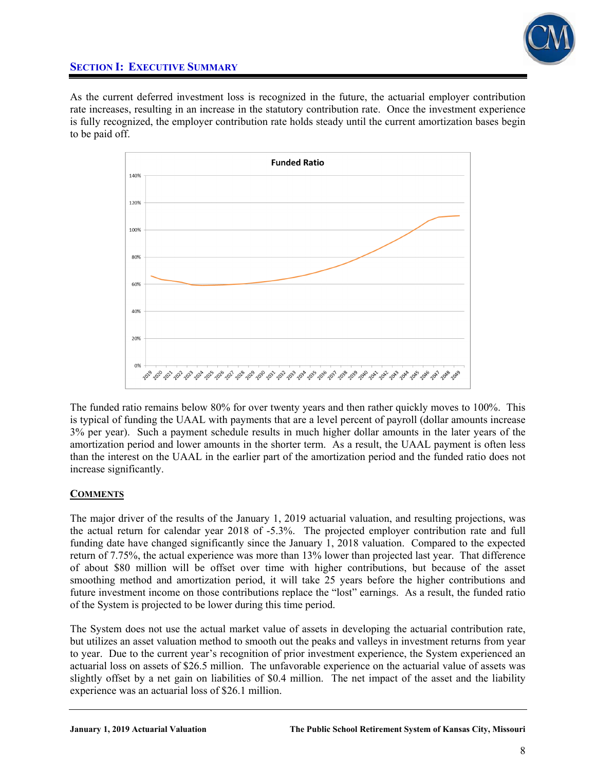## SECTION I: EXECUTIVE SUMMARY

As the current deferred investment loss is recognized in the future, the actuarial employer contribution rate increases, resulting in an increase in the statutory contribution rate. Once the investment experience is fully recognized, the employer contribution rate holds steady until the current amortization bases begin to be paid off.

The funded ratio remains below 80% for over twenty years and then rather quickly moves to 100%. This is typical of funding the UAAL with payments that are a level percent of payroll (dollar amounts increase 3% per year). Such a payment schedule results in much higher dollar amounts in the later years of the amortization period and lower amounts in the shorter term. As a result, the UAAL payment is often less than the interest on the UAAL in the earlier part of the amortization period and the funded ratio does not increase significantly.

### COMMENTS

The major driver of the results of the January 1, 2019 actuarial valuation, and resulting projections, was the actual return for calendar year 2018 of -5.3%. The projected employer contribution rate and full funding date have changed significantly since the January 1, 2018 valuation. Compared to the expected return of 7.75%, the actual experience was more than 13% lower than projected last year. That difference of about $80 million will be offset over time with higher contributions, but because of the asset smoothing method and amortization period, it will take 25 years before the higher contributions and future investment income on those contributions replace the "lost" earnings. As a result, the funded ratio of the System is projected to be lower during this time period.

The System does not use the actual market value of assets in developing the actuarial contribution rate, but utilizes an asset valuation method to smooth out the peaks and valleys in investment returns from year to year. Due to the current year's recognition of prior investment experience, the System experienced an actuarial loss on assets of $26.5 million. The unfavorable experience on the actuarial value of assets was slightly offset by a net gain on liabilities of $0.4 million. The net impact of the asset and the liability experience was an actuarial loss of $26.1 million.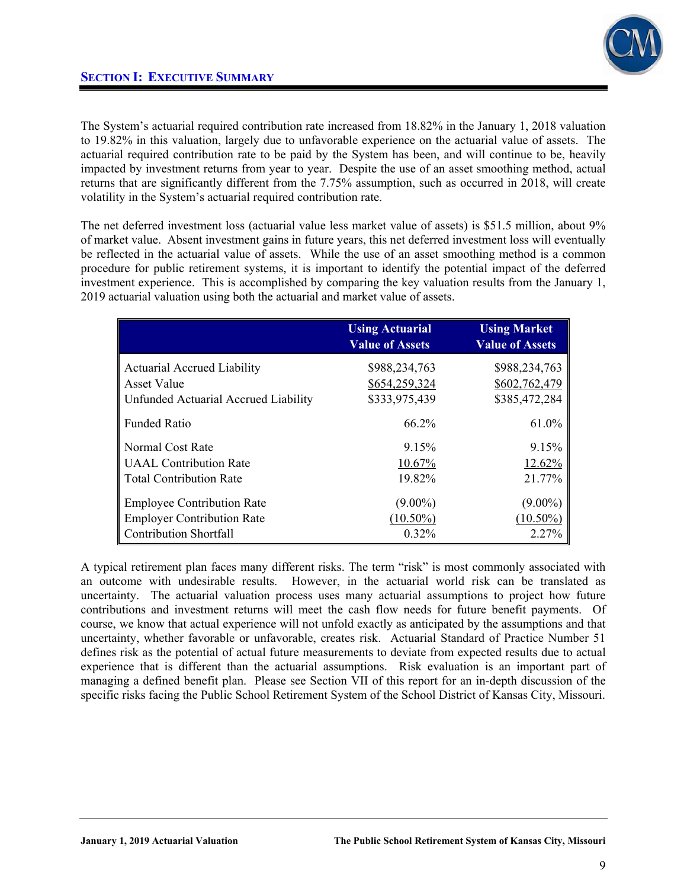## SECTION I: EXECUTIVE SUMMARY

The System's actuarial required contribution rate increased from 18.82% in the January 1, 2018 valuation to 19.82% in this valuation, largely due to unfavorable experience on the actuarial value of assets. The actuarial required contribution rate to be paid by the System has been, and will continue to be, heavily impacted by investment returns from year to year. Despite the use of an asset smoothing method, actual returns that are significantly different from the 7.75% assumption, such as occurred in 2018, will create volatility in the System's actuarial required contribution rate.

The net deferred investment loss (actuarial value less market value of assets) is $51.5 million, about 9% of market value. Absent investment gains in future years, this net deferred investment loss will eventually be reflected in the actuarial value of assets. While the use of an asset smoothing method is a common procedure for public retirement systems, it is important to identify the potential impact of the deferred investment experience. This is accomplished by comparing the key valuation results from the January 1, 2019 actuarial valuation using both the actuarial and market value of assets.

| | Using Actuarial Value of Assets | Using Market Value of Assets |
|---|---|---|
| Actuarial Accrued Liability | $988,234,763 | $988,234,763 |
| Asset Value | $654,259,324 | $602,762,479 |
| Unfunded Actuarial Accrued Liability | $333,975,439 | $385,472,284 |
| Funded Ratio | 66.2% | 61.0% |
| Normal Cost Rate | 9.15% | 9.15% |
| UAAL Contribution Rate | 10.67% | 12.62% |
| Total Contribution Rate | 19.82% | 21.77% |
| Employee Contribution Rate | (9.00%) | (9.00%) |
| Employer Contribution Rate | (10.50%) | (10.50%) |
| Contribution Shortfall | 0.32% | 2.27% |

A typical retirement plan faces many different risks. The term "risk" is most commonly associated with an outcome with undesirable results. However, in the actuarial world risk can be translated as uncertainty. The actuarial valuation process uses many actuarial assumptions to project how future contributions and investment returns will meet the cash flow needs for future benefit payments. Of course, we know that actual experience will not unfold exactly as anticipated by the assumptions and that uncertainty, whether favorable or unfavorable, creates risk. Actuarial Standard of Practice Number 51 defines risk as the potential of actual future measurements to deviate from expected results due to actual experience that is different than the actuarial assumptions. Risk evaluation is an important part of managing a defined benefit plan. Please see Section VII of this report for an in-depth discussion of the specific risks facing the Public School Retirement System of the School District of Kansas City, Missouri.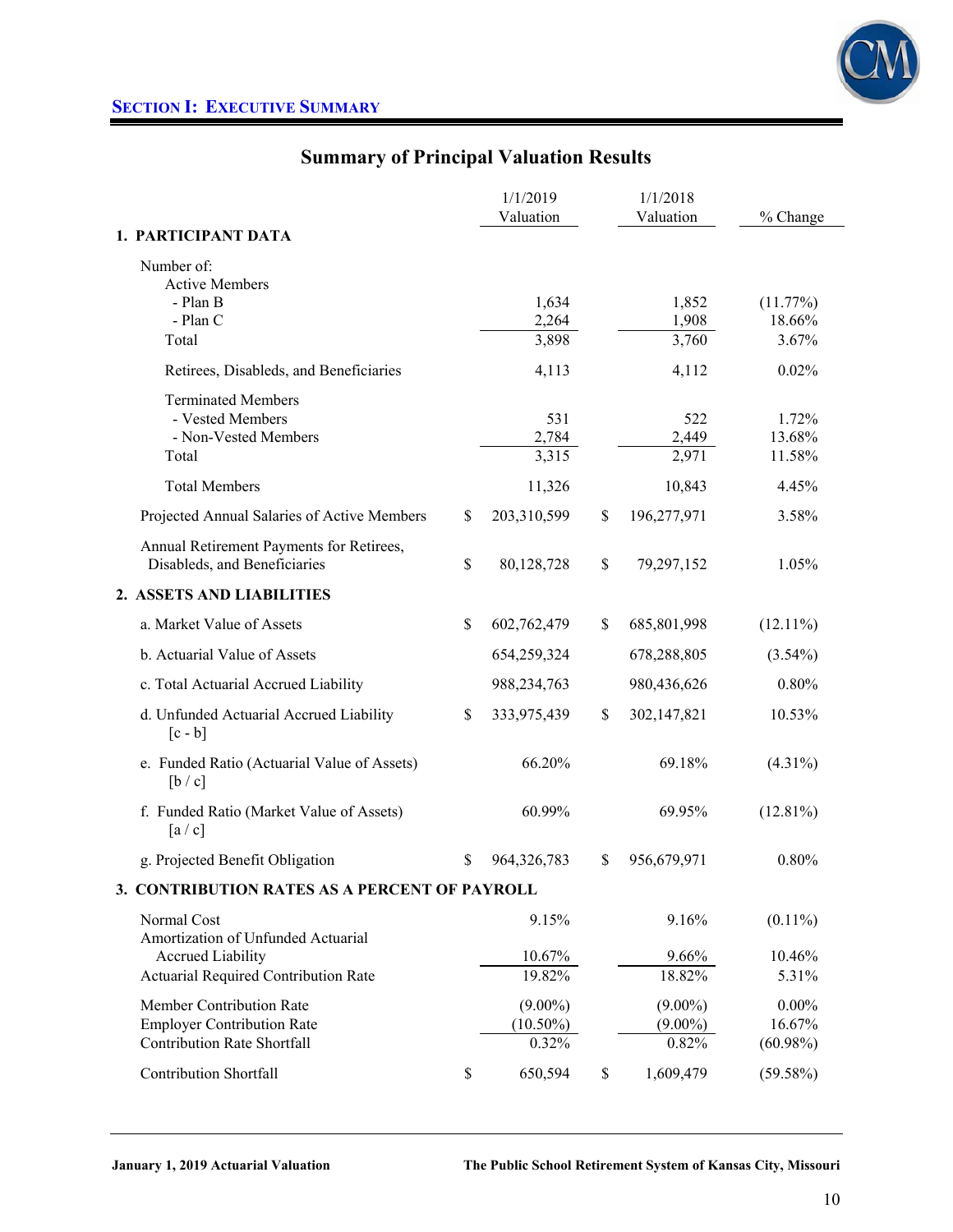## Section I: Executive Summary

### Summary of Principal Valuation Results

| | 1/1/2019 Valuation | 1/1/2018 Valuation | % Change |
|---|---|---|---|
| **1. PARTICIPANT DATA** | | | |
| Number of: | | | |
| Active Members | | | |
| - Plan B | 1,634 | 1,852 | (11.77%) |
| - Plan C | 2,264 | 1,908 | 18.66% |
| Total | 3,898 | 3,760 | 3.67% |
| Retirees, Disableds, and Beneficiaries | 4,113 | 4,112 | 0.02% |
| Terminated Members | | | |
| - Vested Members | 531 | 522 | 1.72% |
| - Non-Vested Members | 2,784 | 2,449 | 13.68% |
| Total | 3,315 | 2,971 | 11.58% |
| Total Members | 11,326 | 10,843 | 4.45% |
| Projected Annual Salaries of Active Members | $ 203,310,599 | $ 196,277,971 | 3.58% |
| Annual Retirement Payments for Retirees, Disableds, and Beneficiaries | $ 80,128,728 | $ 79,297,152 | 1.05% |
| **2. ASSETS AND LIABILITIES** | | | |
| a. Market Value of Assets | $ 602,762,479 | $ 685,801,998 | (12.11%) |
| b. Actuarial Value of Assets | 654,259,324 | 678,288,805 | (3.54%) |
| c. Total Actuarial Accrued Liability | 988,234,763 | 980,436,626 | 0.80% |
| d. Unfunded Actuarial Accrued Liability [c - b] | $ 333,975,439 | $ 302,147,821 | 10.53% |
| e. Funded Ratio (Actuarial Value of Assets) [b / c] | 66.20% | 69.18% | (4.31%) |
| f. Funded Ratio (Market Value of Assets) [a / c] | 60.99% | 69.95% | (12.81%) |
| g. Projected Benefit Obligation | $ 964,326,783 | $ 956,679,971 | 0.80% |
| **3. CONTRIBUTION RATES AS A PERCENT OF PAYROLL** | | | |
| Normal Cost | 9.15% | 9.16% | (0.11%) |
| Amortization of Unfunded Actuarial Accrued Liability | 10.67% | 9.66% | 10.46% |
| Actuarial Required Contribution Rate | 19.82% | 18.82% | 5.31% |
| Member Contribution Rate | (9.00%) | (9.00%) | 0.00% |
| Employer Contribution Rate | (10.50%) | (9.00%) | 16.67% |
| Contribution Rate Shortfall | 0.32% | 0.82% | (60.98%) |
| Contribution Shortfall | $ 650,594 | $ 1,609,479 | (59.58%) |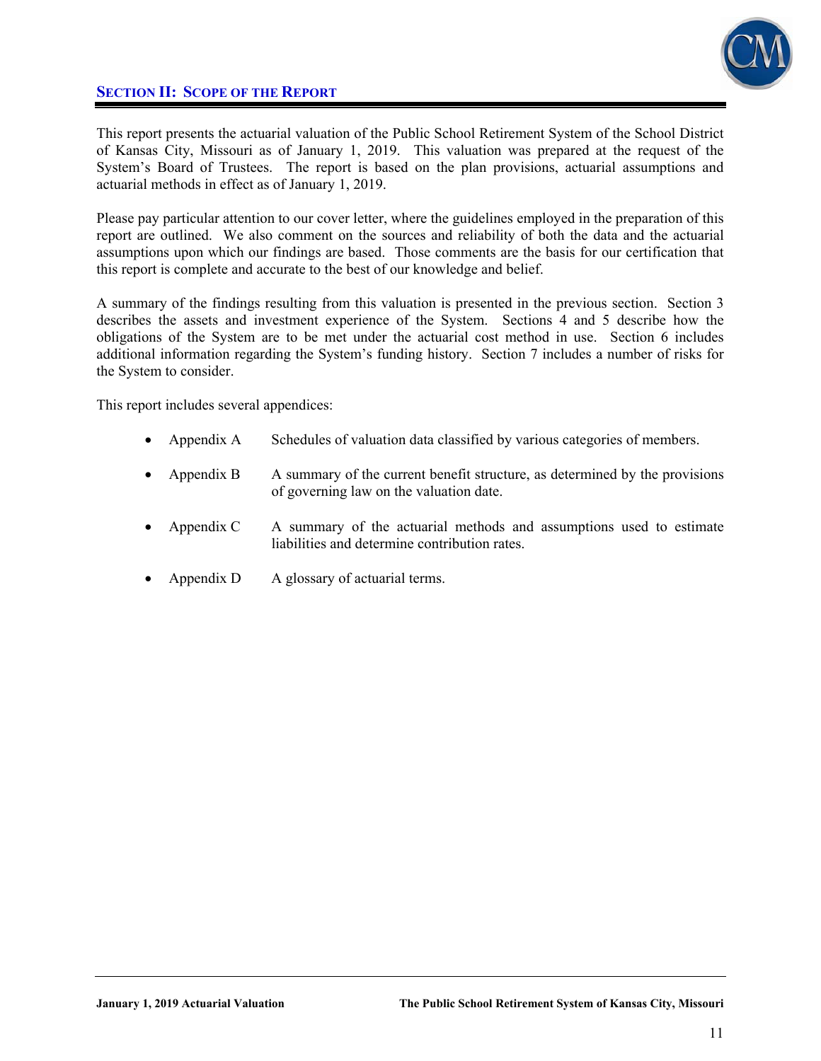## SECTION II: SCOPE OF THE REPORT

This report presents the actuarial valuation of the Public School Retirement System of the School District of Kansas City, Missouri as of January 1, 2019. This valuation was prepared at the request of the System's Board of Trustees. The report is based on the plan provisions, actuarial assumptions and actuarial methods in effect as of January 1, 2019.

Please pay particular attention to our cover letter, where the guidelines employed in the preparation of this report are outlined. We also comment on the sources and reliability of both the data and the actuarial assumptions upon which our findings are based. Those comments are the basis for our certification that this report is complete and accurate to the best of our knowledge and belief.

A summary of the findings resulting from this valuation is presented in the previous section. Section 3 describes the assets and investment experience of the System. Sections 4 and 5 describe how the obligations of the System are to be met under the actuarial cost method in use. Section 6 includes additional information regarding the System's funding history. Section 7 includes a number of risks for the System to consider.

This report includes several appendices:

- Appendix A — Schedules of valuation data classified by various categories of members.
- Appendix B — A summary of the current benefit structure, as determined by the provisions of governing law on the valuation date.
- Appendix C — A summary of the actuarial methods and assumptions used to estimate liabilities and determine contribution rates.
- Appendix D — A glossary of actuarial terms.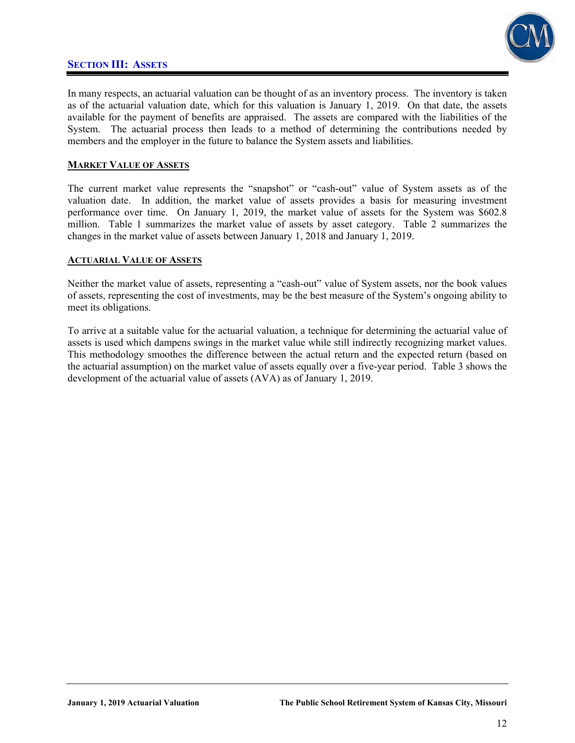## SECTION III: ASSETS

In many respects, an actuarial valuation can be thought of as an inventory process. The inventory is taken as of the actuarial valuation date, which for this valuation is January 1, 2019. On that date, the assets available for the payment of benefits are appraised. The assets are compared with the liabilities of the System. The actuarial process then leads to a method of determining the contributions needed by members and the employer in the future to balance the System assets and liabilities.

### MARKET VALUE OF ASSETS

The current market value represents the "snapshot" or "cash-out" value of System assets as of the valuation date. In addition, the market value of assets provides a basis for measuring investment performance over time. On January 1, 2019, the market value of assets for the System was $602.8 million. Table 1 summarizes the market value of assets by asset category. Table 2 summarizes the changes in the market value of assets between January 1, 2018 and January 1, 2019.

### ACTUARIAL VALUE OF ASSETS

Neither the market value of assets, representing a "cash-out" value of System assets, nor the book values of assets, representing the cost of investments, may be the best measure of the System's ongoing ability to meet its obligations.

To arrive at a suitable value for the actuarial valuation, a technique for determining the actuarial value of assets is used which dampens swings in the market value while still indirectly recognizing market values. This methodology smoothes the difference between the actual return and the expected return (based on the actuarial assumption) on the market value of assets equally over a five-year period. Table 3 shows the development of the actuarial value of assets (AVA) as of January 1, 2019.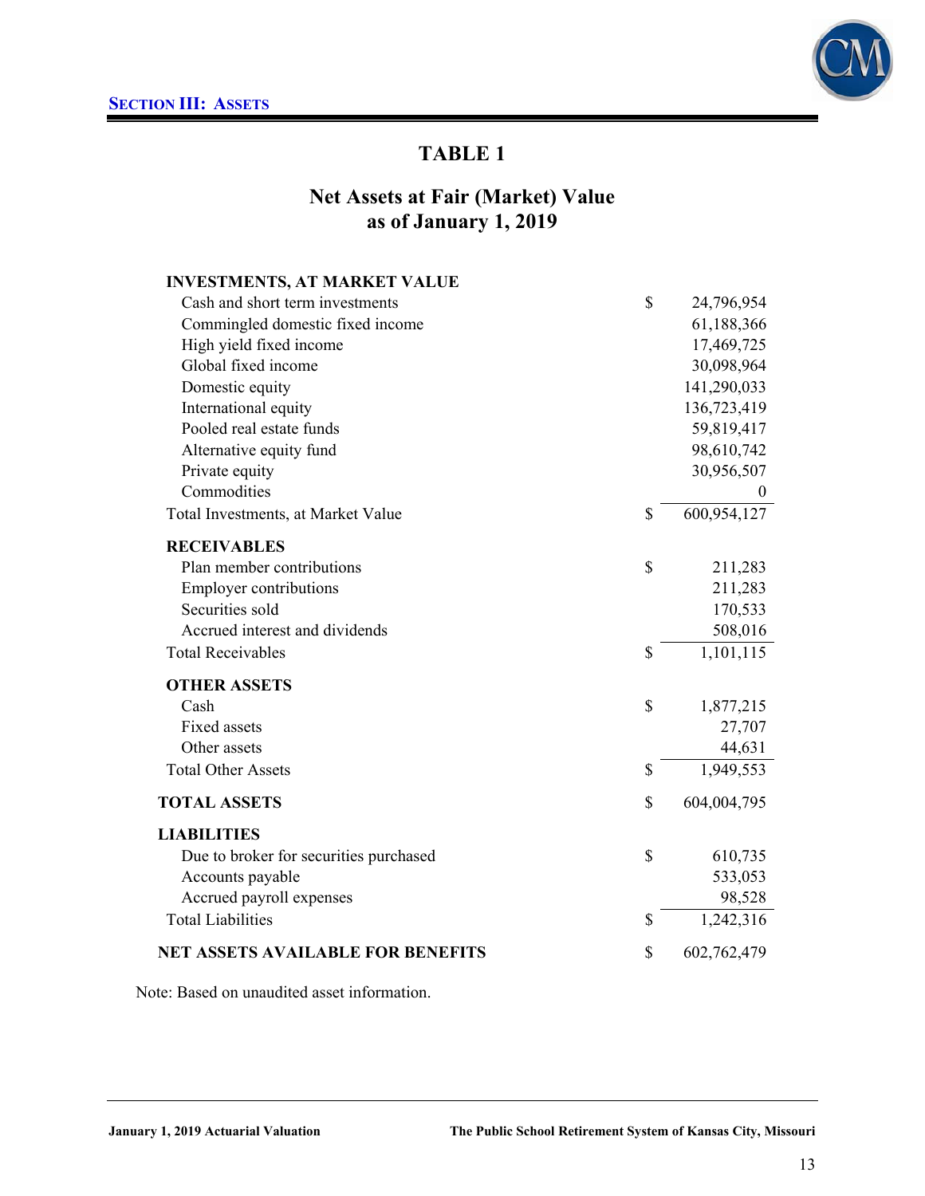## SECTION III: ASSETS

# TABLE 1

## Net Assets at Fair (Market) Value as of January 1, 2019

| | | |
|---|---|---|
| **INVESTMENTS, AT MARKET VALUE** | | |
| Cash and short term investments | $ | 24,796,954 |
| Commingled domestic fixed income | | 61,188,366 |
| High yield fixed income | | 17,469,725 |
| Global fixed income | | 30,098,964 |
| Domestic equity | | 141,290,033 |
| International equity | | 136,723,419 |
| Pooled real estate funds | | 59,819,417 |
| Alternative equity fund | | 98,610,742 |
| Private equity | | 30,956,507 |
| Commodities | | 0 |
| Total Investments, at Market Value | $ | 600,954,127 |
| **RECEIVABLES** | | |
| Plan member contributions | $ | 211,283 |
| Employer contributions | | 211,283 |
| Securities sold | | 170,533 |
| Accrued interest and dividends | | 508,016 |
| Total Receivables | $ | 1,101,115 |
| **OTHER ASSETS** | | |
| Cash | $ | 1,877,215 |
| Fixed assets | | 27,707 |
| Other assets | | 44,631 |
| Total Other Assets | $ | 1,949,553 |
| **TOTAL ASSETS** | $ | 604,004,795 |
| **LIABILITIES** | | |
| Due to broker for securities purchased | $ | 610,735 |
| Accounts payable | | 533,053 |
| Accrued payroll expenses | | 98,528 |
| Total Liabilities | $ | 1,242,316 |
| **NET ASSETS AVAILABLE FOR BENEFITS** | $ | 602,762,479 |

Note: Based on unaudited asset information.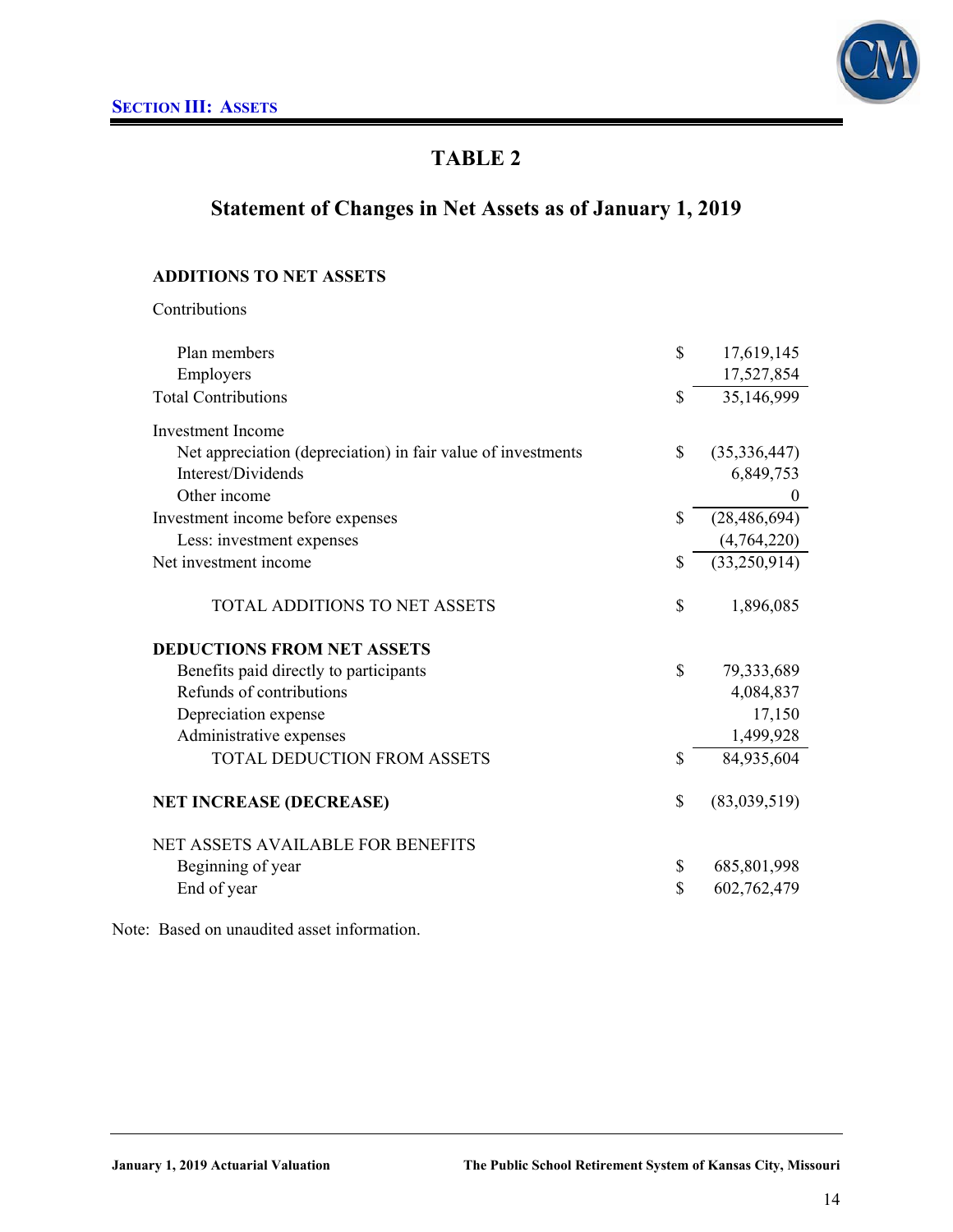## SECTION III: ASSETS

# TABLE 2

## Statement of Changes in Net Assets as of January 1, 2019

| | | |
|---|---|---|
| **ADDITIONS TO NET ASSETS** | | |
| Contributions | | |
| Plan members | $ | 17,619,145 |
| Employers | | 17,527,854 |
| Total Contributions | $ | 35,146,999 |
| Investment Income | | |
| Net appreciation (depreciation) in fair value of investments | $ | (35,336,447) |
| Interest/Dividends | | 6,849,753 |
| Other income | | 0 |
| Investment income before expenses | $ | (28,486,694) |
| Less: investment expenses | | (4,764,220) |
| Net investment income | $ | (33,250,914) |
| TOTAL ADDITIONS TO NET ASSETS | $ | 1,896,085 |
| **DEDUCTIONS FROM NET ASSETS** | | |
| Benefits paid directly to participants | $ | 79,333,689 |
| Refunds of contributions | | 4,084,837 |
| Depreciation expense | | 17,150 |
| Administrative expenses | | 1,499,928 |
| TOTAL DEDUCTION FROM ASSETS | $ | 84,935,604 |
| **NET INCREASE (DECREASE)** | $ | (83,039,519) |
| NET ASSETS AVAILABLE FOR BENEFITS | | |
| Beginning of year | $ | 685,801,998 |
| End of year | $ | 602,762,479 |

Note: Based on unaudited asset information.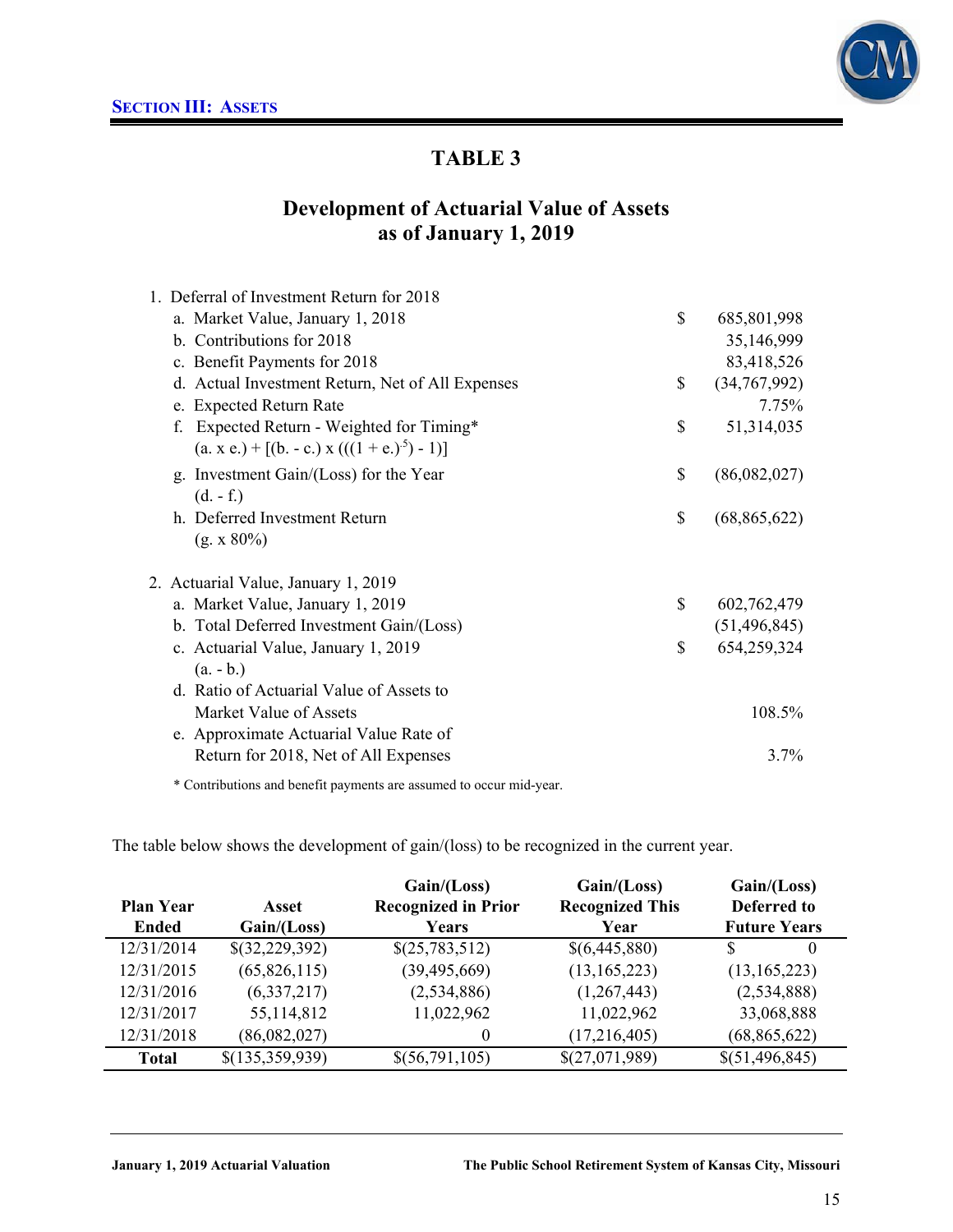**SECTION III: ASSETS**

# TABLE 3

## Development of Actuarial Value of Assets as of January 1, 2019

| | | |
|---|---|---|
| 1. Deferral of Investment Return for 2018 | | |
| a. Market Value, January 1, 2018 | $ | 685,801,998 |
| b. Contributions for 2018 | | 35,146,999 |
| c. Benefit Payments for 2018 | | 83,418,526 |
| d. Actual Investment Return, Net of All Expenses | $ | (34,767,992) |
| e. Expected Return Rate | | 7.75% |
| f. Expected Return - Weighted for Timing* <br> $(a. \times e.) + [(b. - c.) \times (((1 + e.)^{.5}) - 1)]$ | $ | 51,314,035 |
| g. Investment Gain/(Loss) for the Year <br> (d. - f.) | $ | (86,082,027) |
| h. Deferred Investment Return <br> (g. x 80%) | $ | (68,865,622) |
| 2. Actuarial Value, January 1, 2019 | | |
| a. Market Value, January 1, 2019 | $ | 602,762,479 |
| b. Total Deferred Investment Gain/(Loss) | | (51,496,845) |
| c. Actuarial Value, January 1, 2019 <br> (a. - b.) | $ | 654,259,324 |
| d. Ratio of Actuarial Value of Assets to Market Value of Assets | | 108.5% |
| e. Approximate Actuarial Value Rate of Return for 2018, Net of All Expenses | | 3.7% |

\* Contributions and benefit payments are assumed to occur mid-year.

The table below shows the development of gain/(loss) to be recognized in the current year.

| Plan Year Ended | Asset Gain/(Loss) | Gain/(Loss) Recognized in Prior Years | Gain/(Loss) Recognized This Year | Gain/(Loss) Deferred to Future Years |
|---|---|---|---|---|
| 12/31/2014 | $(32,229,392) | $(25,783,512) | $(6,445,880) | $ 0 |
| 12/31/2015 | (65,826,115) | (39,495,669) | (13,165,223) | (13,165,223) |
| 12/31/2016 | (6,337,217) | (2,534,886) | (1,267,443) | (2,534,888) |
| 12/31/2017 | 55,114,812 | 11,022,962 | 11,022,962 | 33,068,888 |
| 12/31/2018 | (86,082,027) | 0 | (17,216,405) | (68,865,622) |
| **Total** | $(135,359,939) | $(56,791,105) | $(27,071,989) | $(51,496,845) |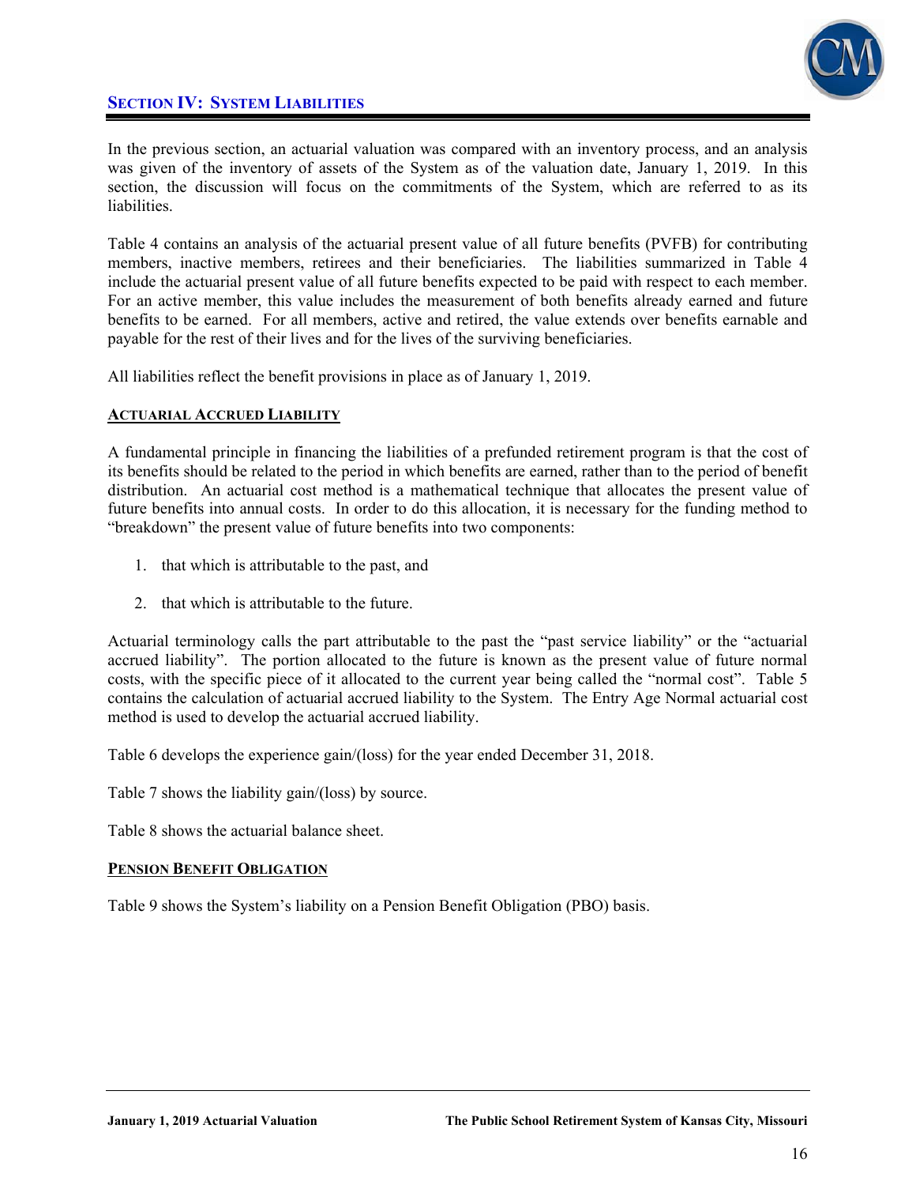## SECTION IV: SYSTEM LIABILITIES

In the previous section, an actuarial valuation was compared with an inventory process, and an analysis was given of the inventory of assets of the System as of the valuation date, January 1, 2019. In this section, the discussion will focus on the commitments of the System, which are referred to as its liabilities.

Table 4 contains an analysis of the actuarial present value of all future benefits (PVFB) for contributing members, inactive members, retirees and their beneficiaries. The liabilities summarized in Table 4 include the actuarial present value of all future benefits expected to be paid with respect to each member. For an active member, this value includes the measurement of both benefits already earned and future benefits to be earned. For all members, active and retired, the value extends over benefits earnable and payable for the rest of their lives and for the lives of the surviving beneficiaries.

All liabilities reflect the benefit provisions in place as of January 1, 2019.

### ACTUARIAL ACCRUED LIABILITY

A fundamental principle in financing the liabilities of a prefunded retirement program is that the cost of its benefits should be related to the period in which benefits are earned, rather than to the period of benefit distribution. An actuarial cost method is a mathematical technique that allocates the present value of future benefits into annual costs. In order to do this allocation, it is necessary for the funding method to "breakdown" the present value of future benefits into two components:

1. that which is attributable to the past, and
2. that which is attributable to the future.

Actuarial terminology calls the part attributable to the past the "past service liability" or the "actuarial accrued liability". The portion allocated to the future is known as the present value of future normal costs, with the specific piece of it allocated to the current year being called the "normal cost". Table 5 contains the calculation of actuarial accrued liability to the System. The Entry Age Normal actuarial cost method is used to develop the actuarial accrued liability.

Table 6 develops the experience gain/(loss) for the year ended December 31, 2018.

Table 7 shows the liability gain/(loss) by source.

Table 8 shows the actuarial balance sheet.

### PENSION BENEFIT OBLIGATION

Table 9 shows the System's liability on a Pension Benefit Obligation (PBO) basis.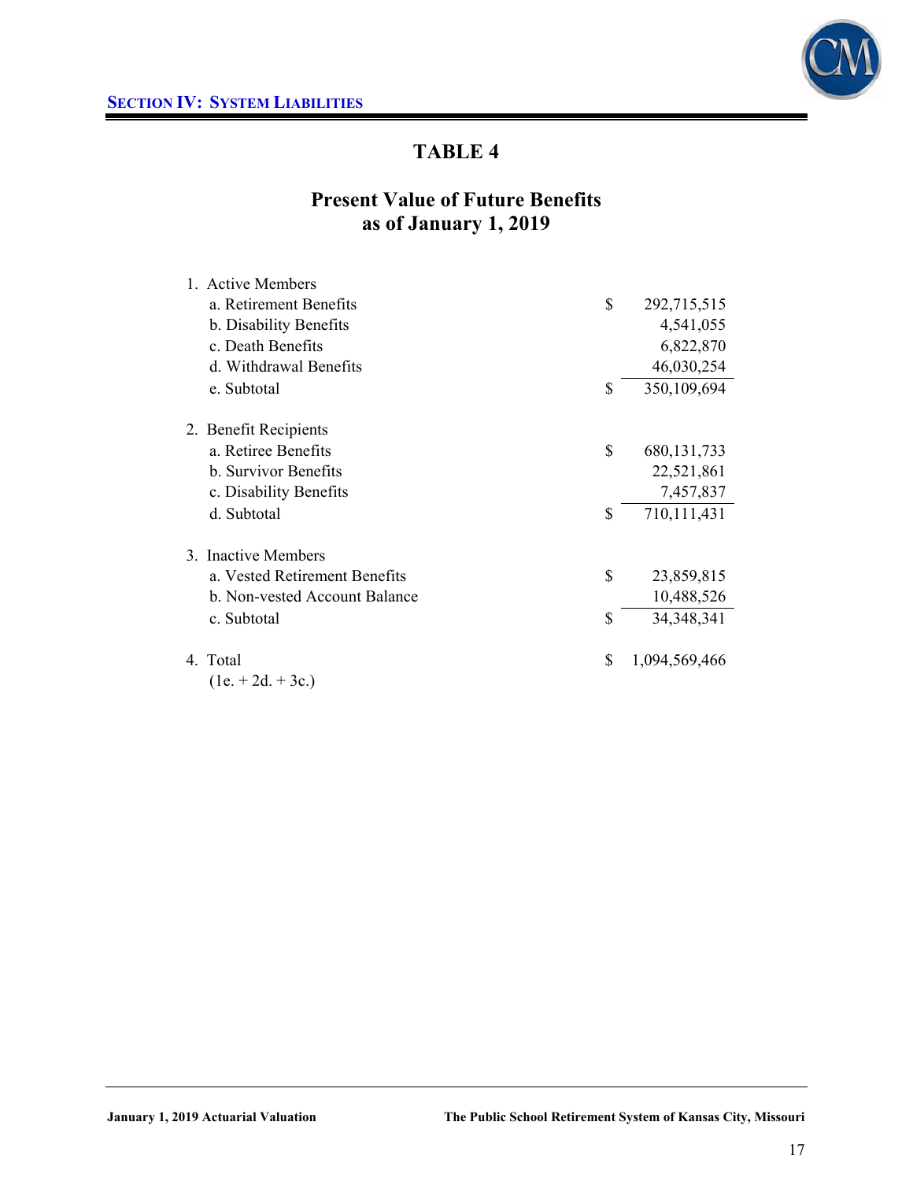## Section IV: System Liabilities

# TABLE 4

## Present Value of Future Benefits as of January 1, 2019

| | | |
|---|---|---|
| 1. Active Members | | |
| a. Retirement Benefits | $ | 292,715,515 |
| b. Disability Benefits | | 4,541,055 |
| c. Death Benefits | | 6,822,870 |
| d. Withdrawal Benefits | | 46,030,254 |
| e. Subtotal | $ | 350,109,694 |
| | | |
| 2. Benefit Recipients | | |
| a. Retiree Benefits | $ | 680,131,733 |
| b. Survivor Benefits | | 22,521,861 |
| c. Disability Benefits | | 7,457,837 |
| d. Subtotal | $ | 710,111,431 |
| | | |
| 3. Inactive Members | | |
| a. Vested Retirement Benefits | $ | 23,859,815 |
| b. Non-vested Account Balance | | 10,488,526 |
| c. Subtotal | $ | 34,348,341 |
| | | |
| 4. Total (1e. + 2d. + 3c.) | $ | 1,094,569,466 |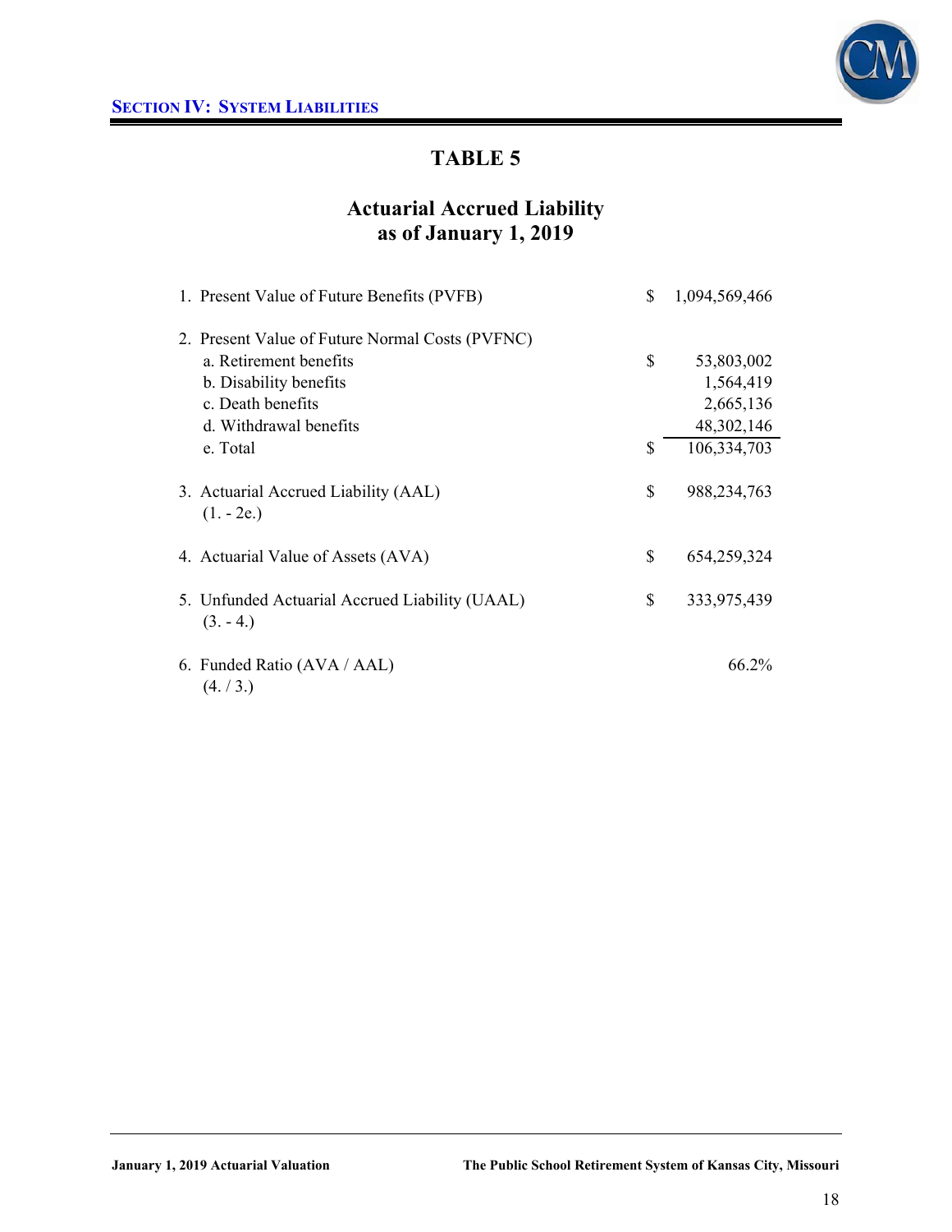## SECTION IV: SYSTEM LIABILITIES

# TABLE 5

## Actuarial Accrued Liability as of January 1, 2019

| | | |
|---|---|---|
| 1. Present Value of Future Benefits (PVFB) | $ | 1,094,569,466 |
| 2. Present Value of Future Normal Costs (PVFNC) | | |
| a. Retirement benefits | $ | 53,803,002 |
| b. Disability benefits | | 1,564,419 |
| c. Death benefits | | 2,665,136 |
| d. Withdrawal benefits | | 48,302,146 |
| e. Total | $ | 106,334,703 |
| 3. Actuarial Accrued Liability (AAL) (1. - 2e.) | $ | 988,234,763 |
| 4. Actuarial Value of Assets (AVA) | $ | 654,259,324 |
| 5. Unfunded Actuarial Accrued Liability (UAAL) (3. - 4.) | $ | 333,975,439 |
| 6. Funded Ratio (AVA / AAL) (4. / 3.) | | 66.2% |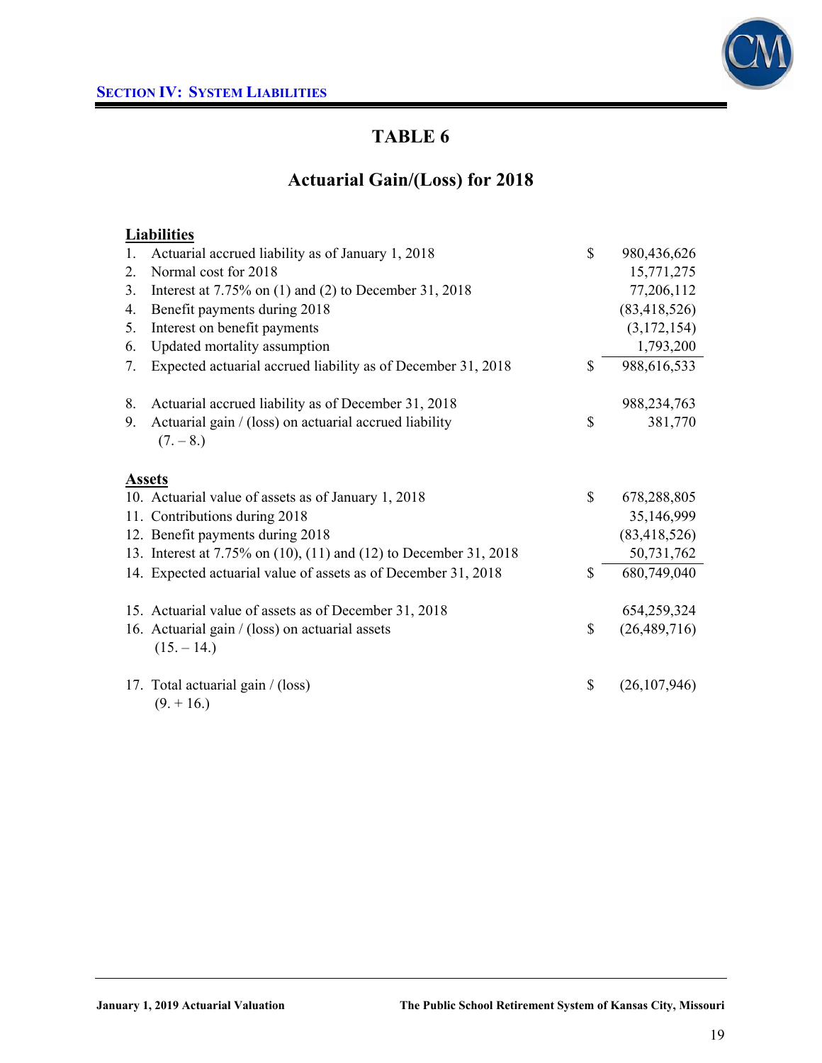## TABLE 6

## Actuarial Gain/(Loss) for 2018

| | | | |
|---|---|---|---|
| **Liabilities** | | | |
| 1. | Actuarial accrued liability as of January 1, 2018 | $ | 980,436,626 |
| 2. | Normal cost for 2018 | | 15,771,275 |
| 3. | Interest at 7.75% on (1) and (2) to December 31, 2018 | | 77,206,112 |
| 4. | Benefit payments during 2018 | | (83,418,526) |
| 5. | Interest on benefit payments | | (3,172,154) |
| 6. | Updated mortality assumption | | 1,793,200 |
| 7. | Expected actuarial accrued liability as of December 31, 2018 | $ | 988,616,533 |
| 8. | Actuarial accrued liability as of December 31, 2018 | | 988,234,763 |
| 9. | Actuarial gain / (loss) on actuarial accrued liability (7. – 8.) | $ | 381,770 |
| **Assets** | | | |
| 10. | Actuarial value of assets as of January 1, 2018 | $ | 678,288,805 |
| 11. | Contributions during 2018 | | 35,146,999 |
| 12. | Benefit payments during 2018 | | (83,418,526) |
| 13. | Interest at 7.75% on (10), (11) and (12) to December 31, 2018 | | 50,731,762 |
| 14. | Expected actuarial value of assets as of December 31, 2018 | $ | 680,749,040 |
| 15. | Actuarial value of assets as of December 31, 2018 | | 654,259,324 |
| 16. | Actuarial gain / (loss) on actuarial assets (15. – 14.) | $ | (26,489,716) |
| 17. | Total actuarial gain / (loss) (9. + 16.) | $ | (26,107,946) |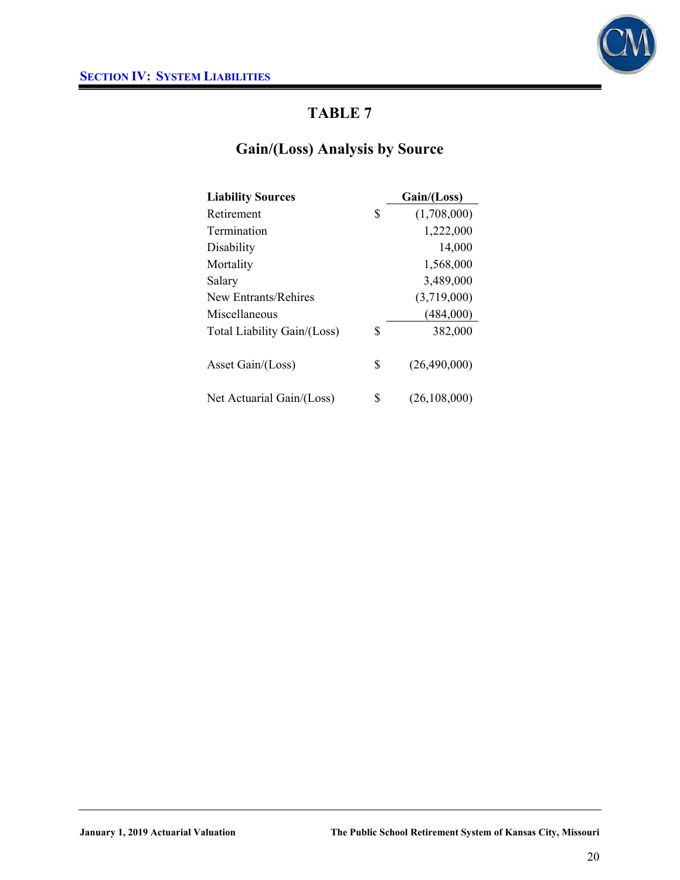## TABLE 7

### Gain/(Loss) Analysis by Source

| Liability Sources | | Gain/(Loss) |
|---|---|---|
| Retirement | $ | (1,708,000) |
| Termination | | 1,222,000 |
| Disability | | 14,000 |
| Mortality | | 1,568,000 |
| Salary | | 3,489,000 |
| New Entrants/Rehires | | (3,719,000) |
| Miscellaneous | | (484,000) |
| Total Liability Gain/(Loss) | $ | 382,000 |
| | | |
| Asset Gain/(Loss) | $ | (26,490,000) |
| | | |
| Net Actuarial Gain/(Loss) | $ | (26,108,000) |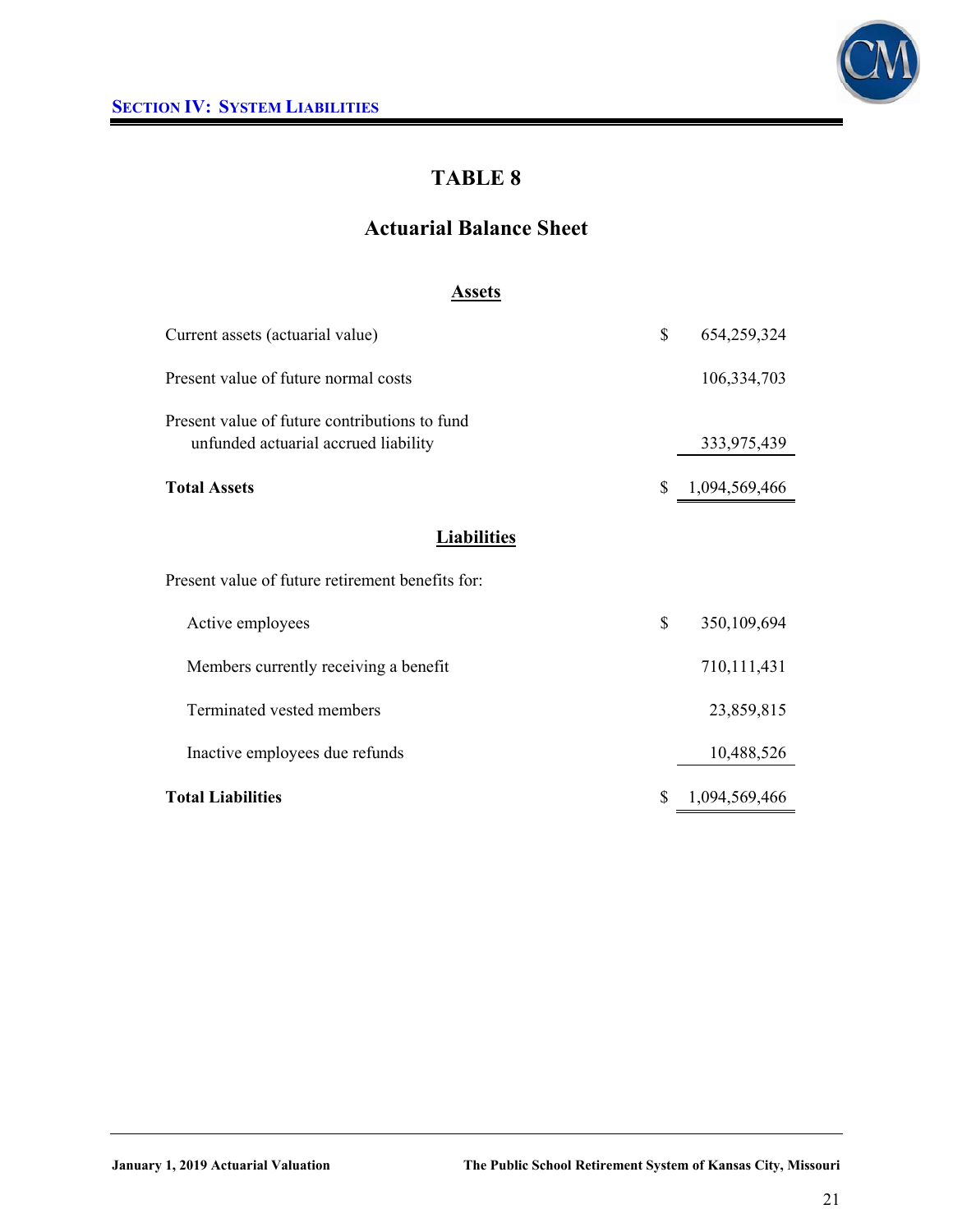# TABLE 8

## Actuarial Balance Sheet

### Assets

| | | |
|---|---|---|
| Current assets (actuarial value) | $ | 654,259,324 |
| Present value of future normal costs | | 106,334,703 |
| Present value of future contributions to fund unfunded actuarial accrued liability | | 333,975,439 |
| **Total Assets** | $ | 1,094,569,466 |

### Liabilities

| | | |
|---|---|---|
| Present value of future retirement benefits for: | | |
| Active employees | $ | 350,109,694 |
| Members currently receiving a benefit | | 710,111,431 |
| Terminated vested members | | 23,859,815 |
| Inactive employees due refunds | | 10,488,526 |
| **Total Liabilities** | $ | 1,094,569,466 |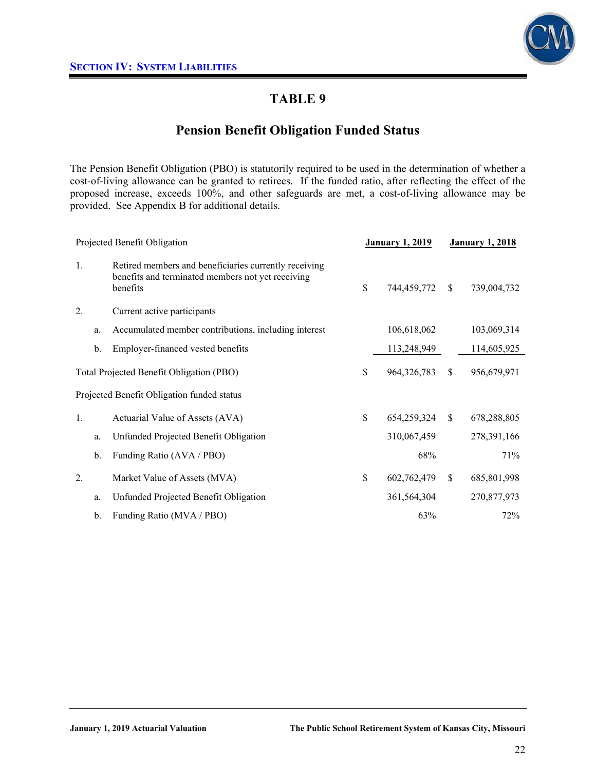## TABLE 9

## Pension Benefit Obligation Funded Status

The Pension Benefit Obligation (PBO) is statutorily required to be used in the determination of whether a cost-of-living allowance can be granted to retirees. If the funded ratio, after reflecting the effect of the proposed increase, exceeds 100%, and other safeguards are met, a cost-of-living allowance may be provided. See Appendix B for additional details.

| Projected Benefit Obligation | | | January 1, 2019 | January 1, 2018 |
|---|---|---|---|---|
| 1. | | Retired members and beneficiaries currently receiving benefits and terminated members not yet receiving benefits | $ 744,459,772 | $ 739,004,732 |
| 2. | | Current active participants | | |
| | a. | Accumulated member contributions, including interest | 106,618,062 | 103,069,314 |
| | b. | Employer-financed vested benefits | 113,248,949 | 114,605,925 |
| Total Projected Benefit Obligation (PBO) | | | $ 964,326,783 | $ 956,679,971 |
| Projected Benefit Obligation funded status | | | | |
| 1. | | Actuarial Value of Assets (AVA) | $ 654,259,324 | $ 678,288,805 |
| | a. | Unfunded Projected Benefit Obligation | 310,067,459 | 278,391,166 |
| | b. | Funding Ratio (AVA / PBO) | 68% | 71% |
| 2. | | Market Value of Assets (MVA) | $ 602,762,479 | $ 685,801,998 |
| | a. | Unfunded Projected Benefit Obligation | 361,564,304 | 270,877,973 |
| | b. | Funding Ratio (MVA / PBO) | 63% | 72% |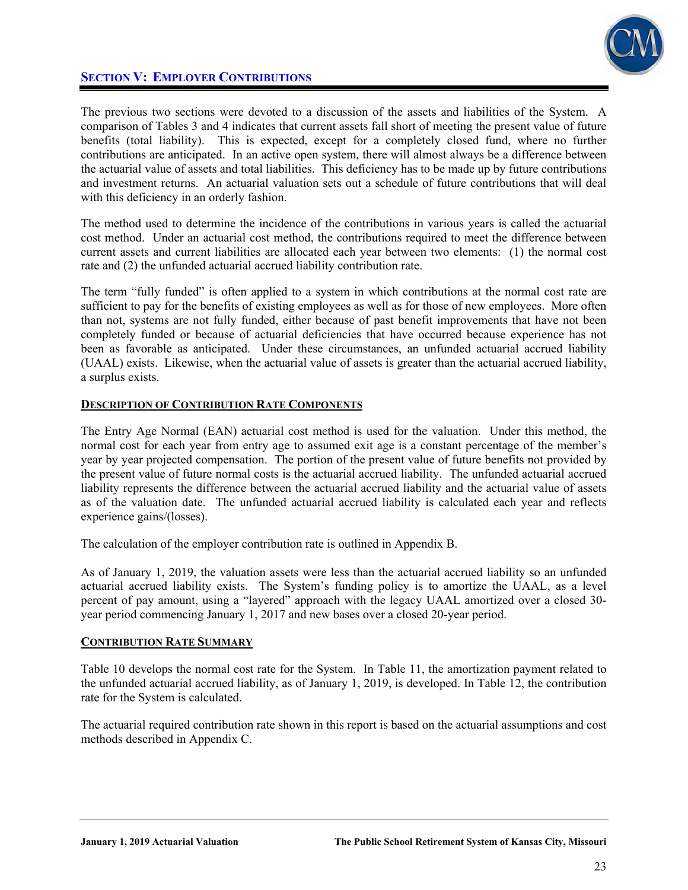## SECTION V: EMPLOYER CONTRIBUTIONS

The previous two sections were devoted to a discussion of the assets and liabilities of the System. A comparison of Tables 3 and 4 indicates that current assets fall short of meeting the present value of future benefits (total liability). This is expected, except for a completely closed fund, where no further contributions are anticipated. In an active open system, there will almost always be a difference between the actuarial value of assets and total liabilities. This deficiency has to be made up by future contributions and investment returns. An actuarial valuation sets out a schedule of future contributions that will deal with this deficiency in an orderly fashion.

The method used to determine the incidence of the contributions in various years is called the actuarial cost method. Under an actuarial cost method, the contributions required to meet the difference between current assets and current liabilities are allocated each year between two elements: (1) the normal cost rate and (2) the unfunded actuarial accrued liability contribution rate.

The term "fully funded" is often applied to a system in which contributions at the normal cost rate are sufficient to pay for the benefits of existing employees as well as for those of new employees. More often than not, systems are not fully funded, either because of past benefit improvements that have not been completely funded or because of actuarial deficiencies that have occurred because experience has not been as favorable as anticipated. Under these circumstances, an unfunded actuarial accrued liability (UAAL) exists. Likewise, when the actuarial value of assets is greater than the actuarial accrued liability, a surplus exists.

### DESCRIPTION OF CONTRIBUTION RATE COMPONENTS

The Entry Age Normal (EAN) actuarial cost method is used for the valuation. Under this method, the normal cost for each year from entry age to assumed exit age is a constant percentage of the member's year by year projected compensation. The portion of the present value of future benefits not provided by the present value of future normal costs is the actuarial accrued liability. The unfunded actuarial accrued liability represents the difference between the actuarial accrued liability and the actuarial value of assets as of the valuation date. The unfunded actuarial accrued liability is calculated each year and reflects experience gains/(losses).

The calculation of the employer contribution rate is outlined in Appendix B.

As of January 1, 2019, the valuation assets were less than the actuarial accrued liability so an unfunded actuarial accrued liability exists. The System's funding policy is to amortize the UAAL, as a level percent of pay amount, using a "layered" approach with the legacy UAAL amortized over a closed 30-year period commencing January 1, 2017 and new bases over a closed 20-year period.

### CONTRIBUTION RATE SUMMARY

Table 10 develops the normal cost rate for the System. In Table 11, the amortization payment related to the unfunded actuarial accrued liability, as of January 1, 2019, is developed. In Table 12, the contribution rate for the System is calculated.

The actuarial required contribution rate shown in this report is based on the actuarial assumptions and cost methods described in Appendix C.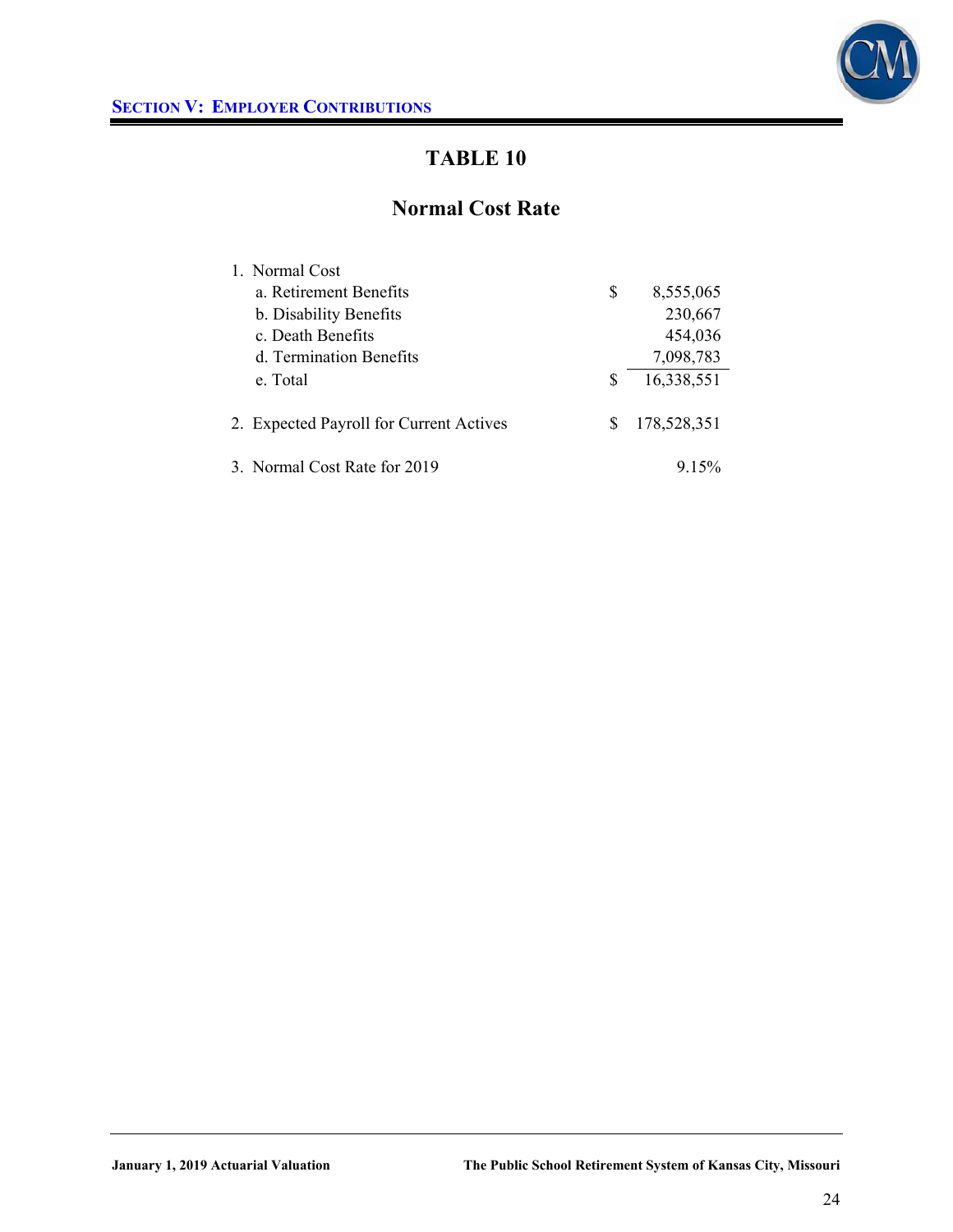## SECTION V: EMPLOYER CONTRIBUTIONS

# TABLE 10

## Normal Cost Rate

| | | |
|---|---|---|
| 1. Normal Cost | | |
| a. Retirement Benefits | $ | 8,555,065 |
| b. Disability Benefits | | 230,667 |
| c. Death Benefits | | 454,036 |
| d. Termination Benefits | | 7,098,783 |
| e. Total | $ | 16,338,551 |
| 2. Expected Payroll for Current Actives | $ | 178,528,351 |
| 3. Normal Cost Rate for 2019 | | 9.15% |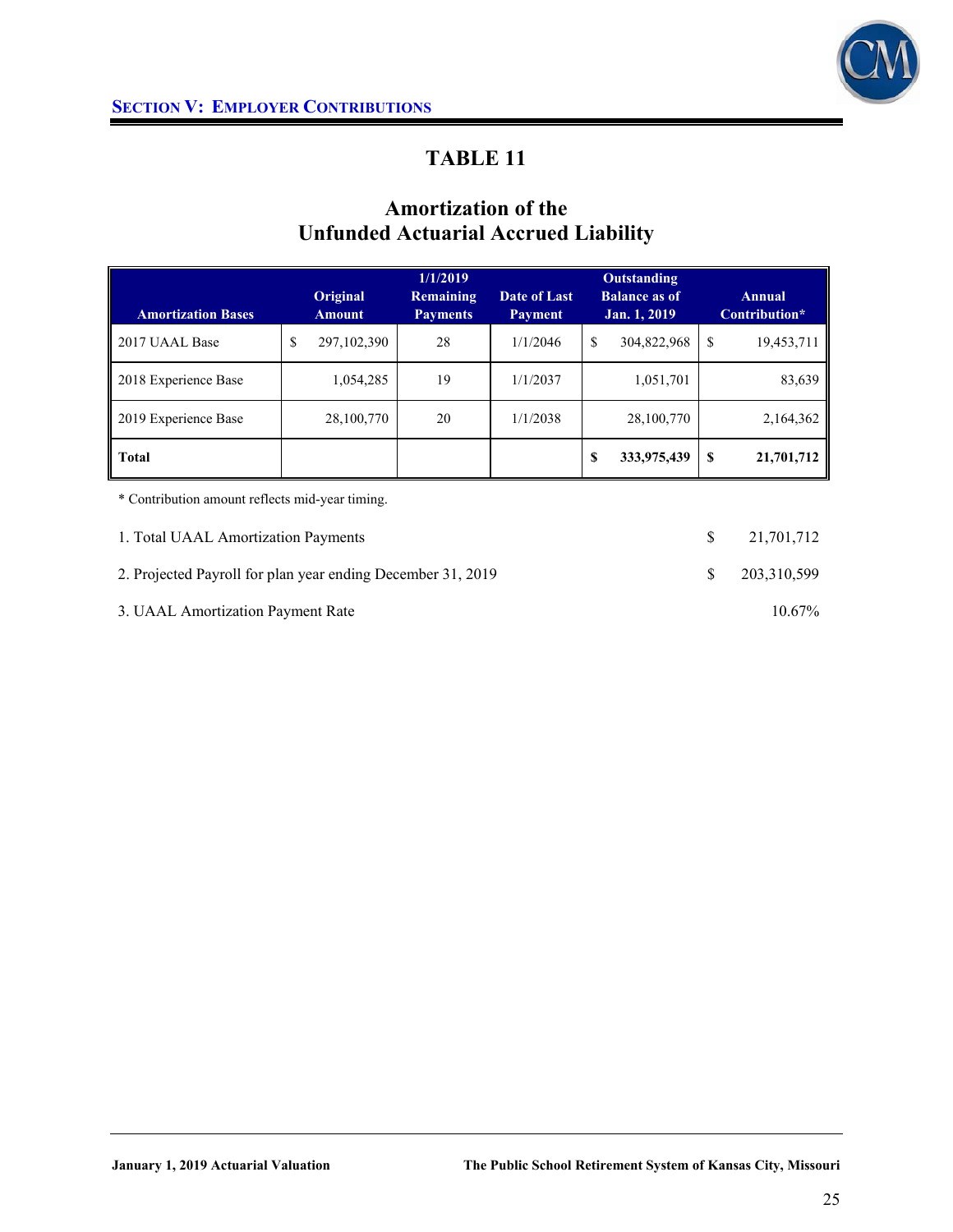## SECTION V: EMPLOYER CONTRIBUTIONS

# TABLE 11

## Amortization of the Unfunded Actuarial Accrued Liability

| Amortization Bases | Original Amount | 1/1/2019 Remaining Payments | Date of Last Payment | Outstanding Balance as of Jan. 1, 2019 | Annual Contribution* |
|---|---|---|---|---|---|
| 2017 UAAL Base | $ 297,102,390 | 28 | 1/1/2046 | $ 304,822,968 | $ 19,453,711 |
| 2018 Experience Base | 1,054,285 | 19 | 1/1/2037 | 1,051,701 | 83,639 |
| 2019 Experience Base | 28,100,770 | 20 | 1/1/2038 | 28,100,770 | 2,164,362 |
| **Total** | | | | **$ 333,975,439** | **$ 21,701,712** |

* Contribution amount reflects mid-year timing.

| | |
|---|---|
| 1. Total UAAL Amortization Payments | $ 21,701,712 |
| 2. Projected Payroll for plan year ending December 31, 2019 | $ 203,310,599 |
| 3. UAAL Amortization Payment Rate | 10.67% |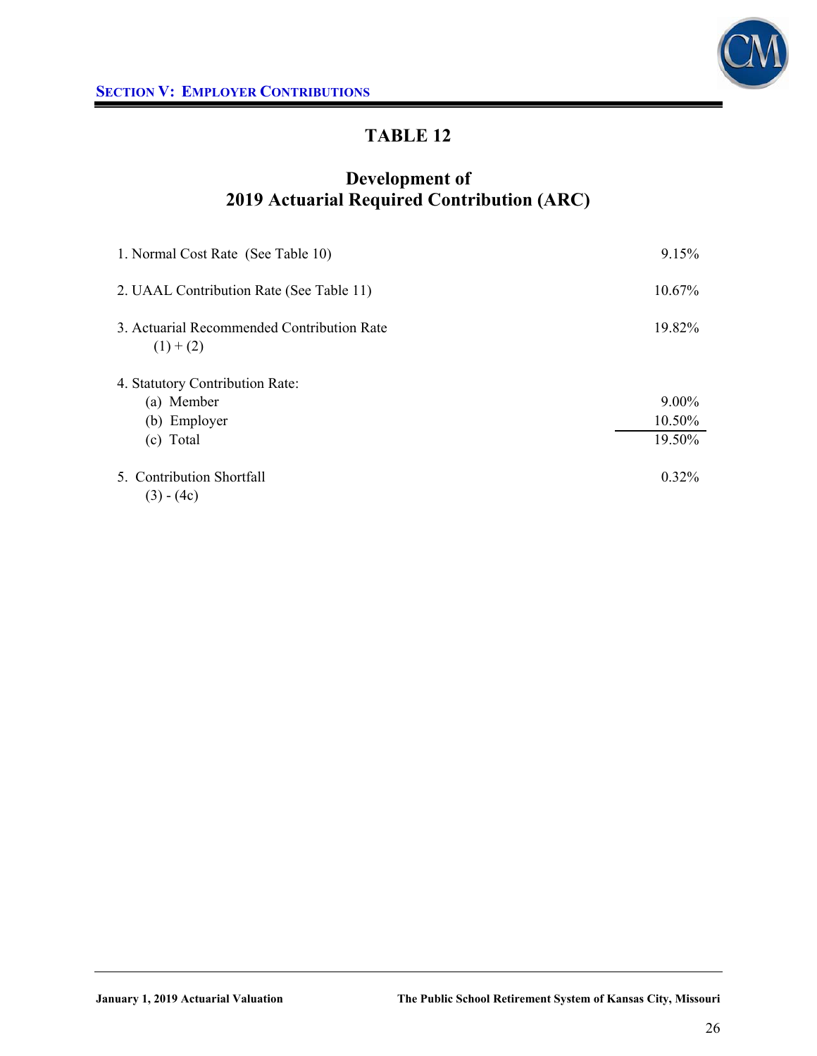## SECTION V: EMPLOYER CONTRIBUTIONS

# TABLE 12

## Development of 2019 Actuarial Required Contribution (ARC)

| | |
|---|---|
| 1. Normal Cost Rate (See Table 10) | 9.15% |
| 2. UAAL Contribution Rate (See Table 11) | 10.67% |
| 3. Actuarial Recommended Contribution Rate (1) + (2) | 19.82% |
| 4. Statutory Contribution Rate: | |
| (a) Member | 9.00% |
| (b) Employer | 10.50% |
| (c) Total | 19.50% |
| 5. Contribution Shortfall (3) - (4c) | 0.32% |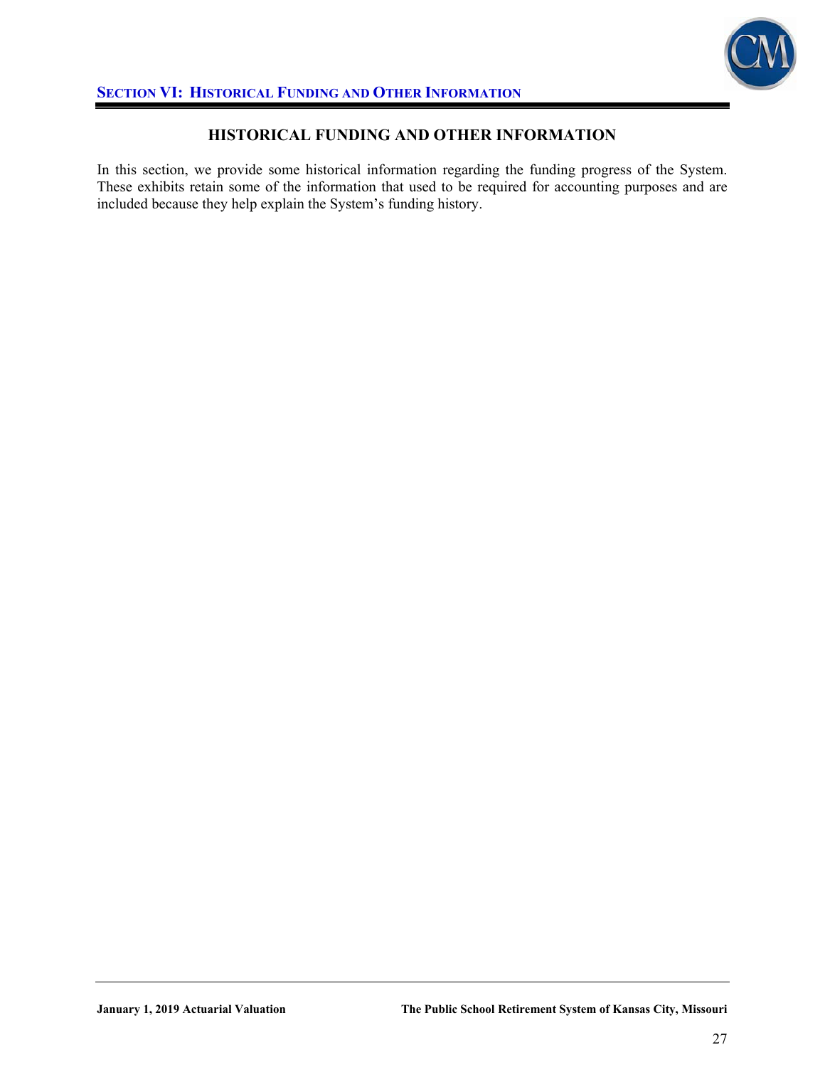## HISTORICAL FUNDING AND OTHER INFORMATION

In this section, we provide some historical information regarding the funding progress of the System. These exhibits retain some of the information that used to be required for accounting purposes and are included because they help explain the System's funding history.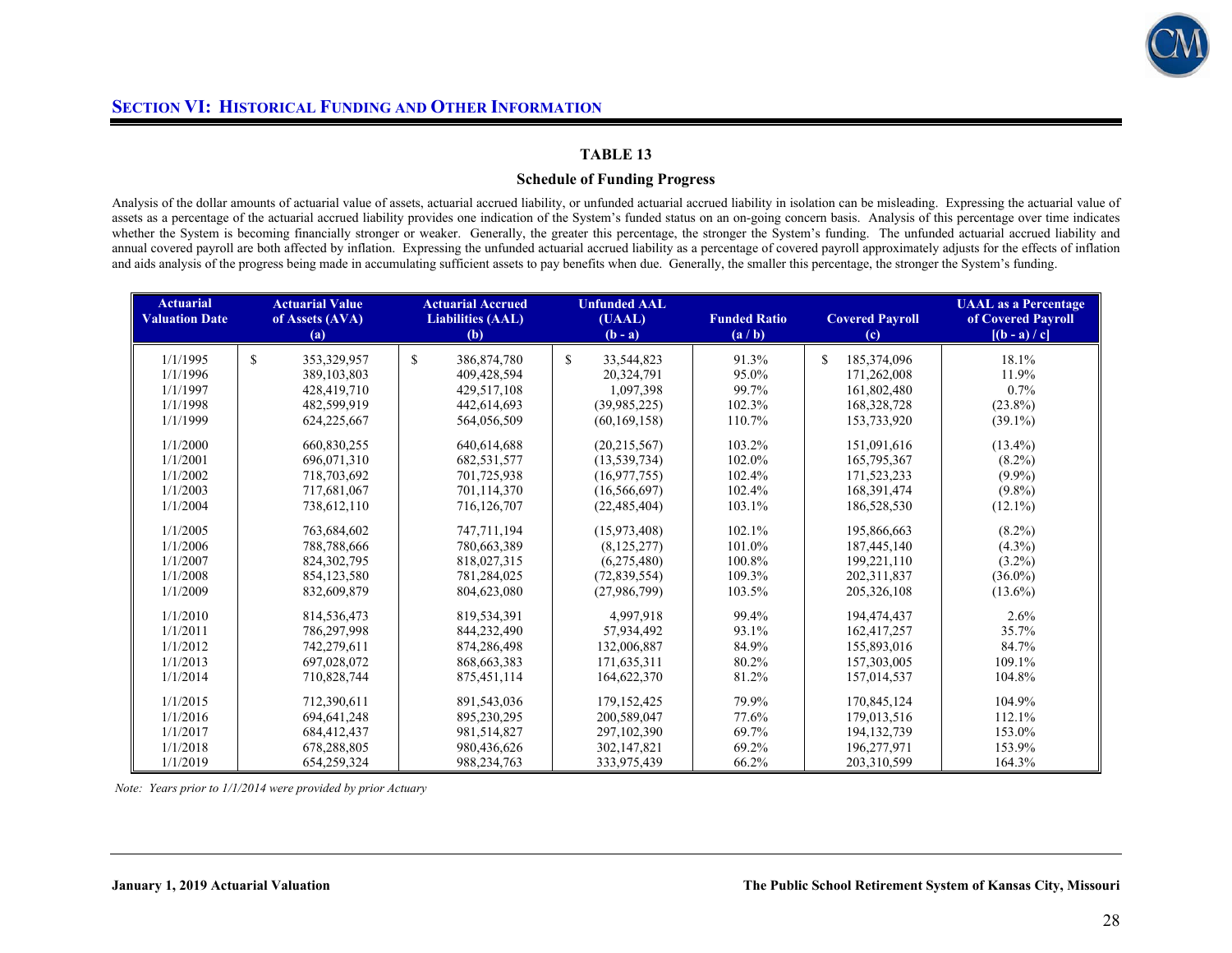## SECTION VI: HISTORICAL FUNDING AND OTHER INFORMATION

### TABLE 13

### Schedule of Funding Progress

Analysis of the dollar amounts of actuarial value of assets, actuarial accrued liability, or unfunded actuarial accrued liability in isolation can be misleading. Expressing the actuarial value of assets as a percentage of the actuarial accrued liability provides one indication of the System's funded status on an on-going concern basis. Analysis of this percentage over time indicates whether the System is becoming financially stronger or weaker. Generally, the greater this percentage, the stronger the System's funding. The unfunded actuarial accrued liability and annual covered payroll are both affected by inflation. Expressing the unfunded actuarial accrued liability as a percentage of covered payroll approximately adjusts for the effects of inflation and aids analysis of the progress being made in accumulating sufficient assets to pay benefits when due. Generally, the smaller this percentage, the stronger the System's funding.

| Actuarial Valuation Date | Actuarial Value of Assets (AVA) (a) | Actuarial Accrued Liabilities (AAL) (b) | Unfunded AAL (UAAL) (b - a) | Funded Ratio (a / b) | Covered Payroll (c) | UAAL as a Percentage of Covered Payroll [(b - a) / c] |
|---|---|---|---|---|---|---|
| 1/1/1995 | $ 353,329,957 | $ 386,874,780 | $ 33,544,823 | 91.3% | $ 185,374,096 | 18.1% |
| 1/1/1996 | 389,103,803 | 409,428,594 | 20,324,791 | 95.0% | 171,262,008 | 11.9% |
| 1/1/1997 | 428,419,710 | 429,517,108 | 1,097,398 | 99.7% | 161,802,480 | 0.7% |
| 1/1/1998 | 482,599,919 | 442,614,693 | (39,985,225) | 102.3% | 168,328,728 | (23.8%) |
| 1/1/1999 | 624,225,667 | 564,056,509 | (60,169,158) | 110.7% | 153,733,920 | (39.1%) |
| 1/1/2000 | 660,830,255 | 640,614,688 | (20,215,567) | 103.2% | 151,091,616 | (13.4%) |
| 1/1/2001 | 696,071,310 | 682,531,577 | (13,539,734) | 102.0% | 165,795,367 | (8.2%) |
| 1/1/2002 | 718,703,692 | 701,725,938 | (16,977,755) | 102.4% | 171,523,233 | (9.9%) |
| 1/1/2003 | 717,681,067 | 701,114,370 | (16,566,697) | 102.4% | 168,391,474 | (9.8%) |
| 1/1/2004 | 738,612,110 | 716,126,707 | (22,485,404) | 103.1% | 186,528,530 | (12.1%) |
| 1/1/2005 | 763,684,602 | 747,711,194 | (15,973,408) | 102.1% | 195,866,663 | (8.2%) |
| 1/1/2006 | 788,788,666 | 780,663,389 | (8,125,277) | 101.0% | 187,445,140 | (4.3%) |
| 1/1/2007 | 824,302,795 | 818,027,315 | (6,275,480) | 100.8% | 199,221,110 | (3.2%) |
| 1/1/2008 | 854,123,580 | 781,284,025 | (72,839,554) | 109.3% | 202,311,837 | (36.0%) |
| 1/1/2009 | 832,609,879 | 804,623,080 | (27,986,799) | 103.5% | 205,326,108 | (13.6%) |
| 1/1/2010 | 814,536,473 | 819,534,391 | 4,997,918 | 99.4% | 194,474,437 | 2.6% |
| 1/1/2011 | 786,297,998 | 844,232,490 | 57,934,492 | 93.1% | 162,417,257 | 35.7% |
| 1/1/2012 | 742,279,611 | 874,286,498 | 132,006,887 | 84.9% | 155,893,016 | 84.7% |
| 1/1/2013 | 697,028,072 | 868,663,383 | 171,635,311 | 80.2% | 157,303,005 | 109.1% |
| 1/1/2014 | 710,828,744 | 875,451,114 | 164,622,370 | 81.2% | 157,014,537 | 104.8% |
| 1/1/2015 | 712,390,611 | 891,543,036 | 179,152,425 | 79.9% | 170,845,124 | 104.9% |
| 1/1/2016 | 694,641,248 | 895,230,295 | 200,589,047 | 77.6% | 179,013,516 | 112.1% |
| 1/1/2017 | 684,412,437 | 981,514,827 | 297,102,390 | 69.7% | 194,132,739 | 153.0% |
| 1/1/2018 | 678,288,805 | 980,436,626 | 302,147,821 | 69.2% | 196,277,971 | 153.9% |
| 1/1/2019 | 654,259,324 | 988,234,763 | 333,975,439 | 66.2% | 203,310,599 | 164.3% |

*Note: Years prior to 1/1/2014 were provided by prior Actuary*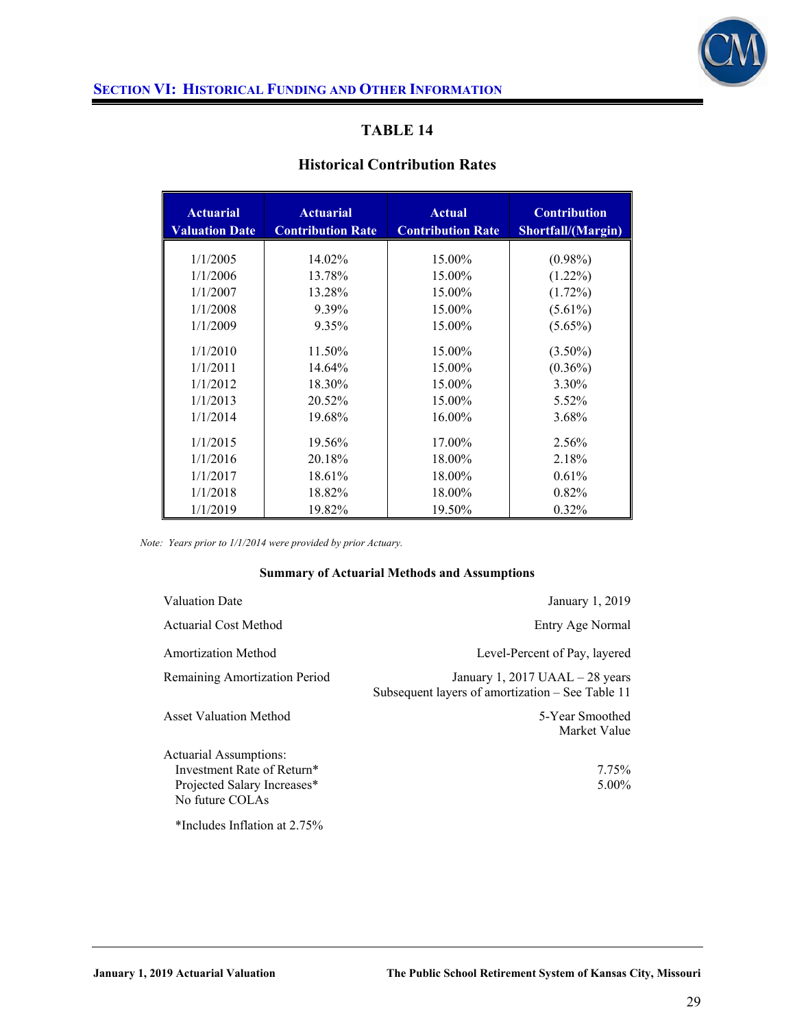## Section VI: Historical Funding and Other Information

### TABLE 14

### Historical Contribution Rates

| Actuarial Valuation Date | Actuarial Contribution Rate | Actual Contribution Rate | Contribution Shortfall/(Margin) |
|---|---|---|---|
| 1/1/2005 | 14.02% | 15.00% | (0.98%) |
| 1/1/2006 | 13.78% | 15.00% | (1.22%) |
| 1/1/2007 | 13.28% | 15.00% | (1.72%) |
| 1/1/2008 | 9.39% | 15.00% | (5.61%) |
| 1/1/2009 | 9.35% | 15.00% | (5.65%) |
| 1/1/2010 | 11.50% | 15.00% | (3.50%) |
| 1/1/2011 | 14.64% | 15.00% | (0.36%) |
| 1/1/2012 | 18.30% | 15.00% | 3.30% |
| 1/1/2013 | 20.52% | 15.00% | 5.52% |
| 1/1/2014 | 19.68% | 16.00% | 3.68% |
| 1/1/2015 | 19.56% | 17.00% | 2.56% |
| 1/1/2016 | 20.18% | 18.00% | 2.18% |
| 1/1/2017 | 18.61% | 18.00% | 0.61% |
| 1/1/2018 | 18.82% | 18.00% | 0.82% |
| 1/1/2019 | 19.82% | 19.50% | 0.32% |

*Note: Years prior to 1/1/2014 were provided by prior Actuary.*

**Summary of Actuarial Methods and Assumptions**

| | |
|---|---|
| Valuation Date | January 1, 2019 |
| Actuarial Cost Method | Entry Age Normal |
| Amortization Method | Level-Percent of Pay, layered |
| Remaining Amortization Period | January 1, 2017 UAAL – 28 years<br>Subsequent layers of amortization – See Table 11 |
| Asset Valuation Method | 5-Year Smoothed Market Value |
| Actuarial Assumptions: | |
| Investment Rate of Return* | 7.75% |
| Projected Salary Increases* | 5.00% |
| No future COLAs | |

*Includes Inflation at 2.75%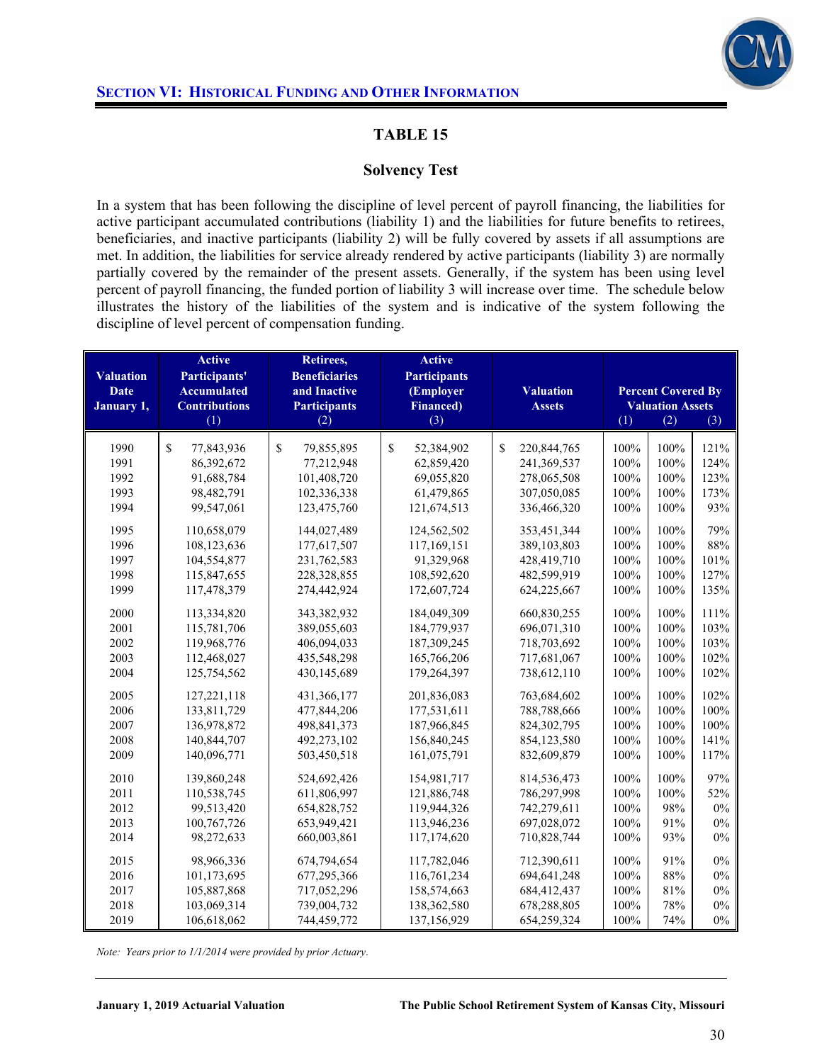## SECTION VI: HISTORICAL FUNDING AND OTHER INFORMATION

### TABLE 15

### Solvency Test

In a system that has been following the discipline of level percent of payroll financing, the liabilities for active participant accumulated contributions (liability 1) and the liabilities for future benefits to retirees, beneficiaries, and inactive participants (liability 2) will be fully covered by assets if all assumptions are met. In addition, the liabilities for service already rendered by active participants (liability 3) are normally partially covered by the remainder of the present assets. Generally, if the system has been using level percent of payroll financing, the funded portion of liability 3 will increase over time. The schedule below illustrates the history of the liabilities of the system and is indicative of the system following the discipline of level percent of compensation funding.

| Valuation Date January 1, | Active Participants' Accumulated Contributions (1) | Retirees, Beneficiaries and Inactive Participants (2) | Active Participants (Employer Financed) (3) | Valuation Assets | Percent Covered By Valuation Assets (1) | (2) | (3) |
|---|---|---|---|---|---|---|---|
| 1990 | $ 77,843,936 | $ 79,855,895 | $ 52,384,902 | $ 220,844,765 | 100% | 100% | 121% |
| 1991 | 86,392,672 | 77,212,948 | 62,859,420 | 241,369,537 | 100% | 100% | 124% |
| 1992 | 91,688,784 | 101,408,720 | 69,055,820 | 278,065,508 | 100% | 100% | 123% |
| 1993 | 98,482,791 | 102,336,338 | 61,479,865 | 307,050,085 | 100% | 100% | 173% |
| 1994 | 99,547,061 | 123,475,760 | 121,674,513 | 336,466,320 | 100% | 100% | 93% |
| 1995 | 110,658,079 | 144,027,489 | 124,562,502 | 353,451,344 | 100% | 100% | 79% |
| 1996 | 108,123,636 | 177,617,507 | 117,169,151 | 389,103,803 | 100% | 100% | 88% |
| 1997 | 104,554,877 | 231,762,583 | 91,329,968 | 428,419,710 | 100% | 100% | 101% |
| 1998 | 115,847,655 | 228,328,855 | 108,592,620 | 482,599,919 | 100% | 100% | 127% |
| 1999 | 117,478,379 | 274,442,924 | 172,607,724 | 624,225,667 | 100% | 100% | 135% |
| 2000 | 113,334,820 | 343,382,932 | 184,049,309 | 660,830,255 | 100% | 100% | 111% |
| 2001 | 115,781,706 | 389,055,603 | 184,779,937 | 696,071,310 | 100% | 100% | 103% |
| 2002 | 119,968,776 | 406,094,033 | 187,309,245 | 718,703,692 | 100% | 100% | 103% |
| 2003 | 112,468,027 | 435,548,298 | 165,766,206 | 717,681,067 | 100% | 100% | 102% |
| 2004 | 125,754,562 | 430,145,689 | 179,264,397 | 738,612,110 | 100% | 100% | 102% |
| 2005 | 127,221,118 | 431,366,177 | 201,836,083 | 763,684,602 | 100% | 100% | 102% |
| 2006 | 133,811,729 | 477,844,206 | 177,531,611 | 788,788,666 | 100% | 100% | 100% |
| 2007 | 136,978,872 | 498,841,373 | 187,966,845 | 824,302,795 | 100% | 100% | 100% |
| 2008 | 140,844,707 | 492,273,102 | 156,840,245 | 854,123,580 | 100% | 100% | 141% |
| 2009 | 140,096,771 | 503,450,518 | 161,075,791 | 832,609,879 | 100% | 100% | 117% |
| 2010 | 139,860,248 | 524,692,426 | 154,981,717 | 814,536,473 | 100% | 100% | 97% |
| 2011 | 110,538,745 | 611,806,997 | 121,886,748 | 786,297,998 | 100% | 100% | 52% |
| 2012 | 99,513,420 | 654,828,752 | 119,944,326 | 742,279,611 | 100% | 98% | 0% |
| 2013 | 100,767,726 | 653,949,421 | 113,946,236 | 697,028,072 | 100% | 91% | 0% |
| 2014 | 98,272,633 | 660,003,861 | 117,174,620 | 710,828,744 | 100% | 93% | 0% |
| 2015 | 98,966,336 | 674,794,654 | 117,782,046 | 712,390,611 | 100% | 91% | 0% |
| 2016 | 101,173,695 | 677,295,366 | 116,761,234 | 694,641,248 | 100% | 88% | 0% |
| 2017 | 105,887,868 | 717,052,296 | 158,574,663 | 684,412,437 | 100% | 81% | 0% |
| 2018 | 103,069,314 | 739,004,732 | 138,362,580 | 678,288,805 | 100% | 78% | 0% |
| 2019 | 106,618,062 | 744,459,772 | 137,156,929 | 654,259,324 | 100% | 74% | 0% |

*Note: Years prior to 1/1/2014 were provided by prior Actuary.*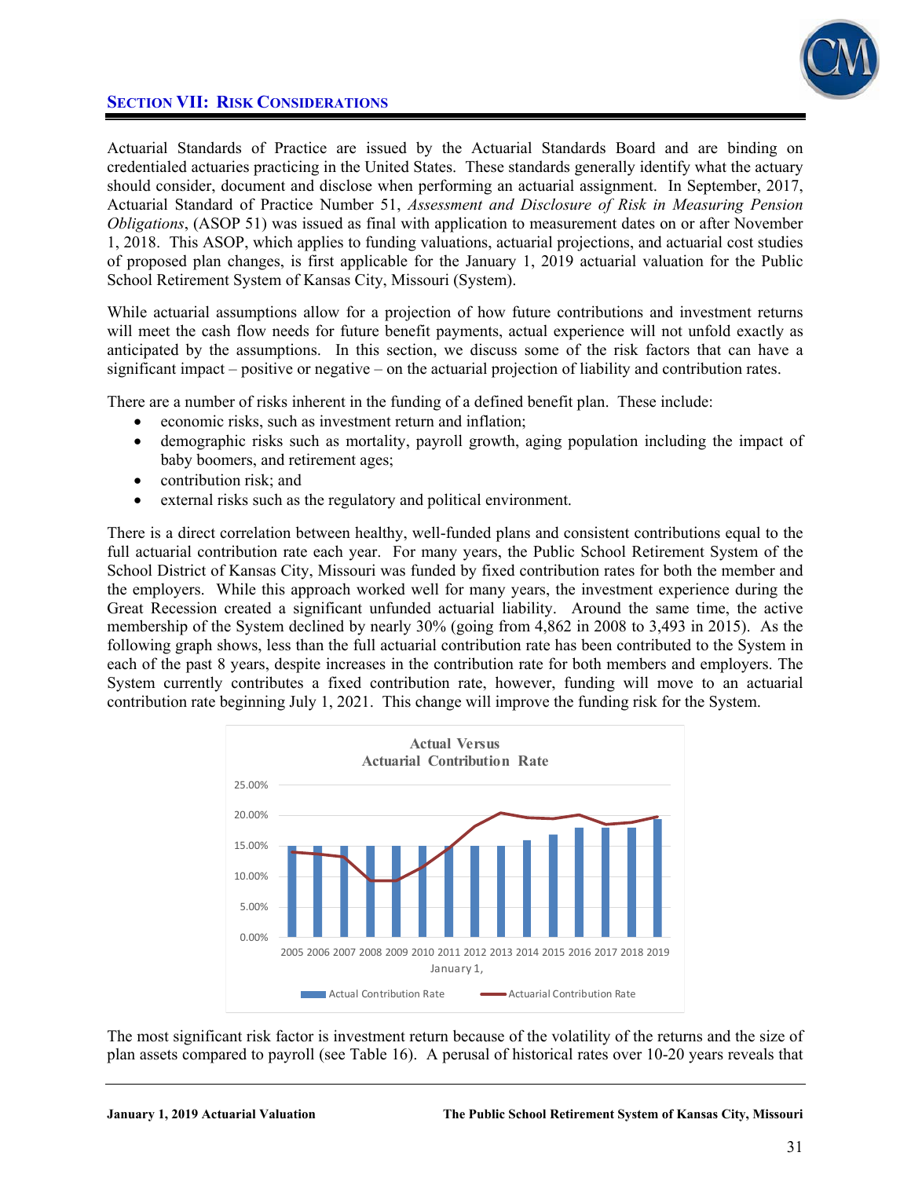## SECTION VII: RISK CONSIDERATIONS

Actuarial Standards of Practice are issued by the Actuarial Standards Board and are binding on credentialed actuaries practicing in the United States. These standards generally identify what the actuary should consider, document and disclose when performing an actuarial assignment. In September, 2017, Actuarial Standard of Practice Number 51, *Assessment and Disclosure of Risk in Measuring Pension Obligations*, (ASOP 51) was issued as final with application to measurement dates on or after November 1, 2018. This ASOP, which applies to funding valuations, actuarial projections, and actuarial cost studies of proposed plan changes, is first applicable for the January 1, 2019 actuarial valuation for the Public School Retirement System of Kansas City, Missouri (System).

While actuarial assumptions allow for a projection of how future contributions and investment returns will meet the cash flow needs for future benefit payments, actual experience will not unfold exactly as anticipated by the assumptions. In this section, we discuss some of the risk factors that can have a significant impact – positive or negative – on the actuarial projection of liability and contribution rates.

There are a number of risks inherent in the funding of a defined benefit plan. These include:

- economic risks, such as investment return and inflation;
- demographic risks such as mortality, payroll growth, aging population including the impact of baby boomers, and retirement ages;
- contribution risk; and
- external risks such as the regulatory and political environment.

There is a direct correlation between healthy, well-funded plans and consistent contributions equal to the full actuarial contribution rate each year. For many years, the Public School Retirement System of the School District of Kansas City, Missouri was funded by fixed contribution rates for both the member and the employers. While this approach worked well for many years, the investment experience during the Great Recession created a significant unfunded actuarial liability. Around the same time, the active membership of the System declined by nearly 30% (going from 4,862 in 2008 to 3,493 in 2015). As the following graph shows, less than the full actuarial contribution rate has been contributed to the System in each of the past 8 years, despite increases in the contribution rate for both members and employers. The System currently contributes a fixed contribution rate, however, funding will move to an actuarial contribution rate beginning July 1, 2021. This change will improve the funding risk for the System.

**Actual Versus Actuarial Contribution Rate**

(Chart: Actual Contribution Rate (bars) and Actuarial Contribution Rate (line), January 1, 2005–2019; y-axis 0.00% to 25.00%)

The most significant risk factor is investment return because of the volatility of the returns and the size of plan assets compared to payroll (see Table 16). A perusal of historical rates over 10-20 years reveals that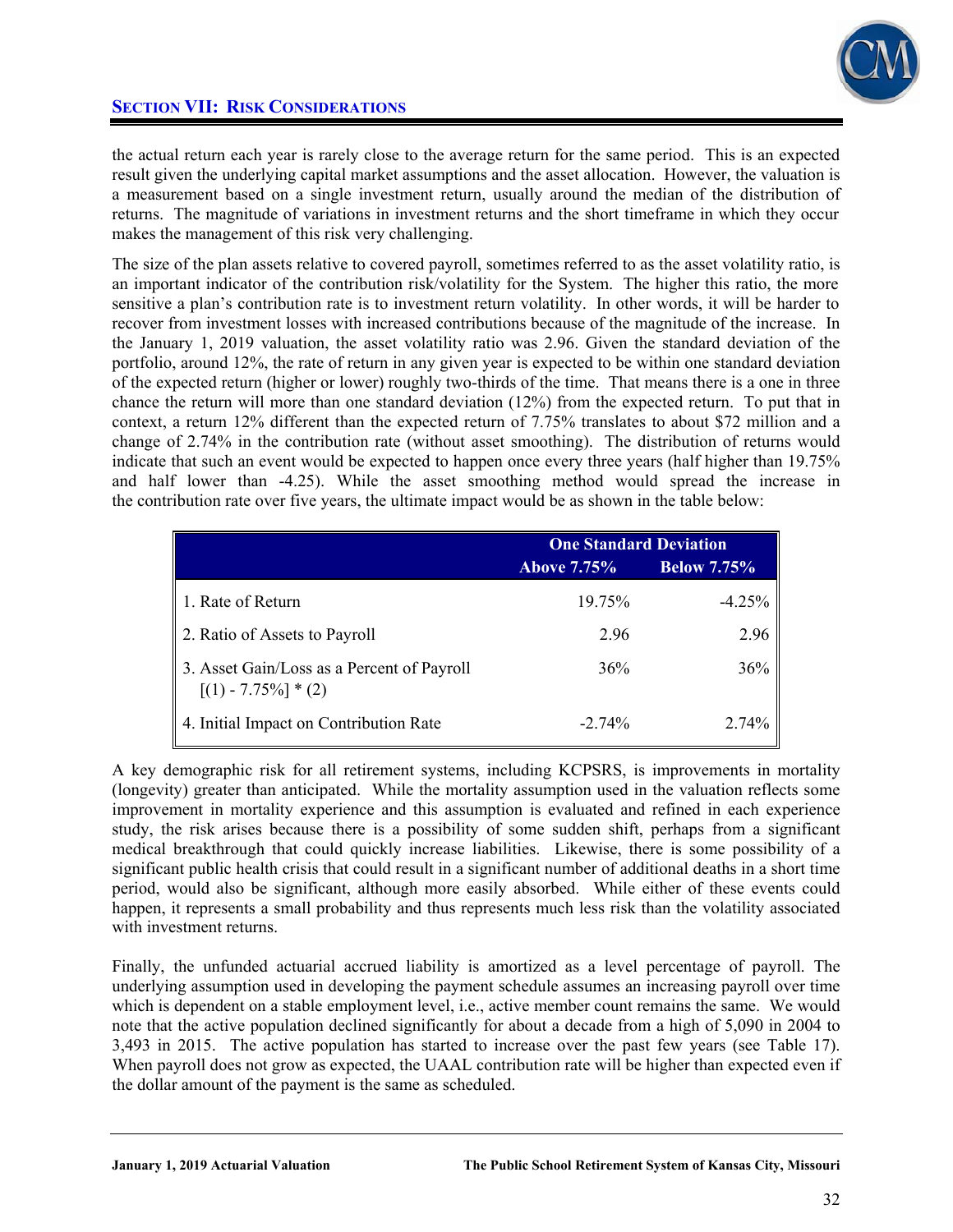the actual return each year is rarely close to the average return for the same period. This is an expected result given the underlying capital market assumptions and the asset allocation. However, the valuation is a measurement based on a single investment return, usually around the median of the distribution of returns. The magnitude of variations in investment returns and the short timeframe in which they occur makes the management of this risk very challenging.

The size of the plan assets relative to covered payroll, sometimes referred to as the asset volatility ratio, is an important indicator of the contribution risk/volatility for the System. The higher this ratio, the more sensitive a plan's contribution rate is to investment return volatility. In other words, it will be harder to recover from investment losses with increased contributions because of the magnitude of the increase. In the January 1, 2019 valuation, the asset volatility ratio was 2.96. Given the standard deviation of the portfolio, around 12%, the rate of return in any given year is expected to be within one standard deviation of the expected return (higher or lower) roughly two-thirds of the time. That means there is a one in three chance the return will more than one standard deviation (12%) from the expected return. To put that in context, a return 12% different than the expected return of 7.75% translates to about $72 million and a change of 2.74% in the contribution rate (without asset smoothing). The distribution of returns would indicate that such an event would be expected to happen once every three years (half higher than 19.75% and half lower than -4.25). While the asset smoothing method would spread the increase in the contribution rate over five years, the ultimate impact would be as shown in the table below:

| | One Standard Deviation | |
|---|---|---|
| | Above 7.75% | Below 7.75% |
| 1. Rate of Return | 19.75% | -4.25% |
| 2. Ratio of Assets to Payroll | 2.96 | 2.96 |
| 3. Asset Gain/Loss as a Percent of Payroll [(1) - 7.75%] * (2) | 36% | 36% |
| 4. Initial Impact on Contribution Rate | -2.74% | 2.74% |

A key demographic risk for all retirement systems, including KCPSRS, is improvements in mortality (longevity) greater than anticipated. While the mortality assumption used in the valuation reflects some improvement in mortality experience and this assumption is evaluated and refined in each experience study, the risk arises because there is a possibility of some sudden shift, perhaps from a significant medical breakthrough that could quickly increase liabilities. Likewise, there is some possibility of a significant public health crisis that could result in a significant number of additional deaths in a short time period, would also be significant, although more easily absorbed. While either of these events could happen, it represents a small probability and thus represents much less risk than the volatility associated with investment returns.

Finally, the unfunded actuarial accrued liability is amortized as a level percentage of payroll. The underlying assumption used in developing the payment schedule assumes an increasing payroll over time which is dependent on a stable employment level, i.e., active member count remains the same. We would note that the active population declined significantly for about a decade from a high of 5,090 in 2004 to 3,493 in 2015. The active population has started to increase over the past few years (see Table 17). When payroll does not grow as expected, the UAAL contribution rate will be higher than expected even if the dollar amount of the payment is the same as scheduled.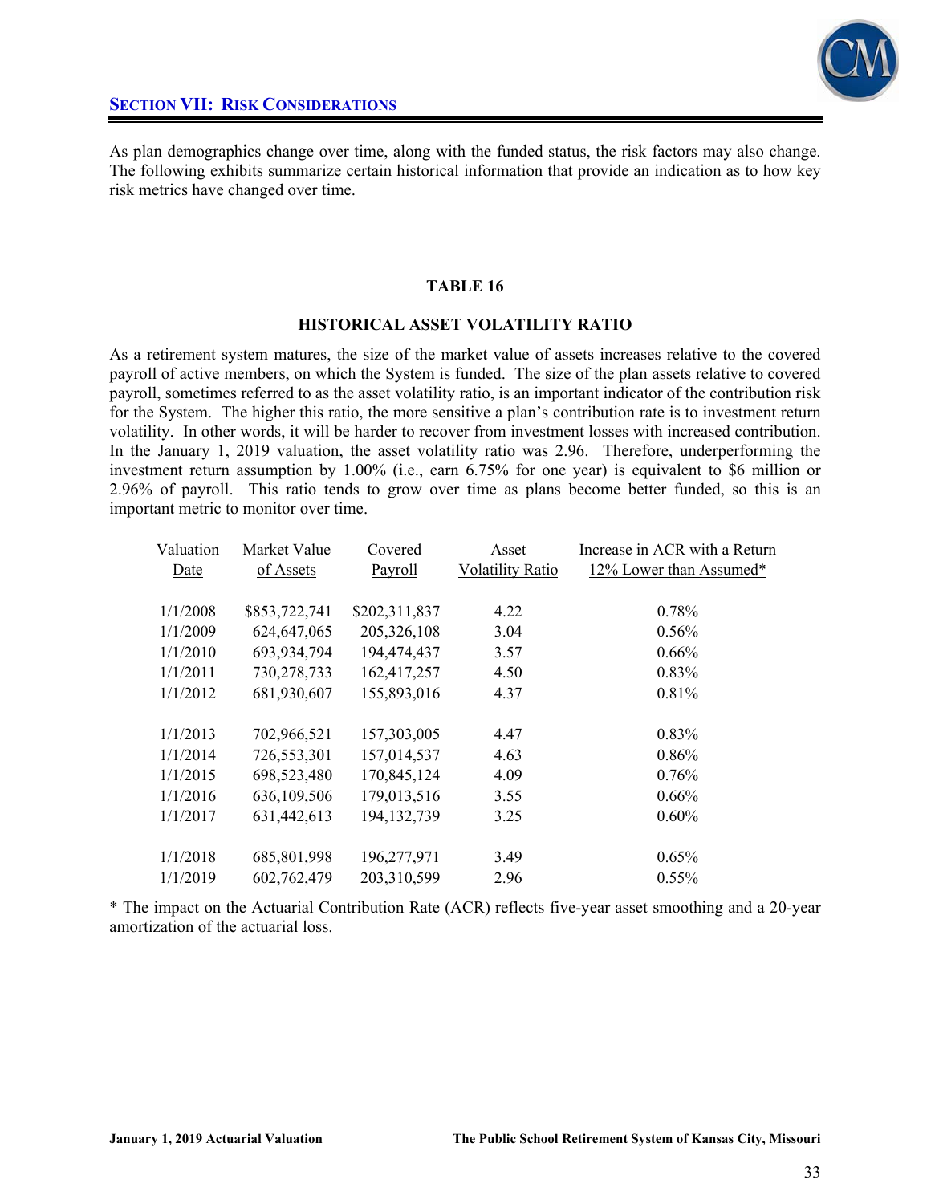## SECTION VII: RISK CONSIDERATIONS

As plan demographics change over time, along with the funded status, the risk factors may also change. The following exhibits summarize certain historical information that provide an indication as to how key risk metrics have changed over time.

### TABLE 16

### HISTORICAL ASSET VOLATILITY RATIO

As a retirement system matures, the size of the market value of assets increases relative to the covered payroll of active members, on which the System is funded. The size of the plan assets relative to covered payroll, sometimes referred to as the asset volatility ratio, is an important indicator of the contribution risk for the System. The higher this ratio, the more sensitive a plan's contribution rate is to investment return volatility. In other words, it will be harder to recover from investment losses with increased contribution. In the January 1, 2019 valuation, the asset volatility ratio was 2.96. Therefore, underperforming the investment return assumption by 1.00% (i.e., earn 6.75% for one year) is equivalent to $6 million or 2.96% of payroll. This ratio tends to grow over time as plans become better funded, so this is an important metric to monitor over time.

| Valuation Date | Market Value of Assets | Covered Payroll | Asset Volatility Ratio | Increase in ACR with a Return 12% Lower than Assumed* |
|---|---|---|---|---|
| 1/1/2008 | $853,722,741 | $202,311,837 | 4.22 | 0.78% |
| 1/1/2009 | 624,647,065 | 205,326,108 | 3.04 | 0.56% |
| 1/1/2010 | 693,934,794 | 194,474,437 | 3.57 | 0.66% |
| 1/1/2011 | 730,278,733 | 162,417,257 | 4.50 | 0.83% |
| 1/1/2012 | 681,930,607 | 155,893,016 | 4.37 | 0.81% |
| 1/1/2013 | 702,966,521 | 157,303,005 | 4.47 | 0.83% |
| 1/1/2014 | 726,553,301 | 157,014,537 | 4.63 | 0.86% |
| 1/1/2015 | 698,523,480 | 170,845,124 | 4.09 | 0.76% |
| 1/1/2016 | 636,109,506 | 179,013,516 | 3.55 | 0.66% |
| 1/1/2017 | 631,442,613 | 194,132,739 | 3.25 | 0.60% |
| 1/1/2018 | 685,801,998 | 196,277,971 | 3.49 | 0.65% |
| 1/1/2019 | 602,762,479 | 203,310,599 | 2.96 | 0.55% |

* The impact on the Actuarial Contribution Rate (ACR) reflects five-year asset smoothing and a 20-year amortization of the actuarial loss.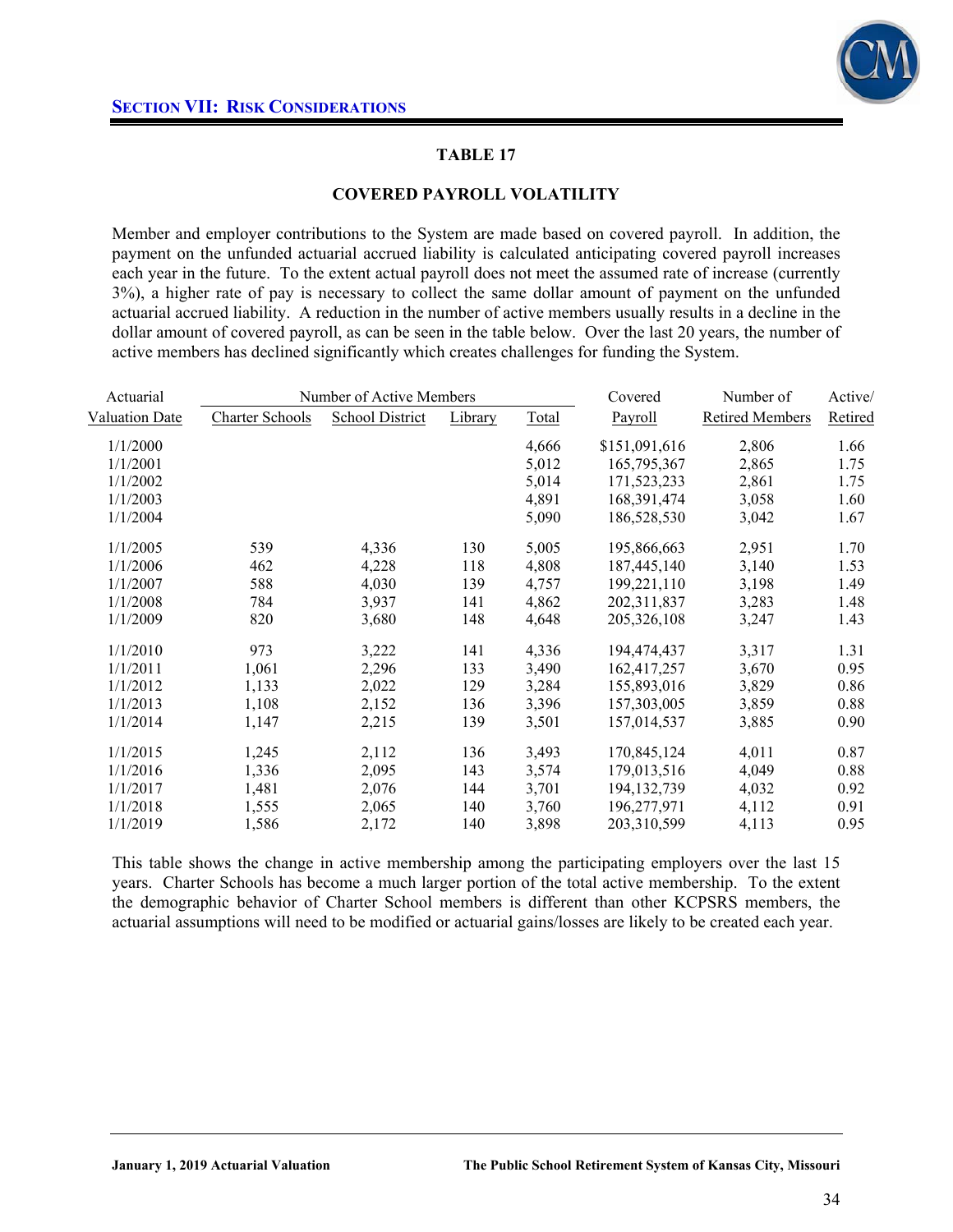## SECTION VII: RISK CONSIDERATIONS

### TABLE 17

### COVERED PAYROLL VOLATILITY

Member and employer contributions to the System are made based on covered payroll. In addition, the payment on the unfunded actuarial accrued liability is calculated anticipating covered payroll increases each year in the future. To the extent actual payroll does not meet the assumed rate of increase (currently 3%), a higher rate of pay is necessary to collect the same dollar amount of payment on the unfunded actuarial accrued liability. A reduction in the number of active members usually results in a decline in the dollar amount of covered payroll, as can be seen in the table below. Over the last 20 years, the number of active members has declined significantly which creates challenges for funding the System.

| Actuarial | Number of Active Members | | | | Covered | Number of | Active/ |
|---|---|---|---|---|---|---|---|
| Valuation Date | Charter Schools | School District | Library | Total | Payroll | Retired Members | Retired |
| 1/1/2000 | | | | 4,666 | $151,091,616 | 2,806 | 1.66 |
| 1/1/2001 | | | | 5,012 | 165,795,367 | 2,865 | 1.75 |
| 1/1/2002 | | | | 5,014 | 171,523,233 | 2,861 | 1.75 |
| 1/1/2003 | | | | 4,891 | 168,391,474 | 3,058 | 1.60 |
| 1/1/2004 | | | | 5,090 | 186,528,530 | 3,042 | 1.67 |
| 1/1/2005 | 539 | 4,336 | 130 | 5,005 | 195,866,663 | 2,951 | 1.70 |
| 1/1/2006 | 462 | 4,228 | 118 | 4,808 | 187,445,140 | 3,140 | 1.53 |
| 1/1/2007 | 588 | 4,030 | 139 | 4,757 | 199,221,110 | 3,198 | 1.49 |
| 1/1/2008 | 784 | 3,937 | 141 | 4,862 | 202,311,837 | 3,283 | 1.48 |
| 1/1/2009 | 820 | 3,680 | 148 | 4,648 | 205,326,108 | 3,247 | 1.43 |
| 1/1/2010 | 973 | 3,222 | 141 | 4,336 | 194,474,437 | 3,317 | 1.31 |
| 1/1/2011 | 1,061 | 2,296 | 133 | 3,490 | 162,417,257 | 3,670 | 0.95 |
| 1/1/2012 | 1,133 | 2,022 | 129 | 3,284 | 155,893,016 | 3,829 | 0.86 |
| 1/1/2013 | 1,108 | 2,152 | 136 | 3,396 | 157,303,005 | 3,859 | 0.88 |
| 1/1/2014 | 1,147 | 2,215 | 139 | 3,501 | 157,014,537 | 3,885 | 0.90 |
| 1/1/2015 | 1,245 | 2,112 | 136 | 3,493 | 170,845,124 | 4,011 | 0.87 |
| 1/1/2016 | 1,336 | 2,095 | 143 | 3,574 | 179,013,516 | 4,049 | 0.88 |
| 1/1/2017 | 1,481 | 2,076 | 144 | 3,701 | 194,132,739 | 4,032 | 0.92 |
| 1/1/2018 | 1,555 | 2,065 | 140 | 3,760 | 196,277,971 | 4,112 | 0.91 |
| 1/1/2019 | 1,586 | 2,172 | 140 | 3,898 | 203,310,599 | 4,113 | 0.95 |

This table shows the change in active membership among the participating employers over the last 15 years. Charter Schools has become a much larger portion of the total active membership. To the extent the demographic behavior of Charter School members is different than other KCPSRS members, the actuarial assumptions will need to be modified or actuarial gains/losses are likely to be created each year.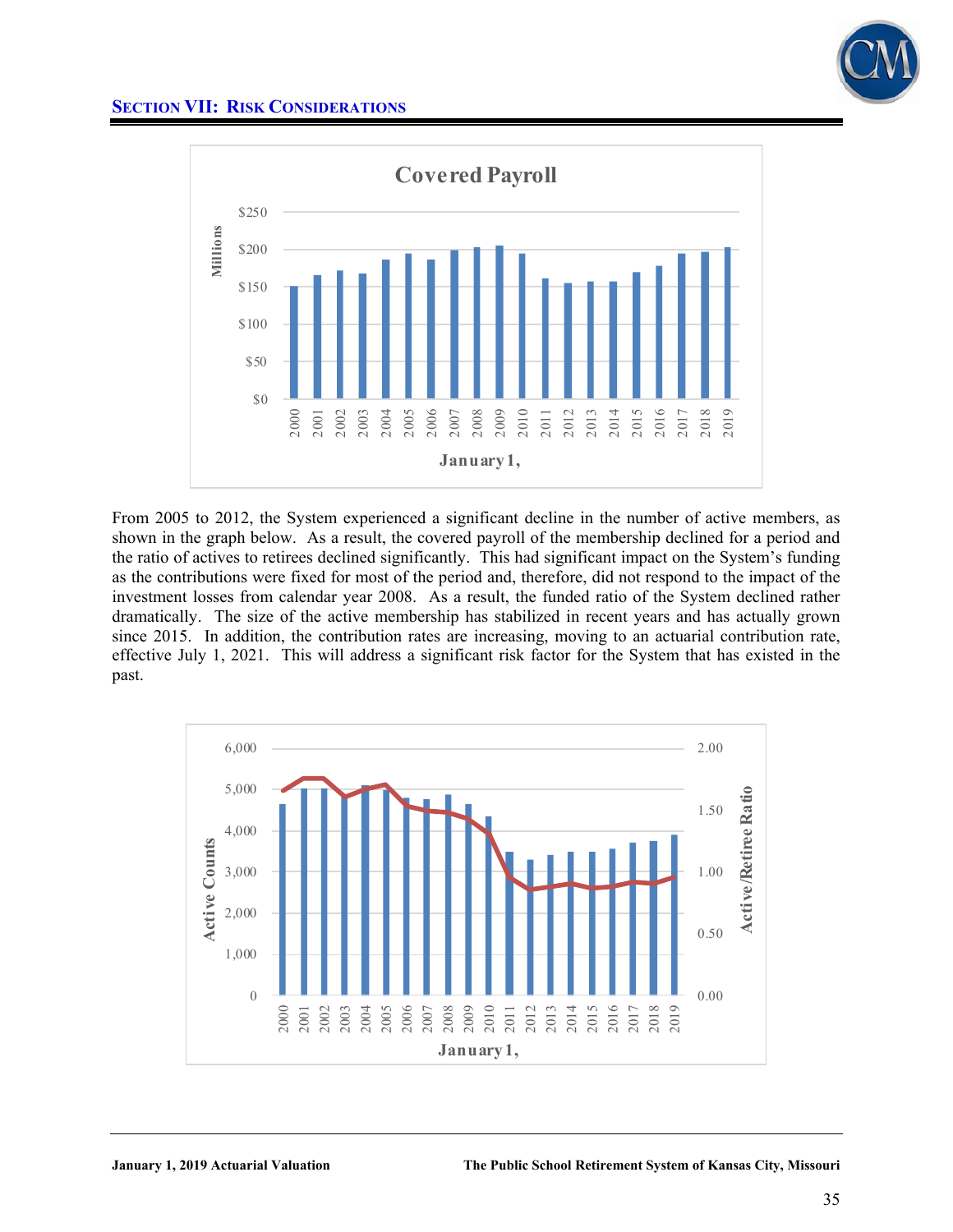## SECTION VII: RISK CONSIDERATIONS

**Covered Payroll**

From 2005 to 2012, the System experienced a significant decline in the number of active members, as shown in the graph below. As a result, the covered payroll of the membership declined for a period and the ratio of actives to retirees declined significantly. This had significant impact on the System's funding as the contributions were fixed for most of the period and, therefore, did not respond to the impact of the investment losses from calendar year 2008. As a result, the funded ratio of the System declined rather dramatically. The size of the active membership has stabilized in recent years and has actually grown since 2015. In addition, the contribution rates are increasing, moving to an actuarial contribution rate, effective July 1, 2021. This will address a significant risk factor for the System that has existed in the past.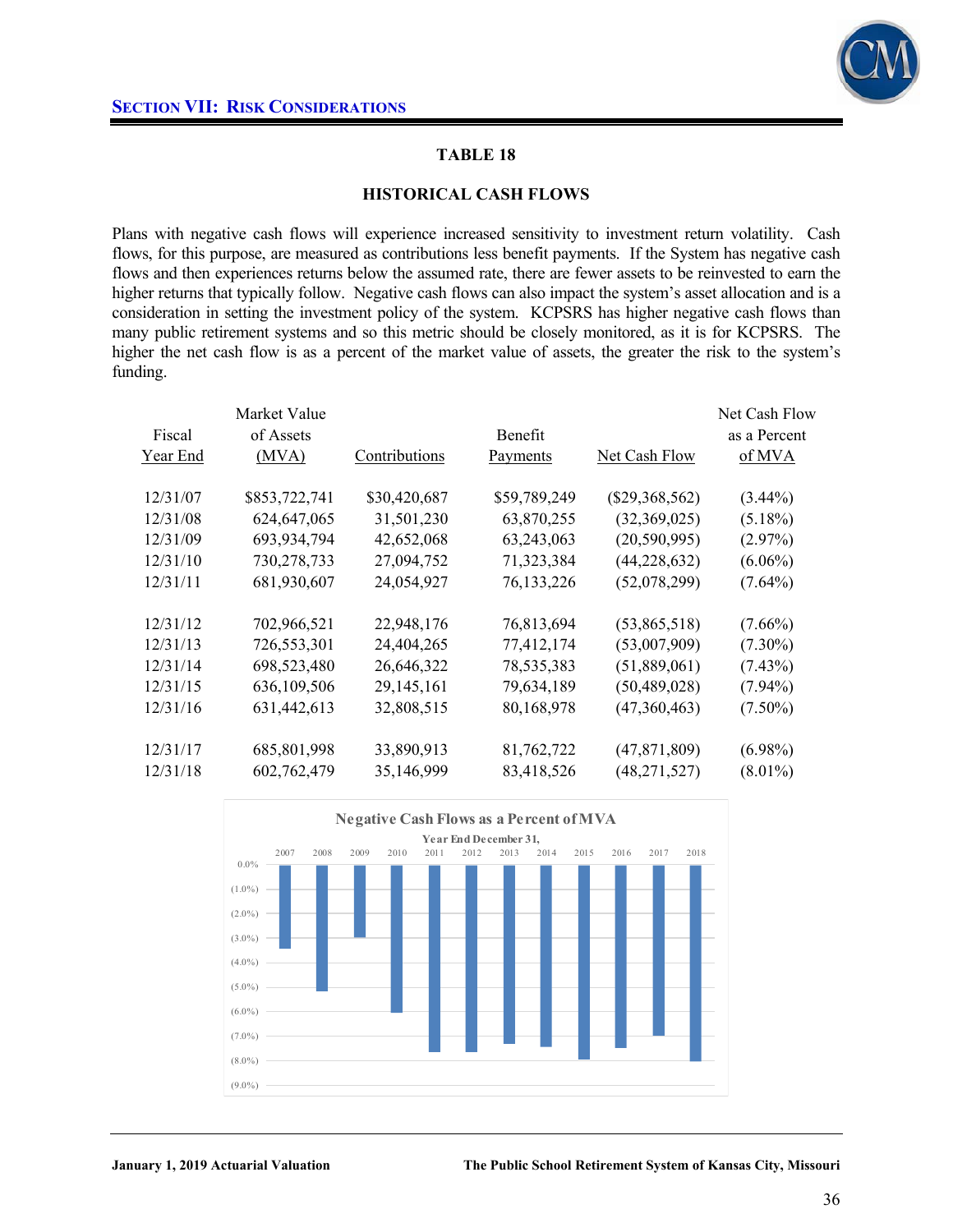## Section VII: Risk Considerations

### TABLE 18

### HISTORICAL CASH FLOWS

Plans with negative cash flows will experience increased sensitivity to investment return volatility. Cash flows, for this purpose, are measured as contributions less benefit payments. If the System has negative cash flows and then experiences returns below the assumed rate, there are fewer assets to be reinvested to earn the higher returns that typically follow. Negative cash flows can also impact the system's asset allocation and is a consideration in setting the investment policy of the system. KCPSRS has higher negative cash flows than many public retirement systems and so this metric should be closely monitored, as it is for KCPSRS. The higher the net cash flow is as a percent of the market value of assets, the greater the risk to the system's funding.

| Fiscal Year End | Market Value of Assets (MVA) | Contributions | Benefit Payments | Net Cash Flow | Net Cash Flow as a Percent of MVA |
|---|---|---|---|---|---|
| 12/31/07 | $853,722,741 | $30,420,687 | $59,789,249 | ($29,368,562) | (3.44%) |
| 12/31/08 | 624,647,065 | 31,501,230 | 63,870,255 | (32,369,025) | (5.18%) |
| 12/31/09 | 693,934,794 | 42,652,068 | 63,243,063 | (20,590,995) | (2.97%) |
| 12/31/10 | 730,278,733 | 27,094,752 | 71,323,384 | (44,228,632) | (6.06%) |
| 12/31/11 | 681,930,607 | 24,054,927 | 76,133,226 | (52,078,299) | (7.64%) |
| 12/31/12 | 702,966,521 | 22,948,176 | 76,813,694 | (53,865,518) | (7.66%) |
| 12/31/13 | 726,553,301 | 24,404,265 | 77,412,174 | (53,007,909) | (7.30%) |
| 12/31/14 | 698,523,480 | 26,646,322 | 78,535,383 | (51,889,061) | (7.43%) |
| 12/31/15 | 636,109,506 | 29,145,161 | 79,634,189 | (50,489,028) | (7.94%) |
| 12/31/16 | 631,442,613 | 32,808,515 | 80,168,978 | (47,360,463) | (7.50%) |
| 12/31/17 | 685,801,998 | 33,890,913 | 81,762,722 | (47,871,809) | (6.98%) |
| 12/31/18 | 602,762,479 | 35,146,999 | 83,418,526 | (48,271,527) | (8.01%) |

**Negative Cash Flows as a Percent of MVA**

Year End December 31,

| 2007 | 2008 | 2009 | 2010 | 2011 | 2012 | 2013 | 2014 | 2015 | 2016 | 2017 | 2018 |
|---|---|---|---|---|---|---|---|---|---|---|---|
| (3.44%) | (5.18%) | (2.97%) | (6.06%) | (7.64%) | (7.66%) | (7.30%) | (7.43%) | (7.94%) | (7.50%) | (6.98%) | (8.01%) |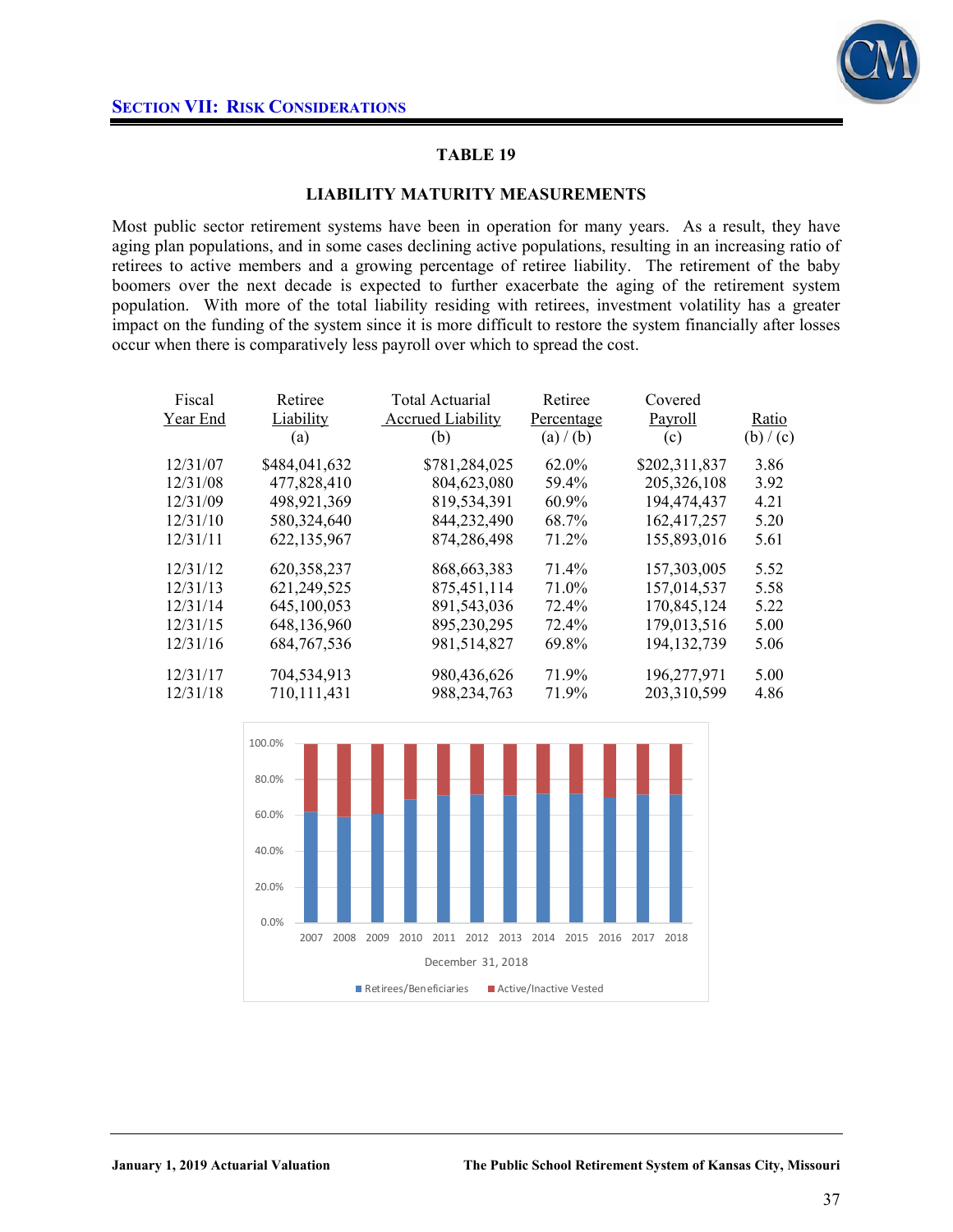## TABLE 19

### LIABILITY MATURITY MEASUREMENTS

Most public sector retirement systems have been in operation for many years. As a result, they have aging plan populations, and in some cases declining active populations, resulting in an increasing ratio of retirees to active members and a growing percentage of retiree liability. The retirement of the baby boomers over the next decade is expected to further exacerbate the aging of the retirement system population. With more of the total liability residing with retirees, investment volatility has a greater impact on the funding of the system since it is more difficult to restore the system financially after losses occur when there is comparatively less payroll over which to spread the cost.

| Fiscal Year End | Retiree Liability (a) | Total Actuarial Accrued Liability (b) | Retiree Percentage (a) / (b) | Covered Payroll (c) | Ratio (b) / (c) |
|---|---|---|---|---|---|
| 12/31/07 | $484,041,632 | $781,284,025 | 62.0% | $202,311,837 | 3.86 |
| 12/31/08 | 477,828,410 | 804,623,080 | 59.4% | 205,326,108 | 3.92 |
| 12/31/09 | 498,921,369 | 819,534,391 | 60.9% | 194,474,437 | 4.21 |
| 12/31/10 | 580,324,640 | 844,232,490 | 68.7% | 162,417,257 | 5.20 |
| 12/31/11 | 622,135,967 | 874,286,498 | 71.2% | 155,893,016 | 5.61 |
| 12/31/12 | 620,358,237 | 868,663,383 | 71.4% | 157,303,005 | 5.52 |
| 12/31/13 | 621,249,525 | 875,451,114 | 71.0% | 157,014,537 | 5.58 |
| 12/31/14 | 645,100,053 | 891,543,036 | 72.4% | 170,845,124 | 5.22 |
| 12/31/15 | 648,136,960 | 895,230,295 | 72.4% | 179,013,516 | 5.00 |
| 12/31/16 | 684,767,536 | 981,514,827 | 69.8% | 194,132,739 | 5.06 |
| 12/31/17 | 704,534,913 | 980,436,626 | 71.9% | 196,277,971 | 5.00 |
| 12/31/18 | 710,111,431 | 988,234,763 | 71.9% | 203,310,599 | 4.86 |

December 31, 2018

Retirees/Beneficiaries | Active/Inactive Vested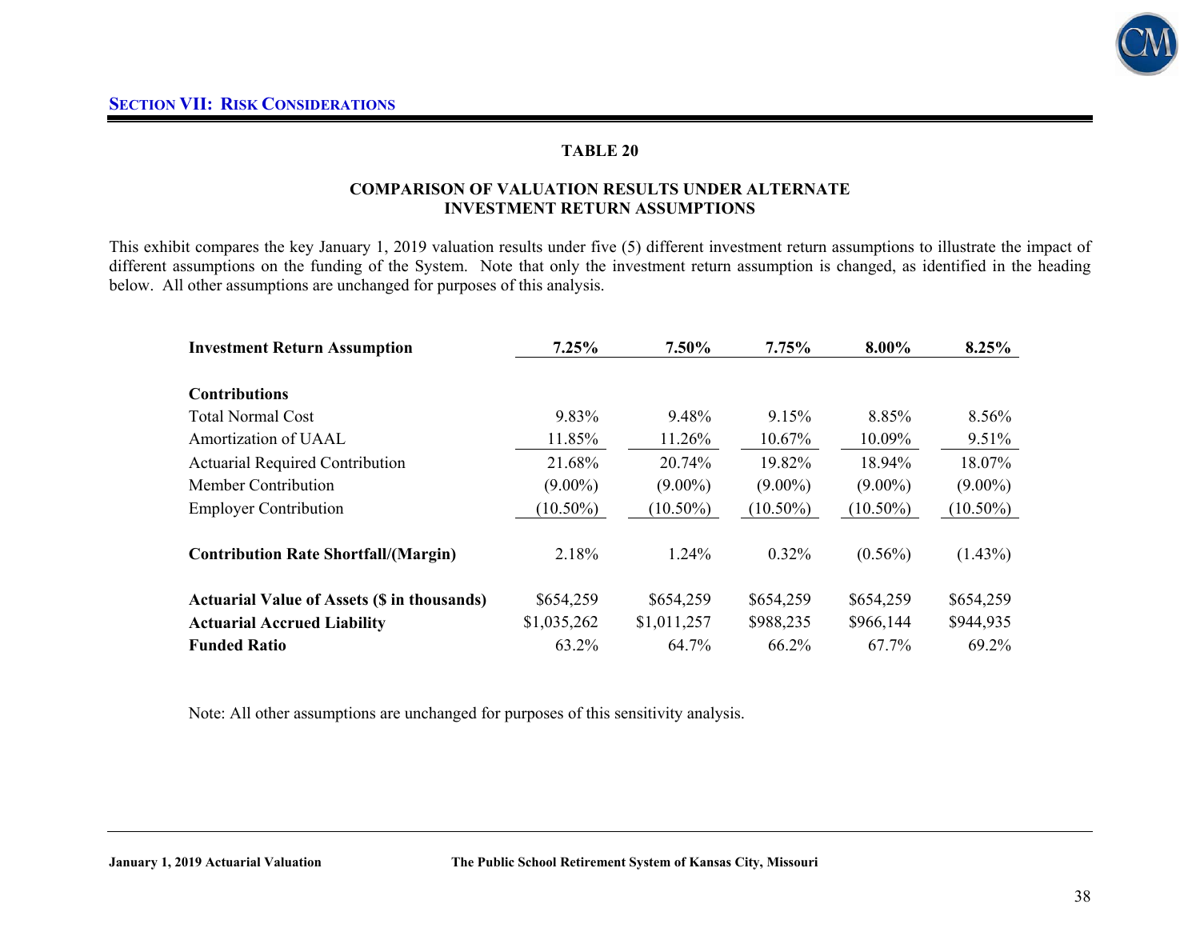**SECTION VII: RISK CONSIDERATIONS**

## TABLE 20

### COMPARISON OF VALUATION RESULTS UNDER ALTERNATE INVESTMENT RETURN ASSUMPTIONS

This exhibit compares the key January 1, 2019 valuation results under five (5) different investment return assumptions to illustrate the impact of different assumptions on the funding of the System. Note that only the investment return assumption is changed, as identified in the heading below. All other assumptions are unchanged for purposes of this analysis.

| **Investment Return Assumption** | **7.25%** | **7.50%** | **7.75%** | **8.00%** | **8.25%** |
|---|---|---|---|---|---|
| **Contributions** | | | | | |
| Total Normal Cost | 9.83% | 9.48% | 9.15% | 8.85% | 8.56% |
| Amortization of UAAL | 11.85% | 11.26% | 10.67% | 10.09% | 9.51% |
| Actuarial Required Contribution | 21.68% | 20.74% | 19.82% | 18.94% | 18.07% |
| Member Contribution | (9.00%) | (9.00%) | (9.00%) | (9.00%) | (9.00%) |
| Employer Contribution | (10.50%) | (10.50%) | (10.50%) | (10.50%) | (10.50%) |
| **Contribution Rate Shortfall/(Margin)** | 2.18% | 1.24% | 0.32% | (0.56%) | (1.43%) |
| **Actuarial Value of Assets ($ in thousands)** | $654,259 | $654,259 | $654,259 | $654,259 | $654,259 |
| **Actuarial Accrued Liability** | $1,035,262 | $1,011,257 | $988,235 | $966,144 | $944,935 |
| **Funded Ratio** | 63.2% | 64.7% | 66.2% | 67.7% | 69.2% |

Note: All other assumptions are unchanged for purposes of this sensitivity analysis.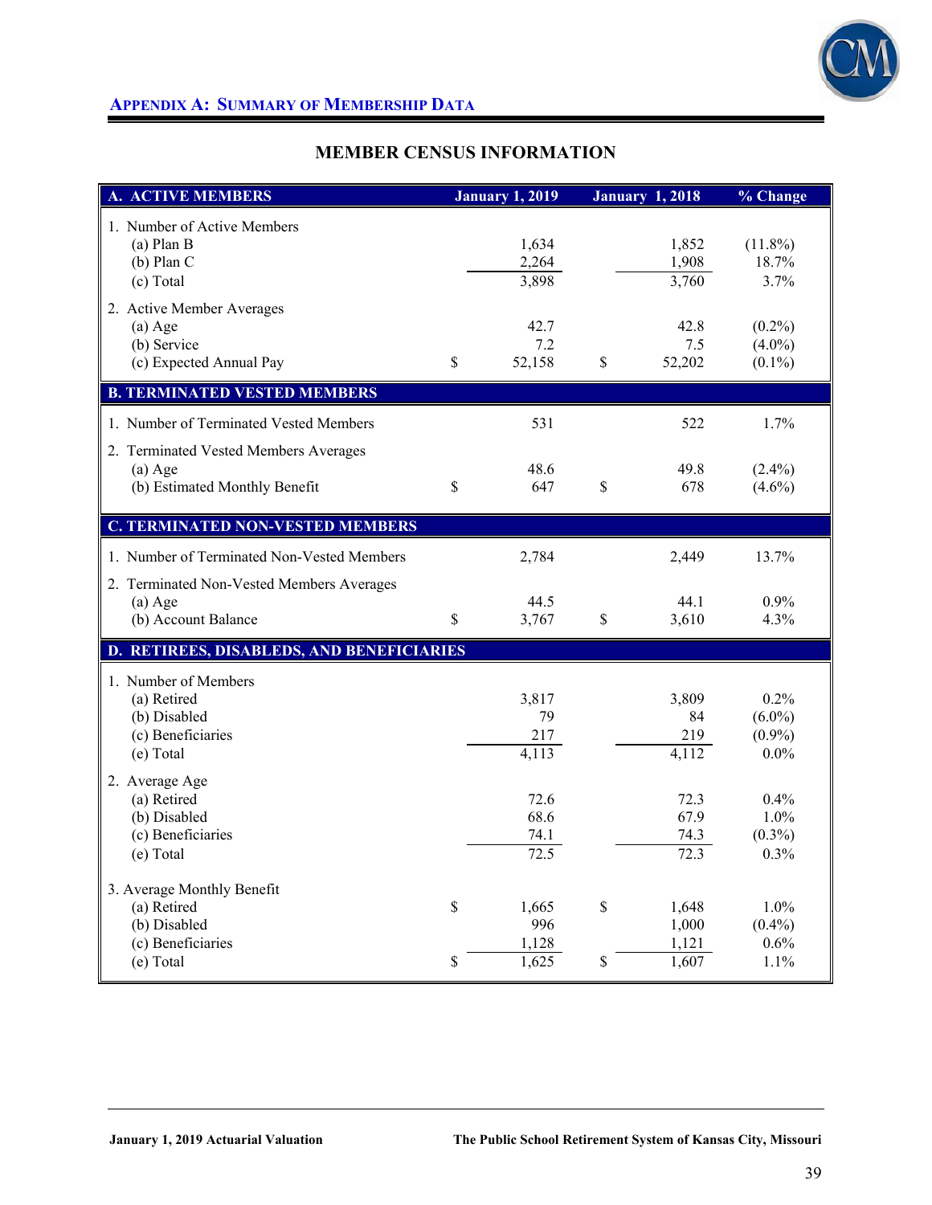## Appendix A: Summary of Membership Data

### MEMBER CENSUS INFORMATION

| A. ACTIVE MEMBERS | January 1, 2019 | January 1, 2018 | % Change |
|---|---|---|---|
| 1. Number of Active Members | | | |
| (a) Plan B | 1,634 | 1,852 | (11.8%) |
| (b) Plan C | 2,264 | 1,908 | 18.7% |
| (c) Total | 3,898 | 3,760 | 3.7% |
| 2. Active Member Averages | | | |
| (a) Age | 42.7 | 42.8 | (0.2%) |
| (b) Service | 7.2 | 7.5 | (4.0%) |
| (c) Expected Annual Pay | $ 52,158 | $ 52,202 | (0.1%) |
| **B. TERMINATED VESTED MEMBERS** | | | |
| 1. Number of Terminated Vested Members | 531 | 522 | 1.7% |
| 2. Terminated Vested Members Averages | | | |
| (a) Age | 48.6 | 49.8 | (2.4%) |
| (b) Estimated Monthly Benefit | $ 647 | $ 678 | (4.6%) |
| **C. TERMINATED NON-VESTED MEMBERS** | | | |
| 1. Number of Terminated Non-Vested Members | 2,784 | 2,449 | 13.7% |
| 2. Terminated Non-Vested Members Averages | | | |
| (a) Age | 44.5 | 44.1 | 0.9% |
| (b) Account Balance | $ 3,767 | $ 3,610 | 4.3% |
| **D. RETIREES, DISABLEDS, AND BENEFICIARIES** | | | |
| 1. Number of Members | | | |
| (a) Retired | 3,817 | 3,809 | 0.2% |
| (b) Disabled | 79 | 84 | (6.0%) |
| (c) Beneficiaries | 217 | 219 | (0.9%) |
| (e) Total | 4,113 | 4,112 | 0.0% |
| 2. Average Age | | | |
| (a) Retired | 72.6 | 72.3 | 0.4% |
| (b) Disabled | 68.6 | 67.9 | 1.0% |
| (c) Beneficiaries | 74.1 | 74.3 | (0.3%) |
| (e) Total | 72.5 | 72.3 | 0.3% |
| 3. Average Monthly Benefit | | | |
| (a) Retired | $ 1,665 | $ 1,648 | 1.0% |
| (b) Disabled | 996 | 1,000 | (0.4%) |
| (c) Beneficiaries | 1,128 | 1,121 | 0.6% |
| (e) Total | $ 1,625 | $ 1,607 | 1.1% |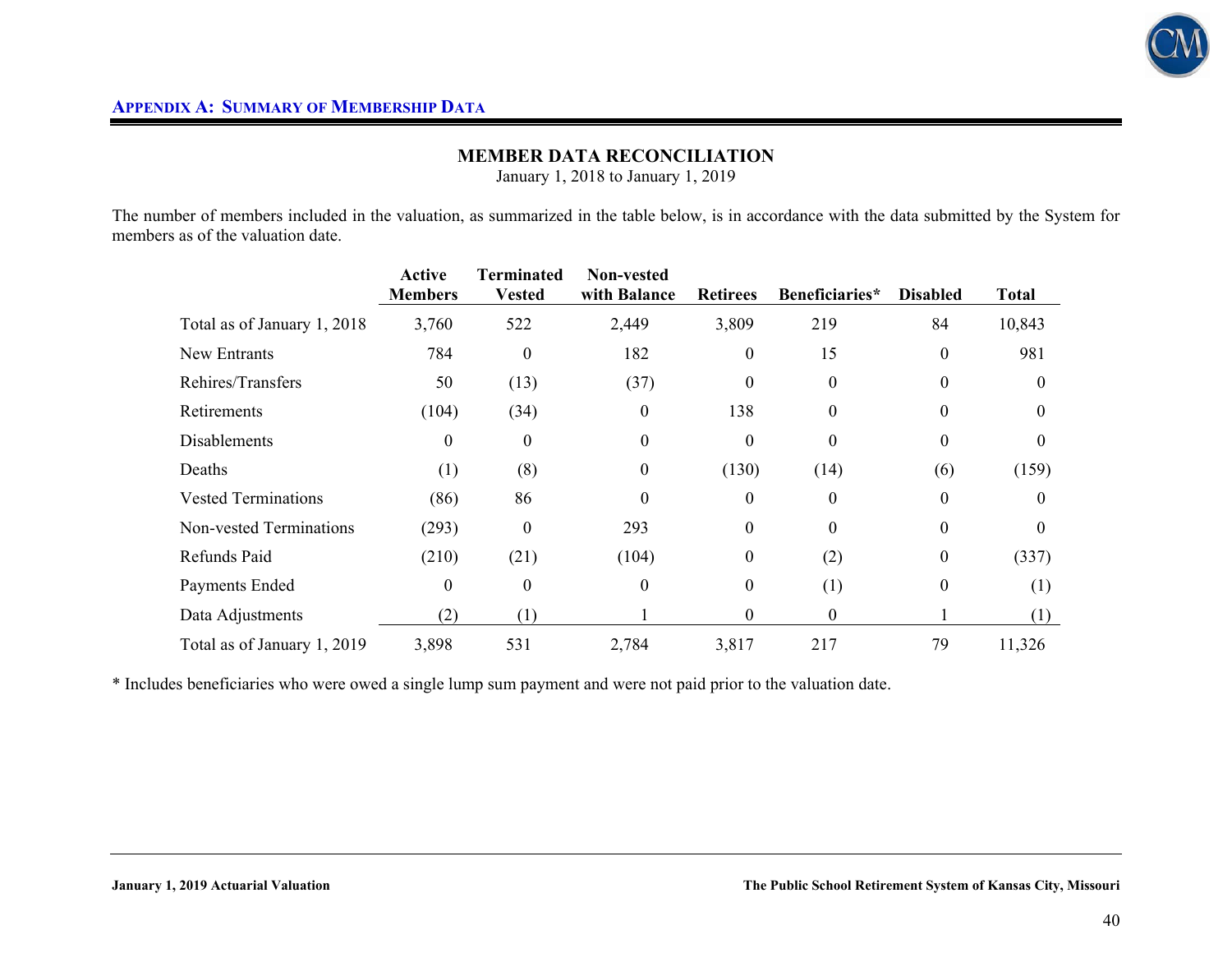## APPENDIX A: SUMMARY OF MEMBERSHIP DATA

### MEMBER DATA RECONCILIATION

January 1, 2018 to January 1, 2019

The number of members included in the valuation, as summarized in the table below, is in accordance with the data submitted by the System for members as of the valuation date.

| | Active Members | Terminated Vested | Non-vested with Balance | Retirees | Beneficiaries* | Disabled | Total |
|---|---|---|---|---|---|---|---|
| Total as of January 1, 2018 | 3,760 | 522 | 2,449 | 3,809 | 219 | 84 | 10,843 |
| New Entrants | 784 | 0 | 182 | 0 | 15 | 0 | 981 |
| Rehires/Transfers | 50 | (13) | (37) | 0 | 0 | 0 | 0 |
| Retirements | (104) | (34) | 0 | 138 | 0 | 0 | 0 |
| Disablements | 0 | 0 | 0 | 0 | 0 | 0 | 0 |
| Deaths | (1) | (8) | 0 | (130) | (14) | (6) | (159) |
| Vested Terminations | (86) | 86 | 0 | 0 | 0 | 0 | 0 |
| Non-vested Terminations | (293) | 0 | 293 | 0 | 0 | 0 | 0 |
| Refunds Paid | (210) | (21) | (104) | 0 | (2) | 0 | (337) |
| Payments Ended | 0 | 0 | 0 | 0 | (1) | 0 | (1) |
| Data Adjustments | (2) | (1) | 1 | 0 | 0 | 1 | (1) |
| Total as of January 1, 2019 | 3,898 | 531 | 2,784 | 3,817 | 217 | 79 | 11,326 |

* Includes beneficiaries who were owed a single lump sum payment and were not paid prior to the valuation date.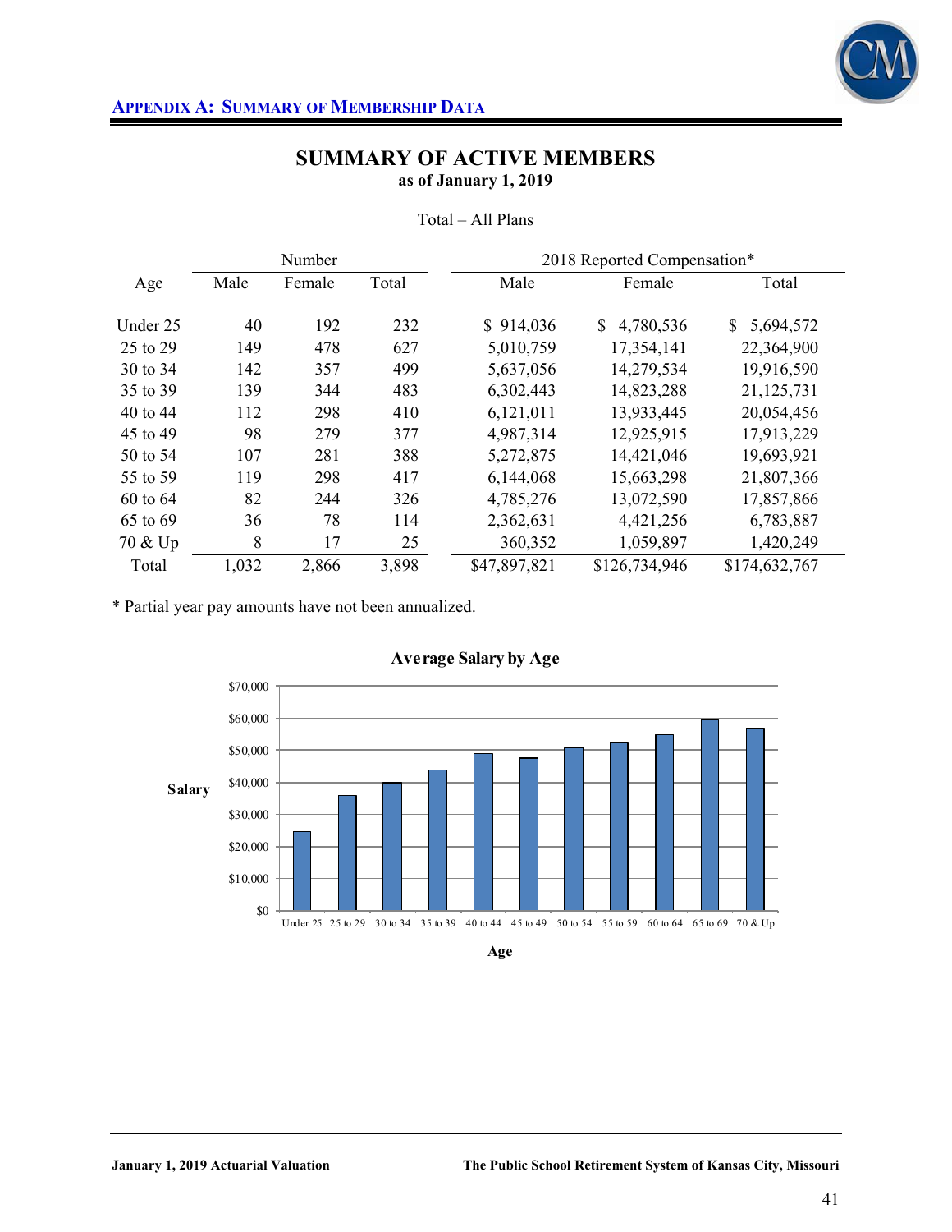## Appendix A: Summary of Membership Data

# SUMMARY OF ACTIVE MEMBERS

**as of January 1, 2019**

Total – All Plans

| Age | Number | | | 2018 Reported Compensation* | | |
|---|---|---|---|---|---|---|
| | Male | Female | Total | Male | Female | Total |
| Under 25 | 40 | 192 | 232 | $ 914,036 | $ 4,780,536 | $ 5,694,572 |
| 25 to 29 | 149 | 478 | 627 | 5,010,759 | 17,354,141 | 22,364,900 |
| 30 to 34 | 142 | 357 | 499 | 5,637,056 | 14,279,534 | 19,916,590 |
| 35 to 39 | 139 | 344 | 483 | 6,302,443 | 14,823,288 | 21,125,731 |
| 40 to 44 | 112 | 298 | 410 | 6,121,011 | 13,933,445 | 20,054,456 |
| 45 to 49 | 98 | 279 | 377 | 4,987,314 | 12,925,915 | 17,913,229 |
| 50 to 54 | 107 | 281 | 388 | 5,272,875 | 14,421,046 | 19,693,921 |
| 55 to 59 | 119 | 298 | 417 | 6,144,068 | 15,663,298 | 21,807,366 |
| 60 to 64 | 82 | 244 | 326 | 4,785,276 | 13,072,590 | 17,857,866 |
| 65 to 69 | 36 | 78 | 114 | 2,362,631 | 4,421,256 | 6,783,887 |
| 70 & Up | 8 | 17 | 25 | 360,352 | 1,059,897 | 1,420,249 |
| Total | 1,032 | 2,866 | 3,898 | $47,897,821 | $126,734,946 | $174,632,767 |

* Partial year pay amounts have not been annualized.

**Average Salary by Age**

| Age | Salary (approx.) |
|---|---|
| Under 25 | $25,000 |
| 25 to 29 | $36,000 |
| 30 to 34 | $40,000 |
| 35 to 39 | $44,000 |
| 40 to 44 | $49,000 |
| 45 to 49 | $47,500 |
| 50 to 54 | $51,000 |
| 55 to 59 | $52,500 |
| 60 to 64 | $55,000 |
| 65 to 69 | $59,500 |
| 70 & Up | $57,000 |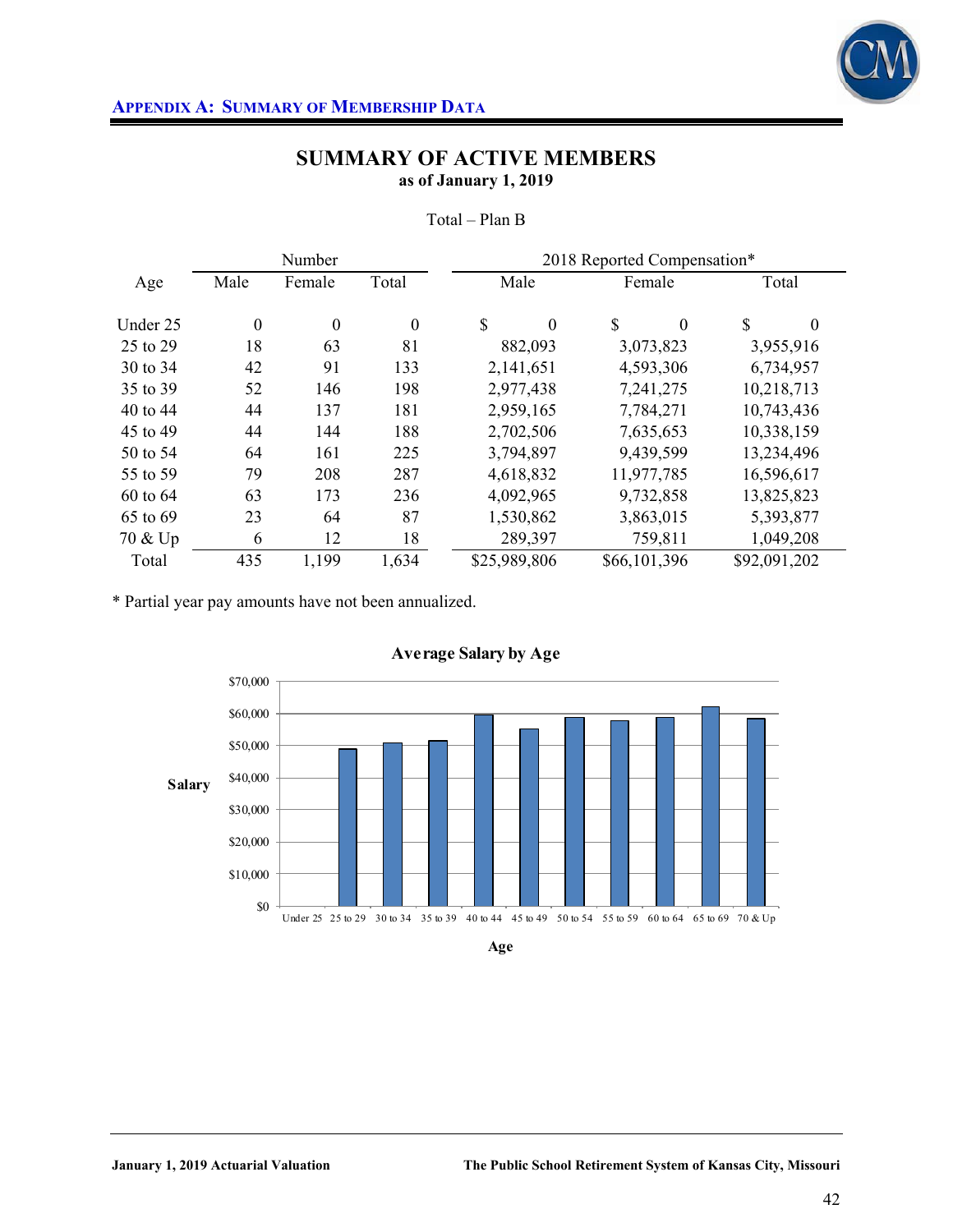## APPENDIX A: SUMMARY OF MEMBERSHIP DATA

# SUMMARY OF ACTIVE MEMBERS
### as of January 1, 2019

Total – Plan B

| Age | Number | | | 2018 Reported Compensation* | | |
|---|---|---|---|---|---|---|
| | Male | Female | Total | Male | Female | Total |
| Under 25 | 0 | 0 | 0 | $ 0 | $ 0 | $ 0 |
| 25 to 29 | 18 | 63 | 81 | 882,093 | 3,073,823 | 3,955,916 |
| 30 to 34 | 42 | 91 | 133 | 2,141,651 | 4,593,306 | 6,734,957 |
| 35 to 39 | 52 | 146 | 198 | 2,977,438 | 7,241,275 | 10,218,713 |
| 40 to 44 | 44 | 137 | 181 | 2,959,165 | 7,784,271 | 10,743,436 |
| 45 to 49 | 44 | 144 | 188 | 2,702,506 | 7,635,653 | 10,338,159 |
| 50 to 54 | 64 | 161 | 225 | 3,794,897 | 9,439,599 | 13,234,496 |
| 55 to 59 | 79 | 208 | 287 | 4,618,832 | 11,977,785 | 16,596,617 |
| 60 to 64 | 63 | 173 | 236 | 4,092,965 | 9,732,858 | 13,825,823 |
| 65 to 69 | 23 | 64 | 87 | 1,530,862 | 3,863,015 | 5,393,877 |
| 70 & Up | 6 | 12 | 18 | 289,397 | 759,811 | 1,049,208 |
| Total | 435 | 1,199 | 1,634 | $25,989,806 | $66,101,396 | $92,091,202 |

* Partial year pay amounts have not been annualized.

**Average Salary by Age**

Salary: $0, $10,000, $20,000, $30,000, $40,000, $50,000, $60,000, $70,000

Age: Under 25, 25 to 29, 30 to 34, 35 to 39, 40 to 44, 45 to 49, 50 to 54, 55 to 59, 60 to 64, 65 to 69, 70 & Up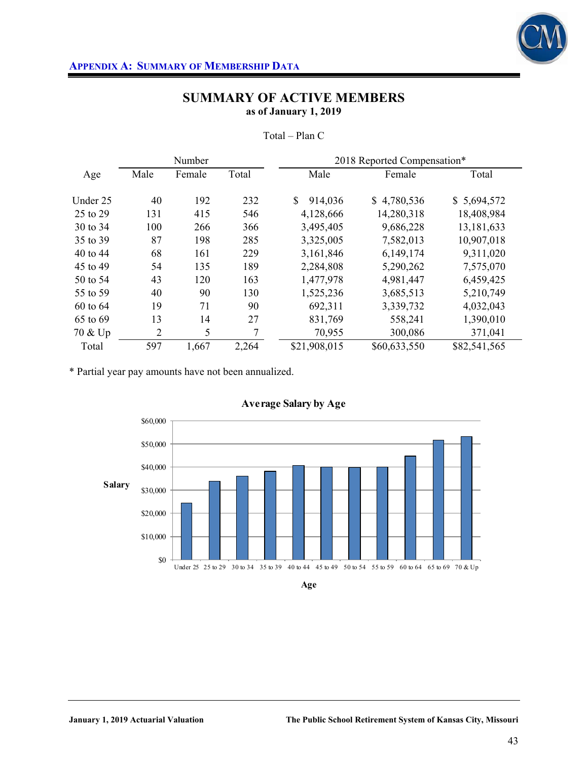**APPENDIX A: SUMMARY OF MEMBERSHIP DATA**

## SUMMARY OF ACTIVE MEMBERS
### as of January 1, 2019

Total – Plan C

| Age | Number | | | 2018 Reported Compensation* | | |
|---|---|---|---|---|---|---|
| | Male | Female | Total | Male | Female | Total |
| Under 25 | 40 | 192 | 232 | $ 914,036 | $ 4,780,536 | $ 5,694,572 |
| 25 to 29 | 131 | 415 | 546 | 4,128,666 | 14,280,318 | 18,408,984 |
| 30 to 34 | 100 | 266 | 366 | 3,495,405 | 9,686,228 | 13,181,633 |
| 35 to 39 | 87 | 198 | 285 | 3,325,005 | 7,582,013 | 10,907,018 |
| 40 to 44 | 68 | 161 | 229 | 3,161,846 | 6,149,174 | 9,311,020 |
| 45 to 49 | 54 | 135 | 189 | 2,284,808 | 5,290,262 | 7,575,070 |
| 50 to 54 | 43 | 120 | 163 | 1,477,978 | 4,981,447 | 6,459,425 |
| 55 to 59 | 40 | 90 | 130 | 1,525,236 | 3,685,513 | 5,210,749 |
| 60 to 64 | 19 | 71 | 90 | 692,311 | 3,339,732 | 4,032,043 |
| 65 to 69 | 13 | 14 | 27 | 831,769 | 558,241 | 1,390,010 |
| 70 & Up | 2 | 5 | 7 | 70,955 | 300,086 | 371,041 |
| Total | 597 | 1,667 | 2,264 | $21,908,015 | $60,633,550 | $82,541,565 |

* Partial year pay amounts have not been annualized.

**Average Salary by Age**

| Age | Under 25 | 25 to 29 | 30 to 34 | 35 to 39 | 40 to 44 | 45 to 49 | 50 to 54 | 55 to 59 | 60 to 64 | 65 to 69 | 70 & Up |
|---|---|---|---|---|---|---|---|---|---|---|---|
| Salary | ~$24,500 | ~$33,700 | ~$36,000 | ~$38,300 | ~$40,700 | ~$40,100 | ~$39,600 | ~$40,100 | ~$44,800 | ~$51,500 | ~$53,000 |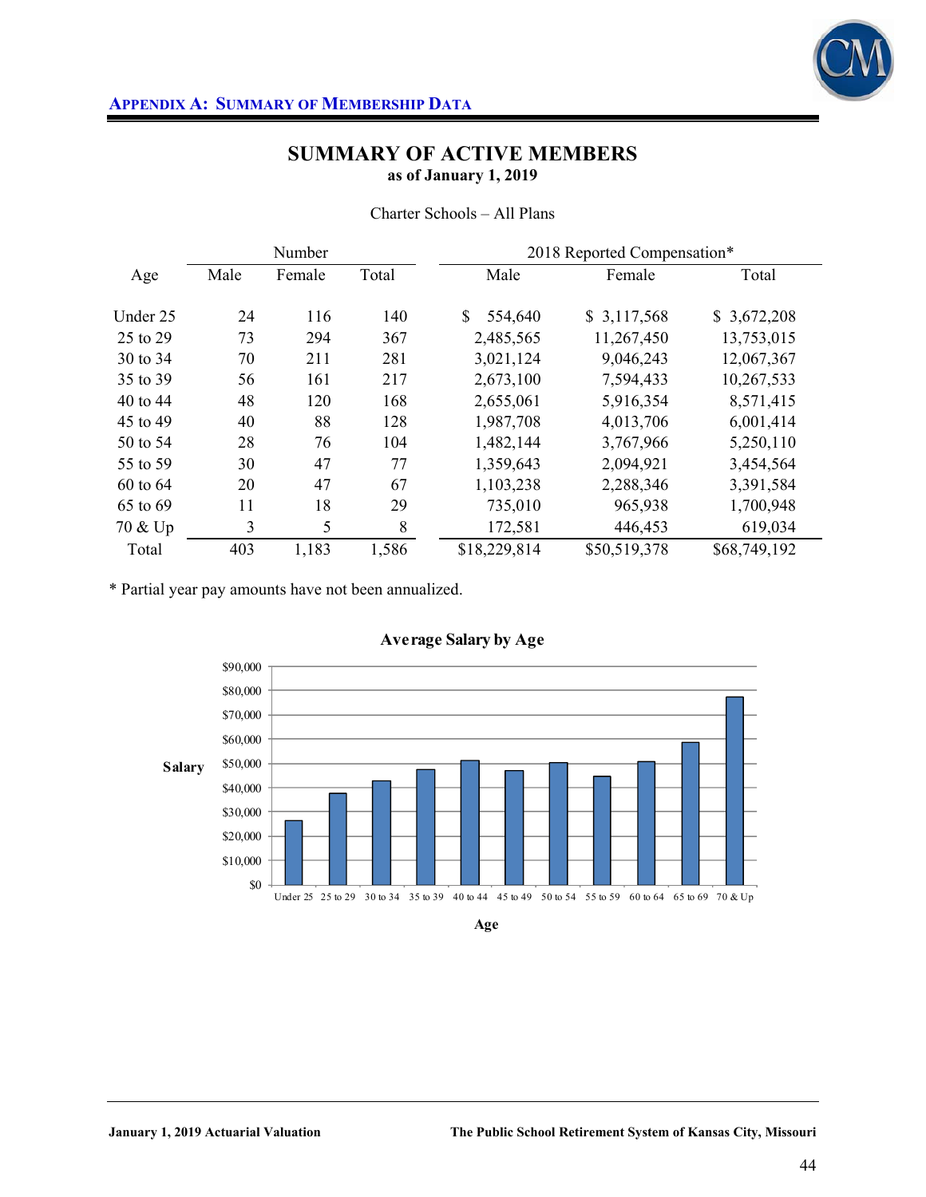## Appendix A: Summary of Membership Data

# SUMMARY OF ACTIVE MEMBERS

**as of January 1, 2019**

Charter Schools – All Plans

| Age | Number | | | 2018 Reported Compensation* | | |
|---|---|---|---|---|---|---|
| | Male | Female | Total | Male | Female | Total |
| Under 25 | 24 | 116 | 140 | $ 554,640 | $ 3,117,568 | $ 3,672,208 |
| 25 to 29 | 73 | 294 | 367 | 2,485,565 | 11,267,450 | 13,753,015 |
| 30 to 34 | 70 | 211 | 281 | 3,021,124 | 9,046,243 | 12,067,367 |
| 35 to 39 | 56 | 161 | 217 | 2,673,100 | 7,594,433 | 10,267,533 |
| 40 to 44 | 48 | 120 | 168 | 2,655,061 | 5,916,354 | 8,571,415 |
| 45 to 49 | 40 | 88 | 128 | 1,987,708 | 4,013,706 | 6,001,414 |
| 50 to 54 | 28 | 76 | 104 | 1,482,144 | 3,767,966 | 5,250,110 |
| 55 to 59 | 30 | 47 | 77 | 1,359,643 | 2,094,921 | 3,454,564 |
| 60 to 64 | 20 | 47 | 67 | 1,103,238 | 2,288,346 | 3,391,584 |
| 65 to 69 | 11 | 18 | 29 | 735,010 | 965,938 | 1,700,948 |
| 70 & Up | 3 | 5 | 8 | 172,581 | 446,453 | 619,034 |
| Total | 403 | 1,183 | 1,586 | $18,229,814 | $50,519,378 | $68,749,192 |

* Partial year pay amounts have not been annualized.

**Average Salary by Age**

Salary: $0, $10,000, $20,000, $30,000, $40,000, $50,000, $60,000, $70,000, $80,000, $90,000

Age: Under 25, 25 to 29, 30 to 34, 35 to 39, 40 to 44, 45 to 49, 50 to 54, 55 to 59, 60 to 64, 65 to 69, 70 & Up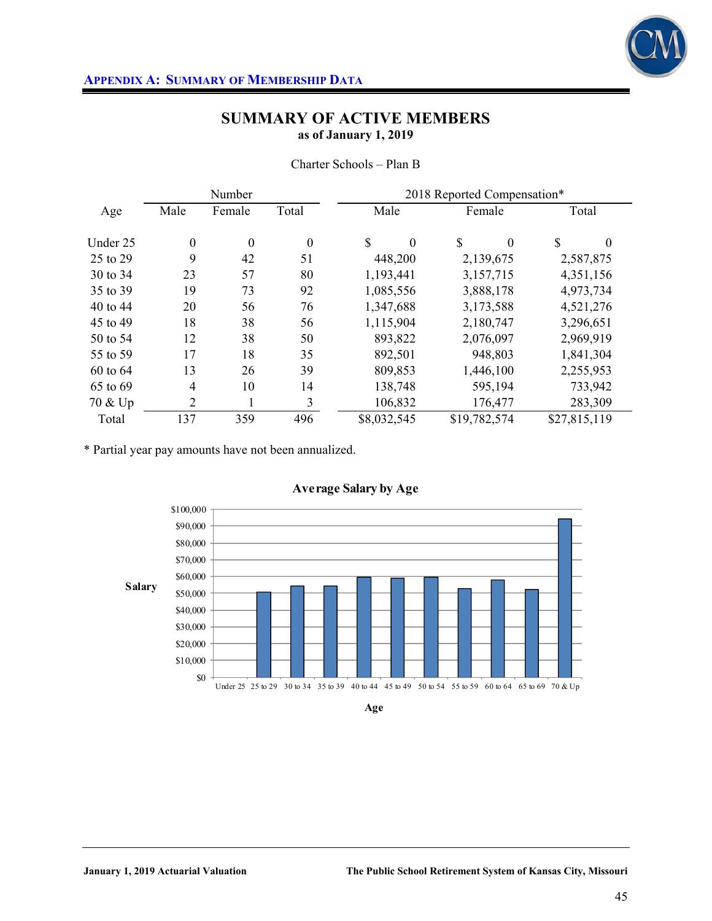## APPENDIX A: SUMMARY OF MEMBERSHIP DATA

# SUMMARY OF ACTIVE MEMBERS

**as of January 1, 2019**

Charter Schools – Plan B

| Age | Number | | | 2018 Reported Compensation* | | |
|---|---|---|---|---|---|---|
| | Male | Female | Total | Male | Female | Total |
| Under 25 | 0 | 0 | 0 | $ 0 | $ 0 | $ 0 |
| 25 to 29 | 9 | 42 | 51 | 448,200 | 2,139,675 | 2,587,875 |
| 30 to 34 | 23 | 57 | 80 | 1,193,441 | 3,157,715 | 4,351,156 |
| 35 to 39 | 19 | 73 | 92 | 1,085,556 | 3,888,178 | 4,973,734 |
| 40 to 44 | 20 | 56 | 76 | 1,347,688 | 3,173,588 | 4,521,276 |
| 45 to 49 | 18 | 38 | 56 | 1,115,904 | 2,180,747 | 3,296,651 |
| 50 to 54 | 12 | 38 | 50 | 893,822 | 2,076,097 | 2,969,919 |
| 55 to 59 | 17 | 18 | 35 | 892,501 | 948,803 | 1,841,304 |
| 60 to 64 | 13 | 26 | 39 | 809,853 | 1,446,100 | 2,255,953 |
| 65 to 69 | 4 | 10 | 14 | 138,748 | 595,194 | 733,942 |
| 70 & Up | 2 | 1 | 3 | 106,832 | 176,477 | 283,309 |
| Total | 137 | 359 | 496 | $8,032,545 | $19,782,574 | $27,815,119 |

\* Partial year pay amounts have not been annualized.

**Average Salary by Age**

Salary: $0 – $100,000; Age: Under 25, 25 to 29, 30 to 34, 35 to 39, 40 to 44, 45 to 49, 50 to 54, 55 to 59, 60 to 64, 65 to 69, 70 & Up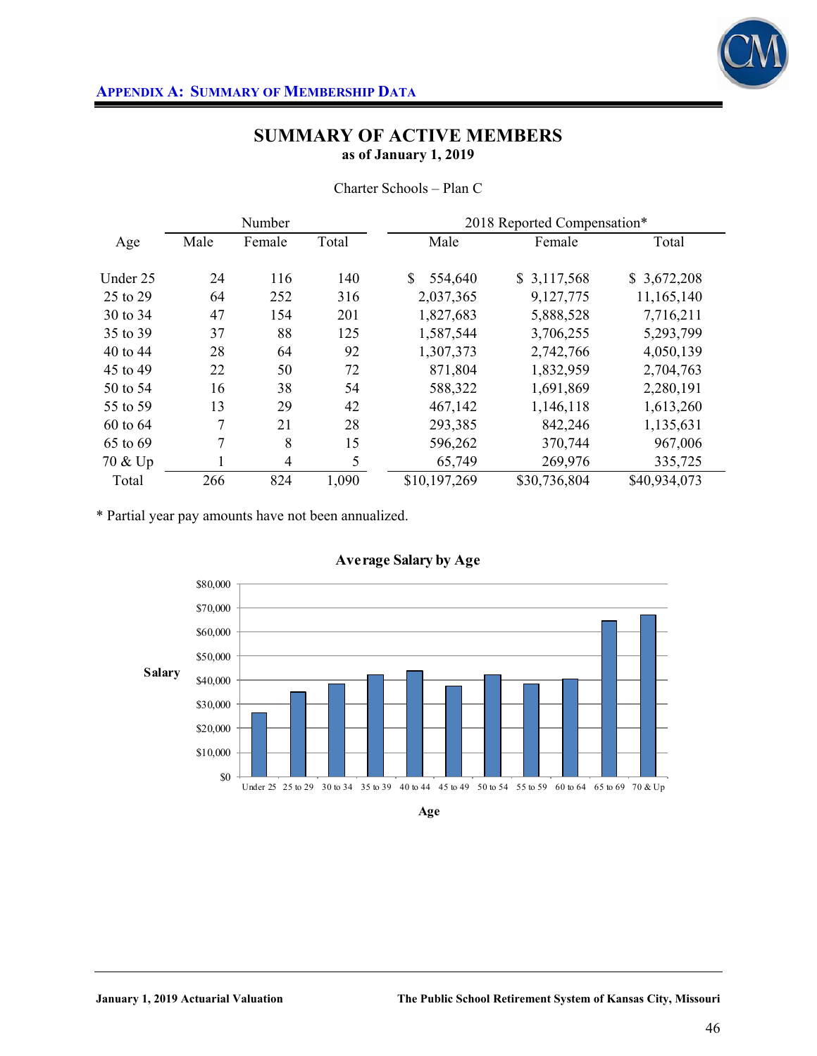## APPENDIX A: SUMMARY OF MEMBERSHIP DATA

# SUMMARY OF ACTIVE MEMBERS

**as of January 1, 2019**

Charter Schools – Plan C

| Age | Number | | | 2018 Reported Compensation* | | |
|---|---|---|---|---|---|---|
| | Male | Female | Total | Male | Female | Total |
| Under 25 | 24 | 116 | 140 | $ 554,640 | $ 3,117,568 | $ 3,672,208 |
| 25 to 29 | 64 | 252 | 316 | 2,037,365 | 9,127,775 | 11,165,140 |
| 30 to 34 | 47 | 154 | 201 | 1,827,683 | 5,888,528 | 7,716,211 |
| 35 to 39 | 37 | 88 | 125 | 1,587,544 | 3,706,255 | 5,293,799 |
| 40 to 44 | 28 | 64 | 92 | 1,307,373 | 2,742,766 | 4,050,139 |
| 45 to 49 | 22 | 50 | 72 | 871,804 | 1,832,959 | 2,704,763 |
| 50 to 54 | 16 | 38 | 54 | 588,322 | 1,691,869 | 2,280,191 |
| 55 to 59 | 13 | 29 | 42 | 467,142 | 1,146,118 | 1,613,260 |
| 60 to 64 | 7 | 21 | 28 | 293,385 | 842,246 | 1,135,631 |
| 65 to 69 | 7 | 8 | 15 | 596,262 | 370,744 | 967,006 |
| 70 & Up | 1 | 4 | 5 | 65,749 | 269,976 | 335,725 |
| Total | 266 | 824 | 1,090 | $10,197,269 | $30,736,804 | $40,934,073 |

* Partial year pay amounts have not been annualized.

**Average Salary by Age**

| Age | Under 25 | 25 to 29 | 30 to 34 | 35 to 39 | 40 to 44 | 45 to 49 | 50 to 54 | 55 to 59 | 60 to 64 | 65 to 69 | 70 & Up |
|---|---|---|---|---|---|---|---|---|---|---|---|
| Salary | ~$26,000 | ~$35,000 | ~$38,000 | ~$42,000 | ~$44,000 | ~$37,500 | ~$42,000 | ~$38,000 | ~$40,500 | ~$64,500 | ~$67,000 |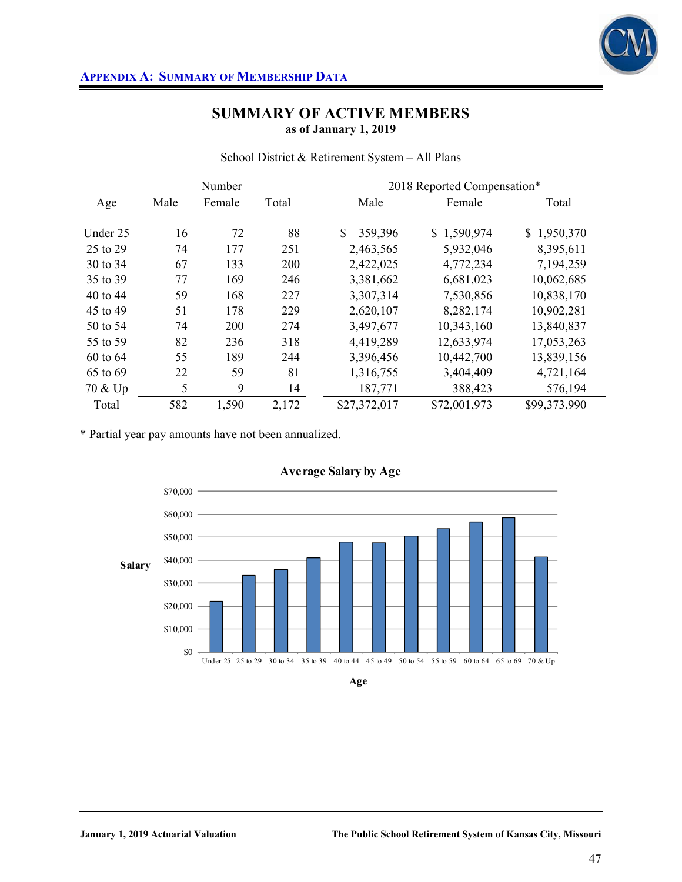## APPENDIX A: SUMMARY OF MEMBERSHIP DATA

# SUMMARY OF ACTIVE MEMBERS

**as of January 1, 2019**

School District & Retirement System – All Plans

| Age | Number | | | 2018 Reported Compensation* | | |
|---|---|---|---|---|---|---|
| | Male | Female | Total | Male | Female | Total |
| Under 25 | 16 | 72 | 88 | $ 359,396 | $ 1,590,974 | $ 1,950,370 |
| 25 to 29 | 74 | 177 | 251 | 2,463,565 | 5,932,046 | 8,395,611 |
| 30 to 34 | 67 | 133 | 200 | 2,422,025 | 4,772,234 | 7,194,259 |
| 35 to 39 | 77 | 169 | 246 | 3,381,662 | 6,681,023 | 10,062,685 |
| 40 to 44 | 59 | 168 | 227 | 3,307,314 | 7,530,856 | 10,838,170 |
| 45 to 49 | 51 | 178 | 229 | 2,620,107 | 8,282,174 | 10,902,281 |
| 50 to 54 | 74 | 200 | 274 | 3,497,677 | 10,343,160 | 13,840,837 |
| 55 to 59 | 82 | 236 | 318 | 4,419,289 | 12,633,974 | 17,053,263 |
| 60 to 64 | 55 | 189 | 244 | 3,396,456 | 10,442,700 | 13,839,156 |
| 65 to 69 | 22 | 59 | 81 | 1,316,755 | 3,404,409 | 4,721,164 |
| 70 & Up | 5 | 9 | 14 | 187,771 | 388,423 | 576,194 |
| Total | 582 | 1,590 | 2,172 | $27,372,017 | $72,001,973 | $99,373,990 |

* Partial year pay amounts have not been annualized.

**Average Salary by Age**

| Age | Average Salary (approx.) |
|---|---|
| Under 25 | $22,000 |
| 25 to 29 | $33,000 |
| 30 to 34 | $36,000 |
| 35 to 39 | $41,000 |
| 40 to 44 | $48,000 |
| 45 to 49 | $48,000 |
| 50 to 54 | $51,000 |
| 55 to 59 | $54,000 |
| 60 to 64 | $57,000 |
| 65 to 69 | $58,000 |
| 70 & Up | $41,000 |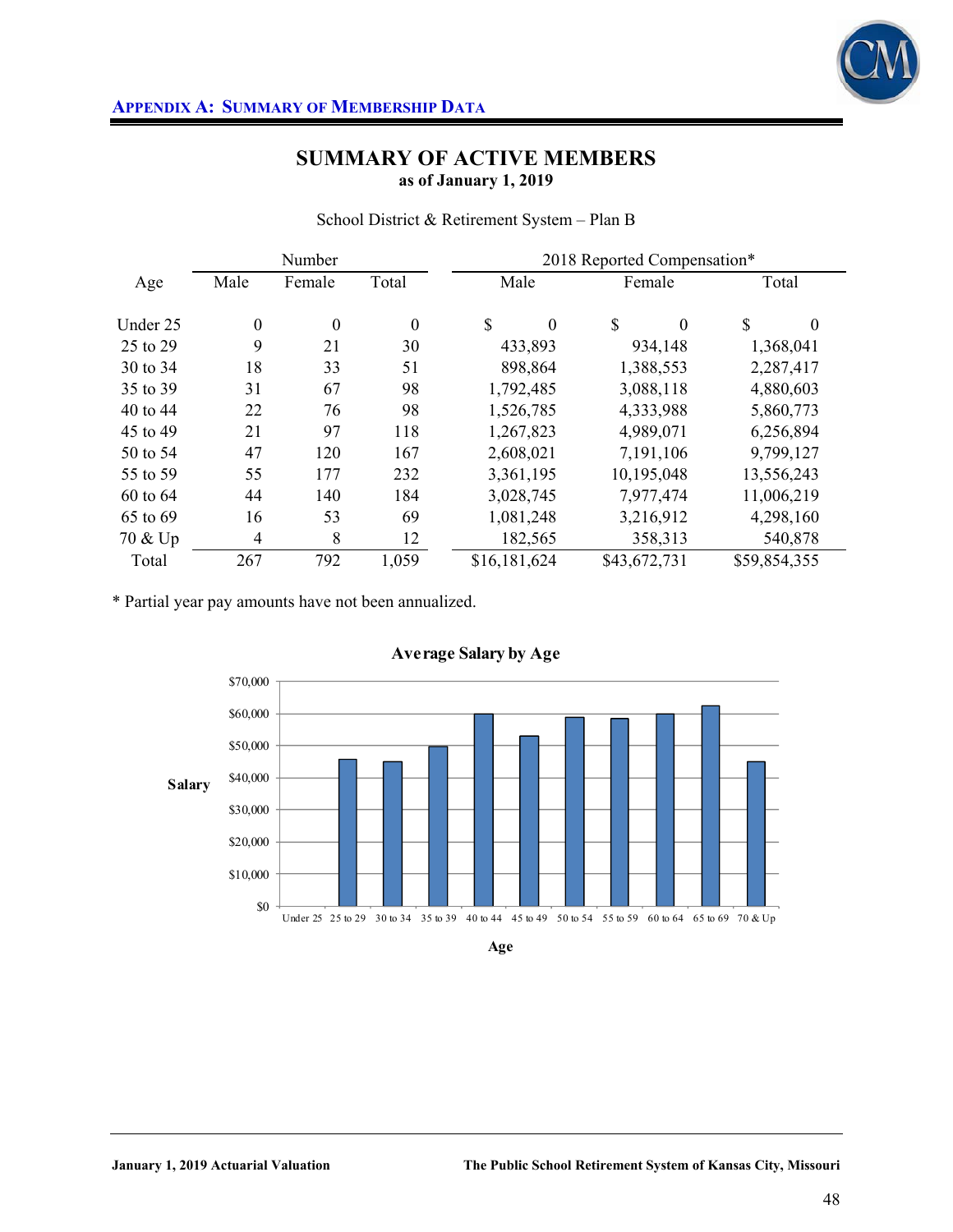## APPENDIX A: SUMMARY OF MEMBERSHIP DATA

# SUMMARY OF ACTIVE MEMBERS

**as of January 1, 2019**

School District & Retirement System – Plan B

| Age | Number | | | 2018 Reported Compensation* | | |
|---|---|---|---|---|---|---|
| | Male | Female | Total | Male | Female | Total |
| Under 25 | 0 | 0 | 0 | $ 0 | $ 0 | $ 0 |
| 25 to 29 | 9 | 21 | 30 | 433,893 | 934,148 | 1,368,041 |
| 30 to 34 | 18 | 33 | 51 | 898,864 | 1,388,553 | 2,287,417 |
| 35 to 39 | 31 | 67 | 98 | 1,792,485 | 3,088,118 | 4,880,603 |
| 40 to 44 | 22 | 76 | 98 | 1,526,785 | 4,333,988 | 5,860,773 |
| 45 to 49 | 21 | 97 | 118 | 1,267,823 | 4,989,071 | 6,256,894 |
| 50 to 54 | 47 | 120 | 167 | 2,608,021 | 7,191,106 | 9,799,127 |
| 55 to 59 | 55 | 177 | 232 | 3,361,195 | 10,195,048 | 13,556,243 |
| 60 to 64 | 44 | 140 | 184 | 3,028,745 | 7,977,474 | 11,006,219 |
| 65 to 69 | 16 | 53 | 69 | 1,081,248 | 3,216,912 | 4,298,160 |
| 70 & Up | 4 | 8 | 12 | 182,565 | 358,313 | 540,878 |
| Total | 267 | 792 | 1,059 | $16,181,624 | $43,672,731 | $59,854,355 |

* Partial year pay amounts have not been annualized.

**Average Salary by Age**

Salary: $0, $10,000, $20,000, $30,000, $40,000, $50,000, $60,000, $70,000

Age: Under 25, 25 to 29, 30 to 34, 35 to 39, 40 to 44, 45 to 49, 50 to 54, 55 to 59, 60 to 64, 65 to 69, 70 & Up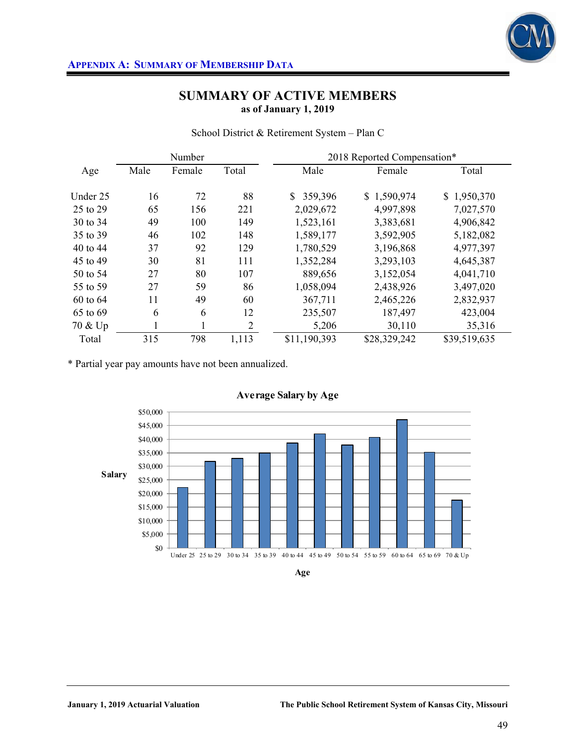## Appendix A: Summary of Membership Data

# SUMMARY OF ACTIVE MEMBERS
**as of January 1, 2019**

School District & Retirement System – Plan C

| Age | Number | | | 2018 Reported Compensation* | | |
|---|---|---|---|---|---|---|
| | Male | Female | Total | Male | Female | Total |
| Under 25 | 16 | 72 | 88 | $ 359,396 | $ 1,590,974 | $ 1,950,370 |
| 25 to 29 | 65 | 156 | 221 | 2,029,672 | 4,997,898 | 7,027,570 |
| 30 to 34 | 49 | 100 | 149 | 1,523,161 | 3,383,681 | 4,906,842 |
| 35 to 39 | 46 | 102 | 148 | 1,589,177 | 3,592,905 | 5,182,082 |
| 40 to 44 | 37 | 92 | 129 | 1,780,529 | 3,196,868 | 4,977,397 |
| 45 to 49 | 30 | 81 | 111 | 1,352,284 | 3,293,103 | 4,645,387 |
| 50 to 54 | 27 | 80 | 107 | 889,656 | 3,152,054 | 4,041,710 |
| 55 to 59 | 27 | 59 | 86 | 1,058,094 | 2,438,926 | 3,497,020 |
| 60 to 64 | 11 | 49 | 60 | 367,711 | 2,465,226 | 2,832,937 |
| 65 to 69 | 6 | 6 | 12 | 235,507 | 187,497 | 423,004 |
| 70 & Up | 1 | 1 | 2 | 5,206 | 30,110 | 35,316 |
| Total | 315 | 798 | 1,113 | $11,190,393 | $28,329,242 | $39,519,635 |

* Partial year pay amounts have not been annualized.

**Average Salary by Age**

| Age | Under 25 | 25 to 29 | 30 to 34 | 35 to 39 | 40 to 44 | 45 to 49 | 50 to 54 | 55 to 59 | 60 to 64 | 65 to 69 | 70 & Up |
|---|---|---|---|---|---|---|---|---|---|---|---|
| Salary (approx.) | ~$22,000 | ~$32,000 | ~$33,000 | ~$35,000 | ~$38,500 | ~$42,000 | ~$38,000 | ~$40,500 | ~$47,000 | ~$35,000 | ~$17,500 |

Salary axis: $0 to $50,000 (in $5,000 increments); x-axis: Age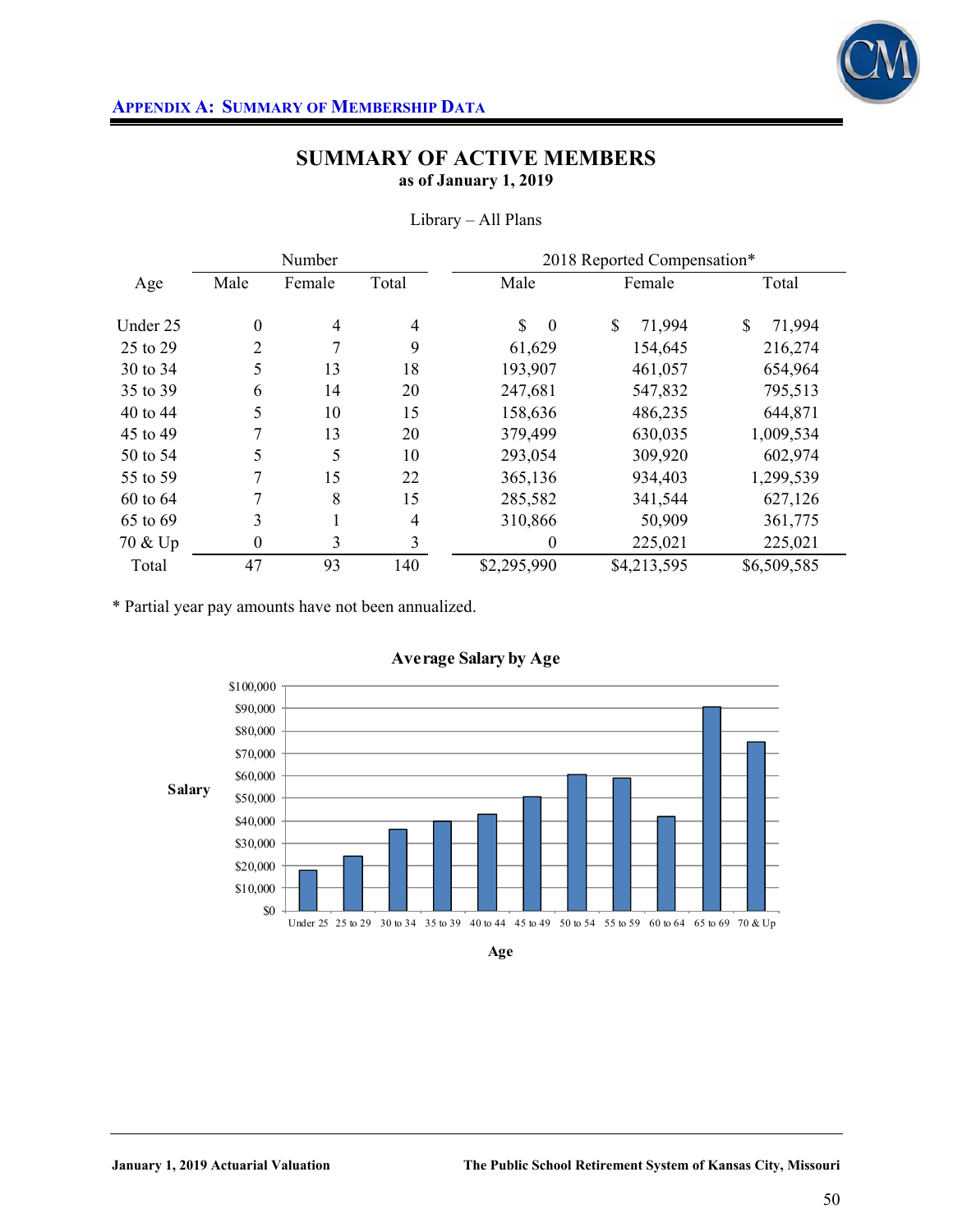## Appendix A: Summary of Membership Data

# SUMMARY OF ACTIVE MEMBERS

**as of January 1, 2019**

Library – All Plans

| Age | Number | | | 2018 Reported Compensation* | | |
|---|---|---|---|---|---|---|
| | Male | Female | Total | Male | Female | Total |
| Under 25 | 0 | 4 | 4 | $ 0 | $ 71,994 | $ 71,994 |
| 25 to 29 | 2 | 7 | 9 | 61,629 | 154,645 | 216,274 |
| 30 to 34 | 5 | 13 | 18 | 193,907 | 461,057 | 654,964 |
| 35 to 39 | 6 | 14 | 20 | 247,681 | 547,832 | 795,513 |
| 40 to 44 | 5 | 10 | 15 | 158,636 | 486,235 | 644,871 |
| 45 to 49 | 7 | 13 | 20 | 379,499 | 630,035 | 1,009,534 |
| 50 to 54 | 5 | 5 | 10 | 293,054 | 309,920 | 602,974 |
| 55 to 59 | 7 | 15 | 22 | 365,136 | 934,403 | 1,299,539 |
| 60 to 64 | 7 | 8 | 15 | 285,582 | 341,544 | 627,126 |
| 65 to 69 | 3 | 1 | 4 | 310,866 | 50,909 | 361,775 |
| 70 & Up | 0 | 3 | 3 | 0 | 225,021 | 225,021 |
| Total | 47 | 93 | 140 | $2,295,990 | $4,213,595 | $6,509,585 |

* Partial year pay amounts have not been annualized.

**Average Salary by Age**

| Age | Under 25 | 25 to 29 | 30 to 34 | 35 to 39 | 40 to 44 | 45 to 49 | 50 to 54 | 55 to 59 | 60 to 64 | 65 to 69 | 70 & Up |
|---|---|---|---|---|---|---|---|---|---|---|---|
| Salary (approx.) | $18,000 | $24,000 | $36,000 | $40,000 | $43,000 | $50,000 | $60,000 | $59,000 | $42,000 | $90,000 | $75,000 |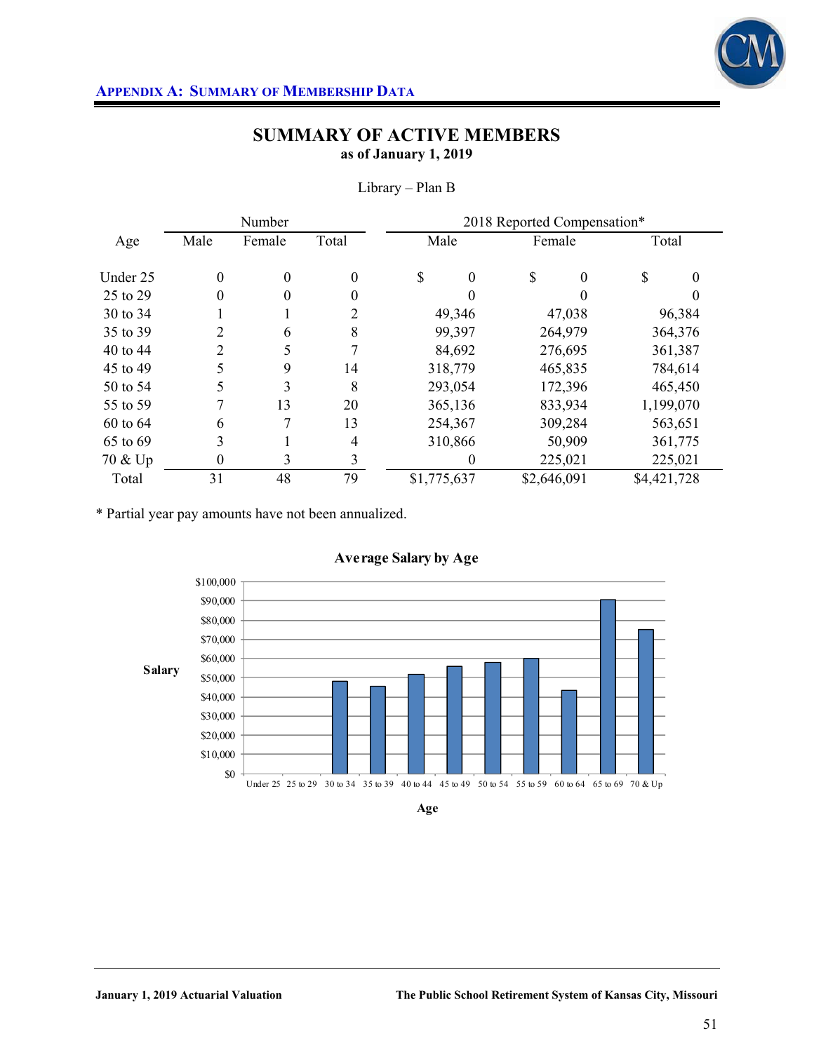## APPENDIX A: SUMMARY OF MEMBERSHIP DATA

# SUMMARY OF ACTIVE MEMBERS

**as of January 1, 2019**

Library – Plan B

| Age | Number | | | 2018 Reported Compensation* | | |
|---|---|---|---|---|---|---|
| | Male | Female | Total | Male | Female | Total |
| Under 25 | 0 | 0 | 0 | $ 0 | $ 0 | $ 0 |
| 25 to 29 | 0 | 0 | 0 | 0 | 0 | 0 |
| 30 to 34 | 1 | 1 | 2 | 49,346 | 47,038 | 96,384 |
| 35 to 39 | 2 | 6 | 8 | 99,397 | 264,979 | 364,376 |
| 40 to 44 | 2 | 5 | 7 | 84,692 | 276,695 | 361,387 |
| 45 to 49 | 5 | 9 | 14 | 318,779 | 465,835 | 784,614 |
| 50 to 54 | 5 | 3 | 8 | 293,054 | 172,396 | 465,450 |
| 55 to 59 | 7 | 13 | 20 | 365,136 | 833,934 | 1,199,070 |
| 60 to 64 | 6 | 7 | 13 | 254,367 | 309,284 | 563,651 |
| 65 to 69 | 3 | 1 | 4 | 310,866 | 50,909 | 361,775 |
| 70 & Up | 0 | 3 | 3 | 0 | 225,021 | 225,021 |
| Total | 31 | 48 | 79 | $1,775,637 | $2,646,091 | $4,421,728 |

\* Partial year pay amounts have not been annualized.

**Average Salary by Age**

| Age | Salary (approx.) |
|---|---|
| Under 25 | $0 |
| 25 to 29 | $0 |
| 30 to 34 | $48,192 |
| 35 to 39 | $45,547 |
| 40 to 44 | $51,627 |
| 45 to 49 | $56,044 |
| 50 to 54 | $58,181 |
| 55 to 59 | $59,954 |
| 60 to 64 | $43,358 |
| 65 to 69 | $90,444 |
| 70 & Up | $75,007 |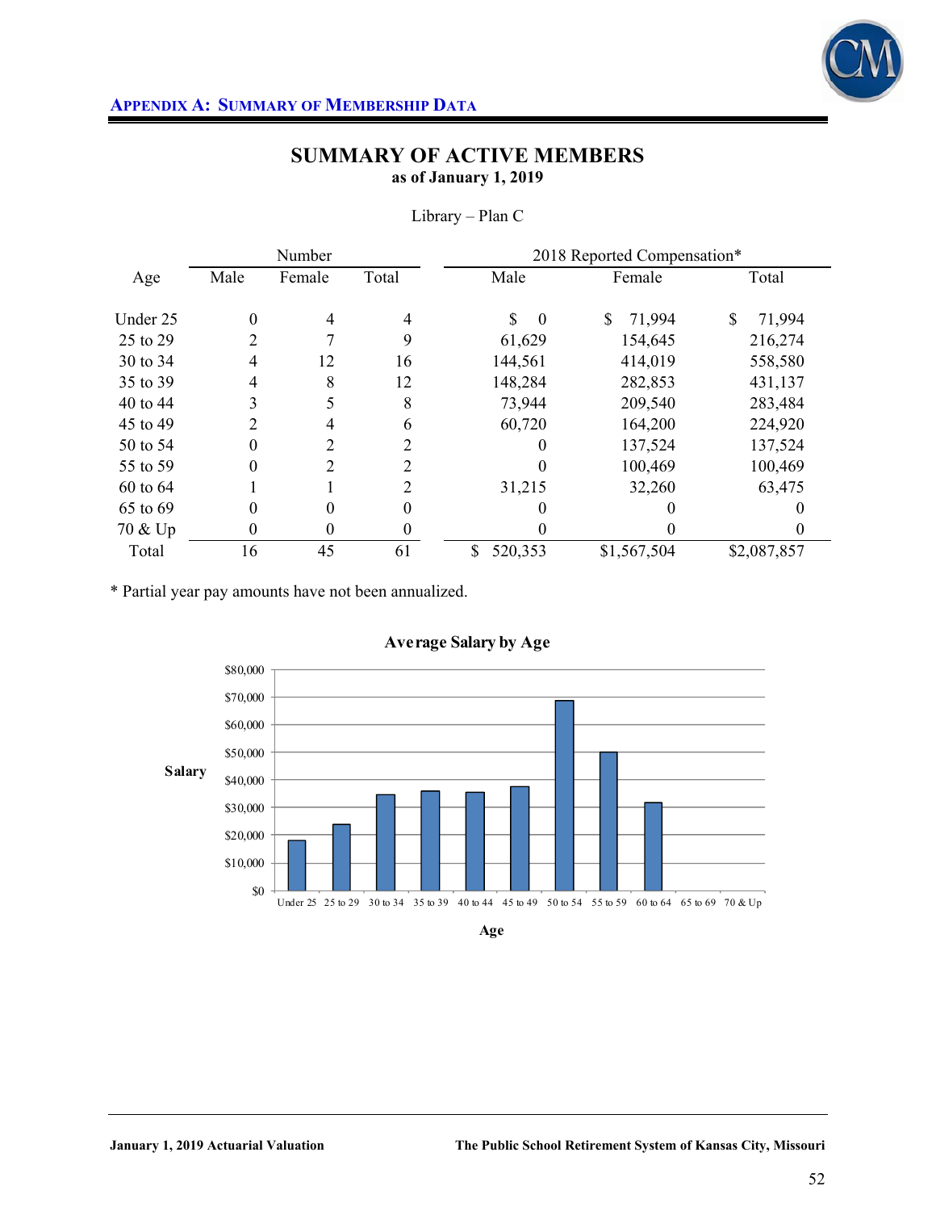## APPENDIX A: SUMMARY OF MEMBERSHIP DATA

# SUMMARY OF ACTIVE MEMBERS
**as of January 1, 2019**

Library – Plan C

| Age | Number | | | 2018 Reported Compensation* | | |
|---|---|---|---|---|---|---|
| | Male | Female | Total | Male | Female | Total |
| Under 25 | 0 | 4 | 4 | $ 0 | $ 71,994 | $ 71,994 |
| 25 to 29 | 2 | 7 | 9 | 61,629 | 154,645 | 216,274 |
| 30 to 34 | 4 | 12 | 16 | 144,561 | 414,019 | 558,580 |
| 35 to 39 | 4 | 8 | 12 | 148,284 | 282,853 | 431,137 |
| 40 to 44 | 3 | 5 | 8 | 73,944 | 209,540 | 283,484 |
| 45 to 49 | 2 | 4 | 6 | 60,720 | 164,200 | 224,920 |
| 50 to 54 | 0 | 2 | 2 | 0 | 137,524 | 137,524 |
| 55 to 59 | 0 | 2 | 2 | 0 | 100,469 | 100,469 |
| 60 to 64 | 1 | 1 | 2 | 31,215 | 32,260 | 63,475 |
| 65 to 69 | 0 | 0 | 0 | 0 | 0 | 0 |
| 70 & Up | 0 | 0 | 0 | 0 | 0 | 0 |
| Total | 16 | 45 | 61 | $ 520,353 | $1,567,504 | $2,087,857 |

\* Partial year pay amounts have not been annualized.

**Average Salary by Age**

| Age | Salary |
|---|---|
| Under 25 | ~$18,000 |
| 25 to 29 | ~$24,000 |
| 30 to 34 | ~$34,900 |
| 35 to 39 | ~$35,900 |
| 40 to 44 | ~$35,400 |
| 45 to 49 | ~$37,500 |
| 50 to 54 | ~$68,800 |
| 55 to 59 | ~$50,200 |
| 60 to 64 | ~$31,700 |
| 65 to 69 | $0 |
| 70 & Up | $0 |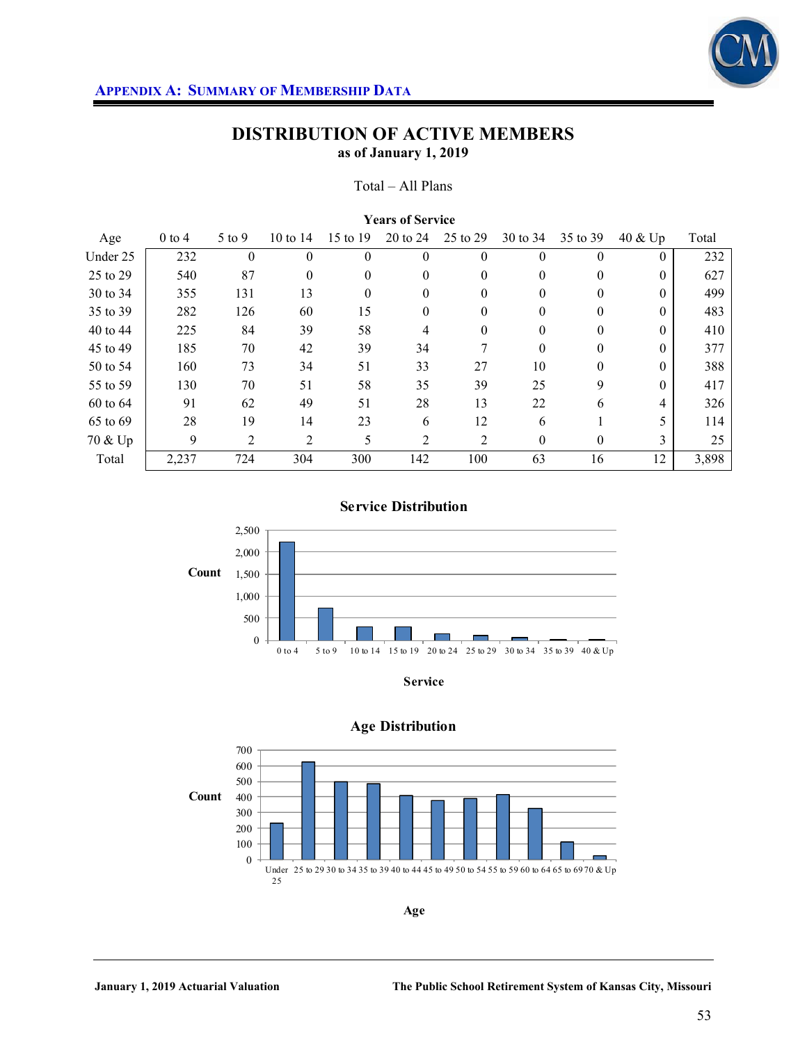## Appendix A: Summary of Membership Data

# DISTRIBUTION OF ACTIVE MEMBERS

**as of January 1, 2019**

Total – All Plans

| Age | Years of Service | | | | | | | | | |
|---|---|---|---|---|---|---|---|---|---|---|
| | 0 to 4 | 5 to 9 | 10 to 14 | 15 to 19 | 20 to 24 | 25 to 29 | 30 to 34 | 35 to 39 | 40 & Up | Total |
| Under 25 | 232 | 0 | 0 | 0 | 0 | 0 | 0 | 0 | 0 | 232 |
| 25 to 29 | 540 | 87 | 0 | 0 | 0 | 0 | 0 | 0 | 0 | 627 |
| 30 to 34 | 355 | 131 | 13 | 0 | 0 | 0 | 0 | 0 | 0 | 499 |
| 35 to 39 | 282 | 126 | 60 | 15 | 0 | 0 | 0 | 0 | 0 | 483 |
| 40 to 44 | 225 | 84 | 39 | 58 | 4 | 0 | 0 | 0 | 0 | 410 |
| 45 to 49 | 185 | 70 | 42 | 39 | 34 | 7 | 0 | 0 | 0 | 377 |
| 50 to 54 | 160 | 73 | 34 | 51 | 33 | 27 | 10 | 0 | 0 | 388 |
| 55 to 59 | 130 | 70 | 51 | 58 | 35 | 39 | 25 | 9 | 0 | 417 |
| 60 to 64 | 91 | 62 | 49 | 51 | 28 | 13 | 22 | 6 | 4 | 326 |
| 65 to 69 | 28 | 19 | 14 | 23 | 6 | 12 | 6 | 1 | 5 | 114 |
| 70 & Up | 9 | 2 | 2 | 5 | 2 | 2 | 0 | 0 | 3 | 25 |
| Total | 2,237 | 724 | 304 | 300 | 142 | 100 | 63 | 16 | 12 | 3,898 |

**Service Distribution**

| Service | Count |
|---|---|
| 0 to 4 | 2,237 |
| 5 to 9 | 724 |
| 10 to 14 | 304 |
| 15 to 19 | 300 |
| 20 to 24 | 142 |
| 25 to 29 | 100 |
| 30 to 34 | 63 |
| 35 to 39 | 16 |
| 40 & Up | 12 |

**Age Distribution**

| Age | Count |
|---|---|
| Under 25 | 232 |
| 25 to 29 | 627 |
| 30 to 34 | 499 |
| 35 to 39 | 483 |
| 40 to 44 | 410 |
| 45 to 49 | 377 |
| 50 to 54 | 388 |
| 55 to 59 | 417 |
| 60 to 64 | 326 |
| 65 to 69 | 114 |
| 70 & Up | 25 |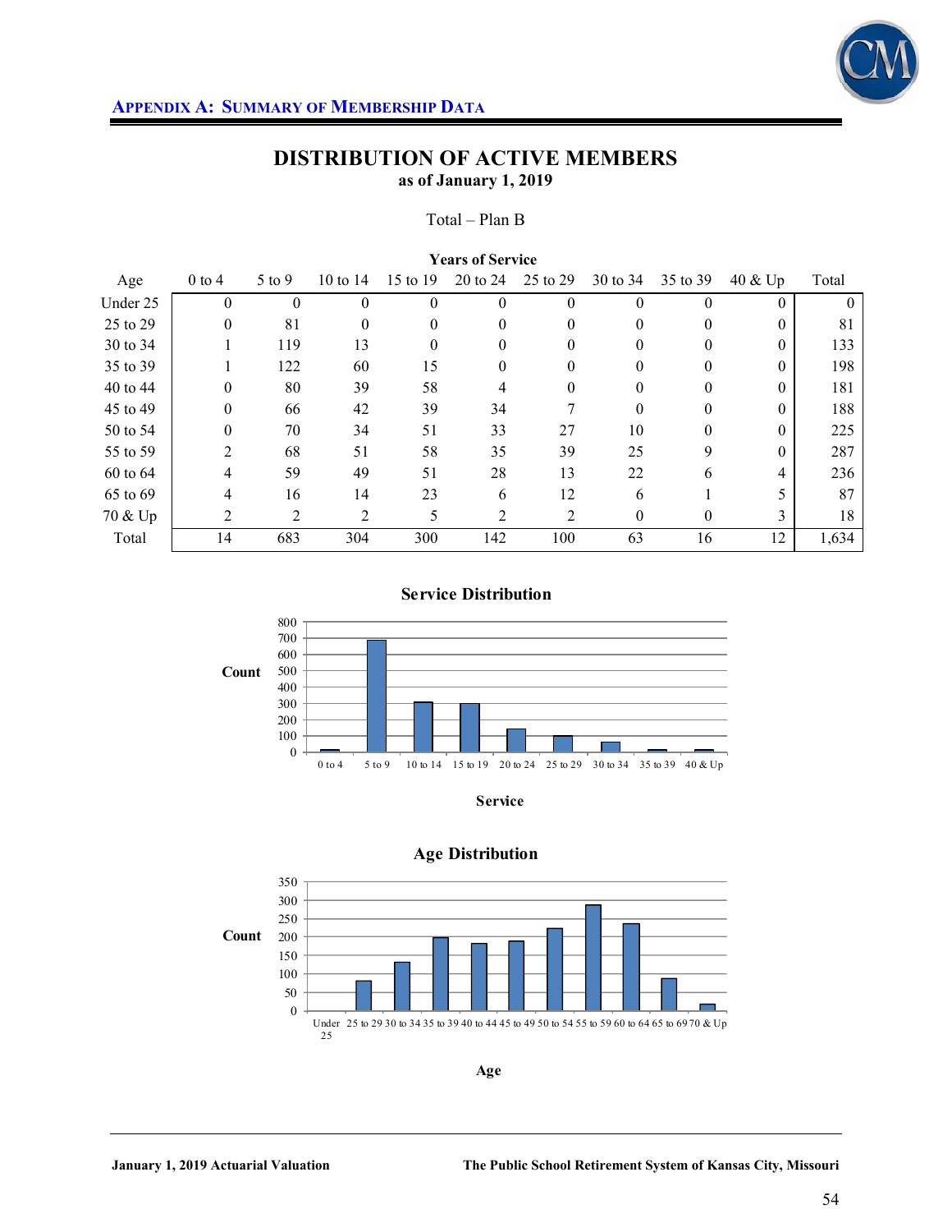## APPENDIX A: SUMMARY OF MEMBERSHIP DATA

# DISTRIBUTION OF ACTIVE MEMBERS

### as of January 1, 2019

Total – Plan B

| | Years of Service | | | | | | | | | |
|---|---|---|---|---|---|---|---|---|---|---|
| Age | 0 to 4 | 5 to 9 | 10 to 14 | 15 to 19 | 20 to 24 | 25 to 29 | 30 to 34 | 35 to 39 | 40 & Up | Total |
| Under 25 | 0 | 0 | 0 | 0 | 0 | 0 | 0 | 0 | 0 | 0 |
| 25 to 29 | 0 | 81 | 0 | 0 | 0 | 0 | 0 | 0 | 0 | 81 |
| 30 to 34 | 1 | 119 | 13 | 0 | 0 | 0 | 0 | 0 | 0 | 133 |
| 35 to 39 | 1 | 122 | 60 | 15 | 0 | 0 | 0 | 0 | 0 | 198 |
| 40 to 44 | 0 | 80 | 39 | 58 | 4 | 0 | 0 | 0 | 0 | 181 |
| 45 to 49 | 0 | 66 | 42 | 39 | 34 | 7 | 0 | 0 | 0 | 188 |
| 50 to 54 | 0 | 70 | 34 | 51 | 33 | 27 | 10 | 0 | 0 | 225 |
| 55 to 59 | 2 | 68 | 51 | 58 | 35 | 39 | 25 | 9 | 0 | 287 |
| 60 to 64 | 4 | 59 | 49 | 51 | 28 | 13 | 22 | 6 | 4 | 236 |
| 65 to 69 | 4 | 16 | 14 | 23 | 6 | 12 | 6 | 1 | 5 | 87 |
| 70 & Up | 2 | 2 | 2 | 5 | 2 | 2 | 0 | 0 | 3 | 18 |
| Total | 14 | 683 | 304 | 300 | 142 | 100 | 63 | 16 | 12 | 1,634 |

**Service Distribution**

**Age Distribution**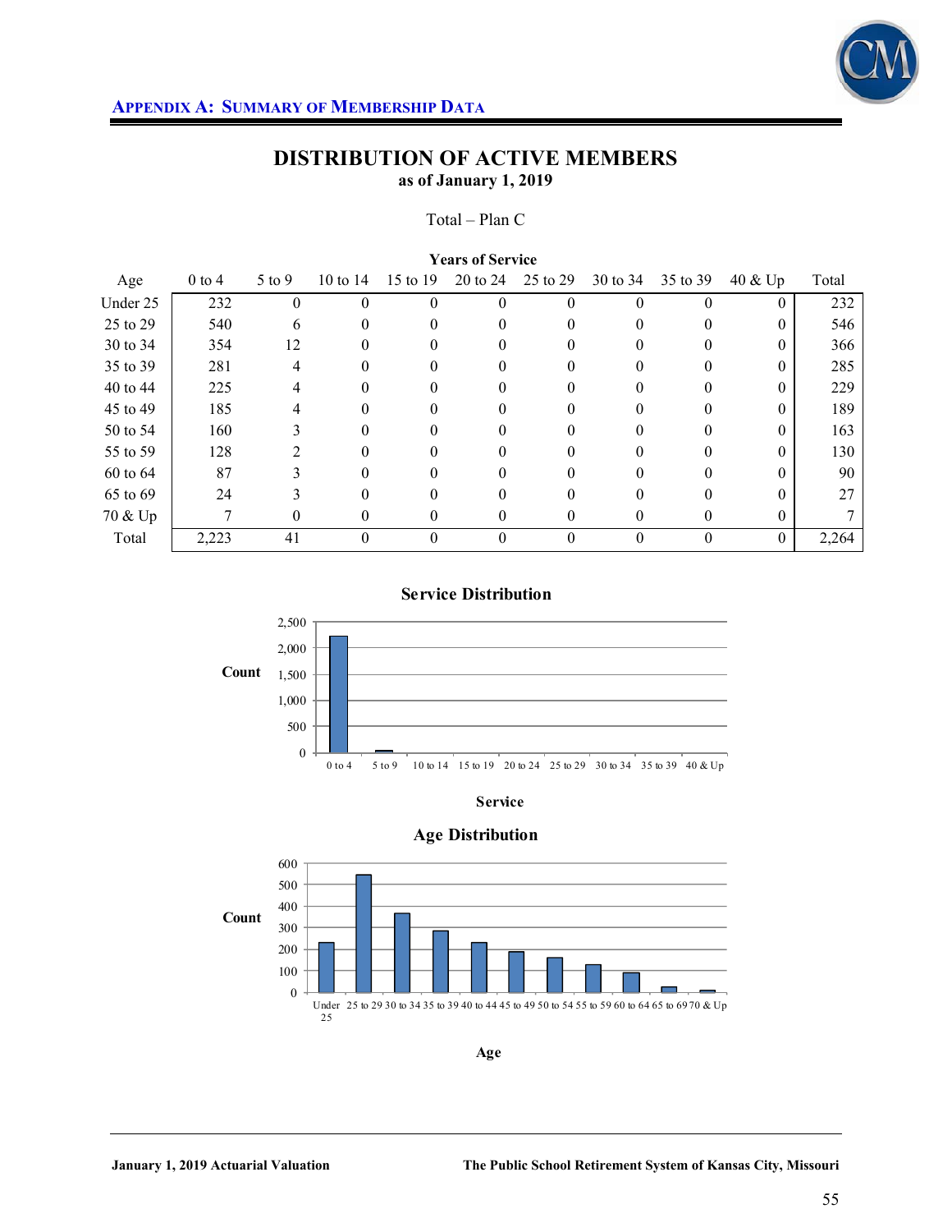**APPENDIX A: SUMMARY OF MEMBERSHIP DATA**

# DISTRIBUTION OF ACTIVE MEMBERS

**as of January 1, 2019**

Total – Plan C

| | Years of Service | | | | | | | | | |
|---|---|---|---|---|---|---|---|---|---|---|
| Age | 0 to 4 | 5 to 9 | 10 to 14 | 15 to 19 | 20 to 24 | 25 to 29 | 30 to 34 | 35 to 39 | 40 & Up | Total |
| Under 25 | 232 | 0 | 0 | 0 | 0 | 0 | 0 | 0 | 0 | 232 |
| 25 to 29 | 540 | 6 | 0 | 0 | 0 | 0 | 0 | 0 | 0 | 546 |
| 30 to 34 | 354 | 12 | 0 | 0 | 0 | 0 | 0 | 0 | 0 | 366 |
| 35 to 39 | 281 | 4 | 0 | 0 | 0 | 0 | 0 | 0 | 0 | 285 |
| 40 to 44 | 225 | 4 | 0 | 0 | 0 | 0 | 0 | 0 | 0 | 229 |
| 45 to 49 | 185 | 4 | 0 | 0 | 0 | 0 | 0 | 0 | 0 | 189 |
| 50 to 54 | 160 | 3 | 0 | 0 | 0 | 0 | 0 | 0 | 0 | 163 |
| 55 to 59 | 128 | 2 | 0 | 0 | 0 | 0 | 0 | 0 | 0 | 130 |
| 60 to 64 | 87 | 3 | 0 | 0 | 0 | 0 | 0 | 0 | 0 | 90 |
| 65 to 69 | 24 | 3 | 0 | 0 | 0 | 0 | 0 | 0 | 0 | 27 |
| 70 & Up | 7 | 0 | 0 | 0 | 0 | 0 | 0 | 0 | 0 | 7 |
| Total | 2,223 | 41 | 0 | 0 | 0 | 0 | 0 | 0 | 0 | 2,264 |

**Service Distribution**

**Age Distribution**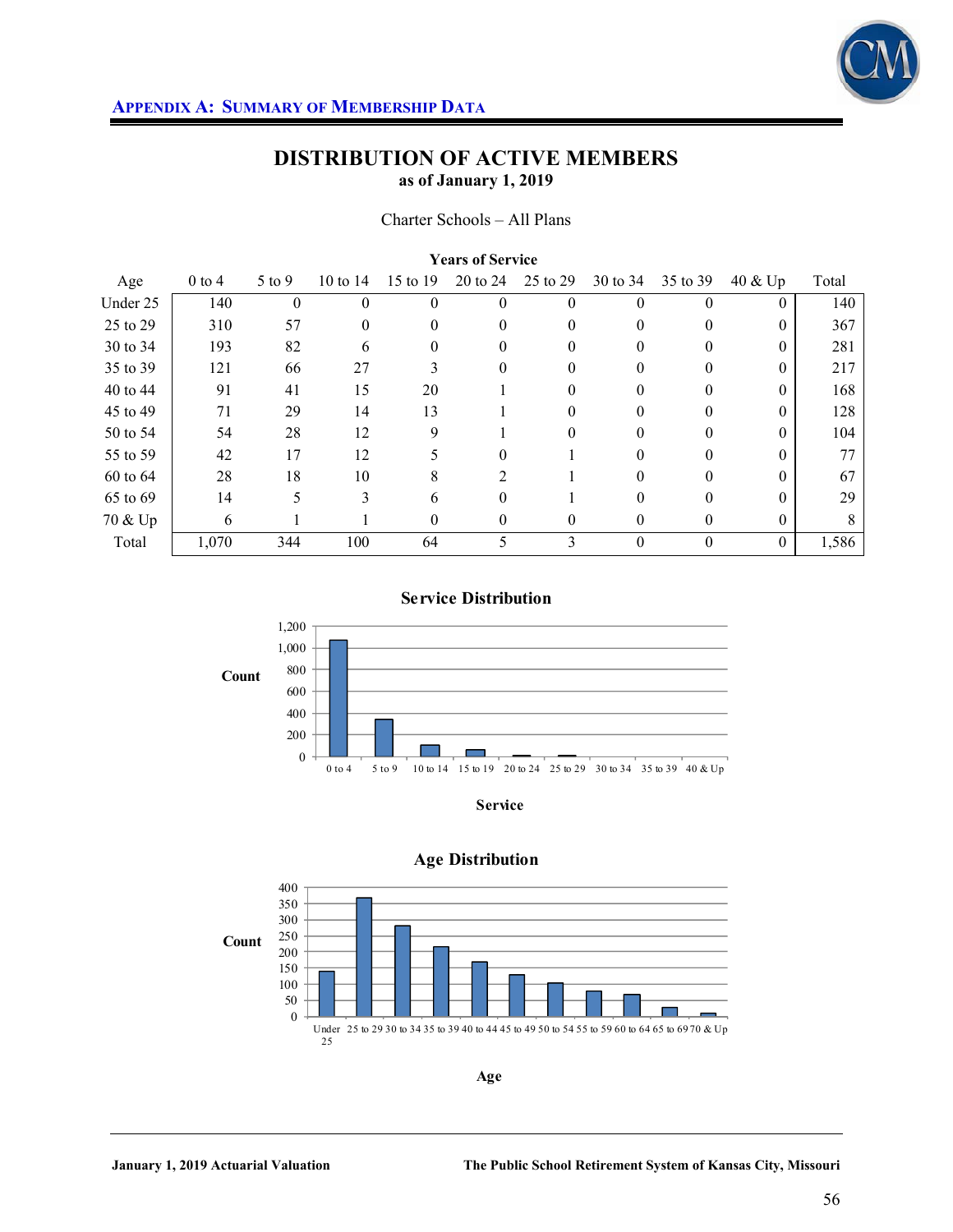## Appendix A: Summary of Membership Data

# DISTRIBUTION OF ACTIVE MEMBERS

**as of January 1, 2019**

Charter Schools – All Plans

| Age | Years of Service | | | | | | | | | Total |
|---|---|---|---|---|---|---|---|---|---|---|
| | 0 to 4 | 5 to 9 | 10 to 14 | 15 to 19 | 20 to 24 | 25 to 29 | 30 to 34 | 35 to 39 | 40 & Up | |
| Under 25 | 140 | 0 | 0 | 0 | 0 | 0 | 0 | 0 | 0 | 140 |
| 25 to 29 | 310 | 57 | 0 | 0 | 0 | 0 | 0 | 0 | 0 | 367 |
| 30 to 34 | 193 | 82 | 6 | 0 | 0 | 0 | 0 | 0 | 0 | 281 |
| 35 to 39 | 121 | 66 | 27 | 3 | 0 | 0 | 0 | 0 | 0 | 217 |
| 40 to 44 | 91 | 41 | 15 | 20 | 1 | 0 | 0 | 0 | 0 | 168 |
| 45 to 49 | 71 | 29 | 14 | 13 | 1 | 0 | 0 | 0 | 0 | 128 |
| 50 to 54 | 54 | 28 | 12 | 9 | 1 | 0 | 0 | 0 | 0 | 104 |
| 55 to 59 | 42 | 17 | 12 | 5 | 0 | 1 | 0 | 0 | 0 | 77 |
| 60 to 64 | 28 | 18 | 10 | 8 | 2 | 1 | 0 | 0 | 0 | 67 |
| 65 to 69 | 14 | 5 | 3 | 6 | 0 | 1 | 0 | 0 | 0 | 29 |
| 70 & Up | 6 | 1 | 1 | 0 | 0 | 0 | 0 | 0 | 0 | 8 |
| Total | 1,070 | 344 | 100 | 64 | 5 | 3 | 0 | 0 | 0 | 1,586 |

**Service Distribution**

**Age Distribution**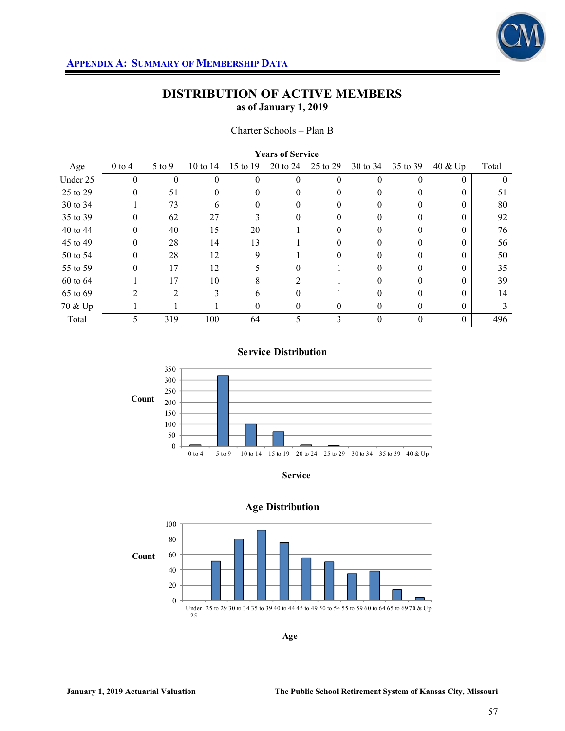## APPENDIX A: SUMMARY OF MEMBERSHIP DATA

# DISTRIBUTION OF ACTIVE MEMBERS

**as of January 1, 2019**

Charter Schools – Plan B

| | Years of Service | | | | | | | | | |
|---|---|---|---|---|---|---|---|---|---|---|
| Age | 0 to 4 | 5 to 9 | 10 to 14 | 15 to 19 | 20 to 24 | 25 to 29 | 30 to 34 | 35 to 39 | 40 & Up | Total |
| Under 25 | 0 | 0 | 0 | 0 | 0 | 0 | 0 | 0 | 0 | 0 |
| 25 to 29 | 0 | 51 | 0 | 0 | 0 | 0 | 0 | 0 | 0 | 51 |
| 30 to 34 | 1 | 73 | 6 | 0 | 0 | 0 | 0 | 0 | 0 | 80 |
| 35 to 39 | 0 | 62 | 27 | 3 | 0 | 0 | 0 | 0 | 0 | 92 |
| 40 to 44 | 0 | 40 | 15 | 20 | 1 | 0 | 0 | 0 | 0 | 76 |
| 45 to 49 | 0 | 28 | 14 | 13 | 1 | 0 | 0 | 0 | 0 | 56 |
| 50 to 54 | 0 | 28 | 12 | 9 | 1 | 0 | 0 | 0 | 0 | 50 |
| 55 to 59 | 0 | 17 | 12 | 5 | 0 | 1 | 0 | 0 | 0 | 35 |
| 60 to 64 | 1 | 17 | 10 | 8 | 2 | 1 | 0 | 0 | 0 | 39 |
| 65 to 69 | 2 | 2 | 3 | 6 | 0 | 1 | 0 | 0 | 0 | 14 |
| 70 & Up | 1 | 1 | 1 | 0 | 0 | 0 | 0 | 0 | 0 | 3 |
| Total | 5 | 319 | 100 | 64 | 5 | 3 | 0 | 0 | 0 | 496 |

**Service Distribution**

**Age Distribution**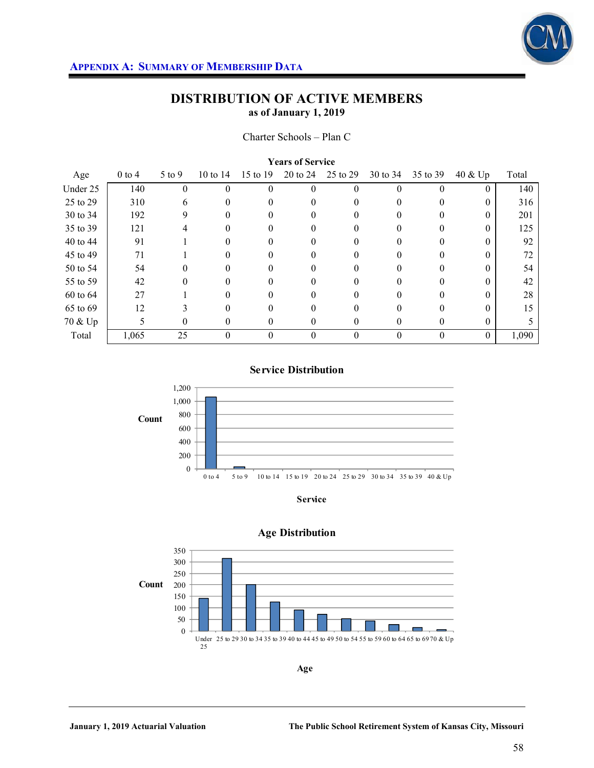**APPENDIX A: SUMMARY OF MEMBERSHIP DATA**

# DISTRIBUTION OF ACTIVE MEMBERS

**as of January 1, 2019**

Charter Schools – Plan C

| | **Years of Service** | | | | | | | | | |
|---|---|---|---|---|---|---|---|---|---|---|
| Age | 0 to 4 | 5 to 9 | 10 to 14 | 15 to 19 | 20 to 24 | 25 to 29 | 30 to 34 | 35 to 39 | 40 & Up | Total |
| Under 25 | 140 | 0 | 0 | 0 | 0 | 0 | 0 | 0 | 0 | 140 |
| 25 to 29 | 310 | 6 | 0 | 0 | 0 | 0 | 0 | 0 | 0 | 316 |
| 30 to 34 | 192 | 9 | 0 | 0 | 0 | 0 | 0 | 0 | 0 | 201 |
| 35 to 39 | 121 | 4 | 0 | 0 | 0 | 0 | 0 | 0 | 0 | 125 |
| 40 to 44 | 91 | 1 | 0 | 0 | 0 | 0 | 0 | 0 | 0 | 92 |
| 45 to 49 | 71 | 1 | 0 | 0 | 0 | 0 | 0 | 0 | 0 | 72 |
| 50 to 54 | 54 | 0 | 0 | 0 | 0 | 0 | 0 | 0 | 0 | 54 |
| 55 to 59 | 42 | 0 | 0 | 0 | 0 | 0 | 0 | 0 | 0 | 42 |
| 60 to 64 | 27 | 1 | 0 | 0 | 0 | 0 | 0 | 0 | 0 | 28 |
| 65 to 69 | 12 | 3 | 0 | 0 | 0 | 0 | 0 | 0 | 0 | 15 |
| 70 & Up | 5 | 0 | 0 | 0 | 0 | 0 | 0 | 0 | 0 | 5 |
| Total | 1,065 | 25 | 0 | 0 | 0 | 0 | 0 | 0 | 0 | 1,090 |

**Service Distribution**

**Age Distribution**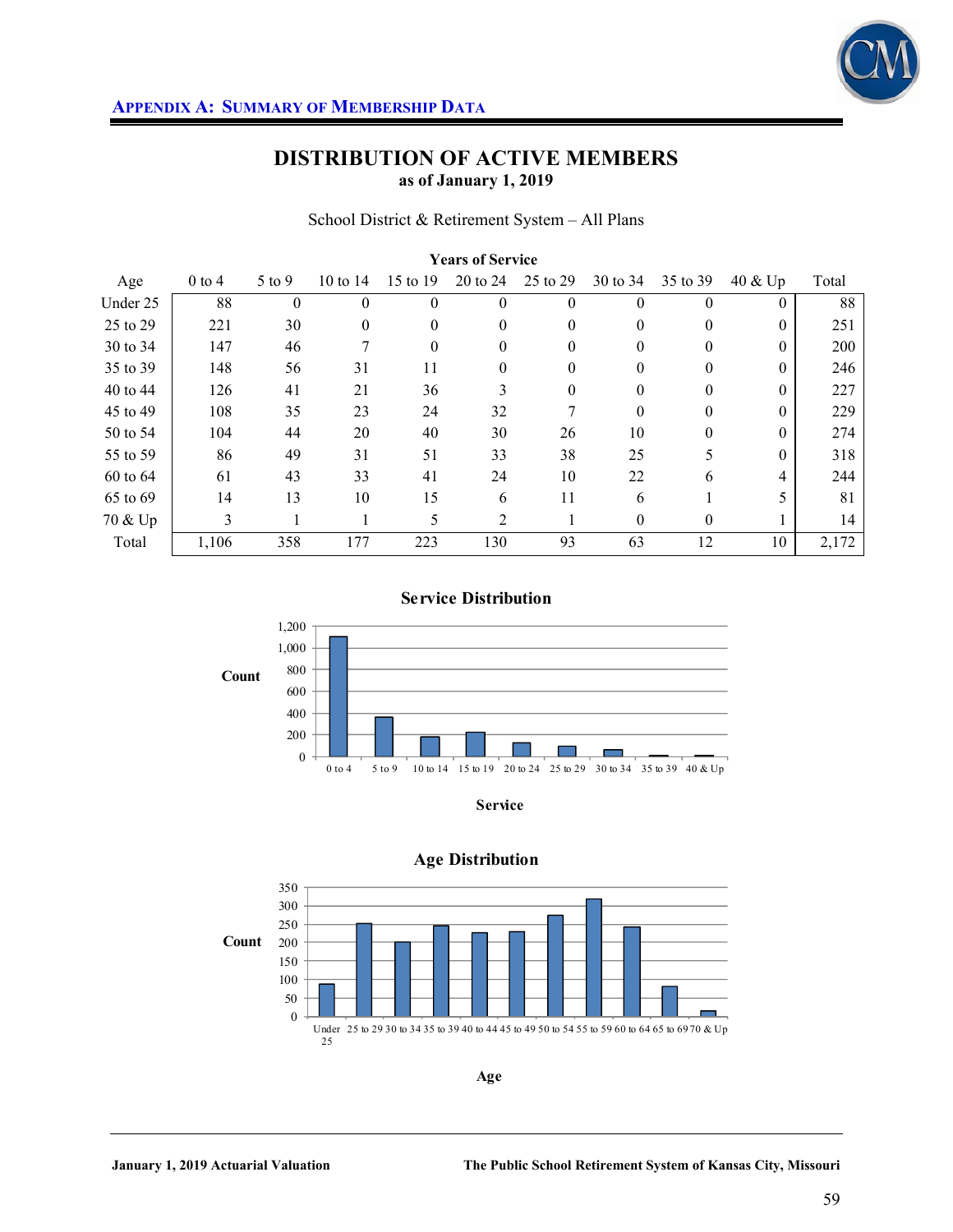## Appendix A: Summary of Membership Data

# DISTRIBUTION OF ACTIVE MEMBERS

**as of January 1, 2019**

School District & Retirement System – All Plans

| | Years of Service | | | | | | | | | |
|---|---|---|---|---|---|---|---|---|---|---|
| Age | 0 to 4 | 5 to 9 | 10 to 14 | 15 to 19 | 20 to 24 | 25 to 29 | 30 to 34 | 35 to 39 | 40 & Up | Total |
| Under 25 | 88 | 0 | 0 | 0 | 0 | 0 | 0 | 0 | 0 | 88 |
| 25 to 29 | 221 | 30 | 0 | 0 | 0 | 0 | 0 | 0 | 0 | 251 |
| 30 to 34 | 147 | 46 | 7 | 0 | 0 | 0 | 0 | 0 | 0 | 200 |
| 35 to 39 | 148 | 56 | 31 | 11 | 0 | 0 | 0 | 0 | 0 | 246 |
| 40 to 44 | 126 | 41 | 21 | 36 | 3 | 0 | 0 | 0 | 0 | 227 |
| 45 to 49 | 108 | 35 | 23 | 24 | 32 | 7 | 0 | 0 | 0 | 229 |
| 50 to 54 | 104 | 44 | 20 | 40 | 30 | 26 | 10 | 0 | 0 | 274 |
| 55 to 59 | 86 | 49 | 31 | 51 | 33 | 38 | 25 | 5 | 0 | 318 |
| 60 to 64 | 61 | 43 | 33 | 41 | 24 | 10 | 22 | 6 | 4 | 244 |
| 65 to 69 | 14 | 13 | 10 | 15 | 6 | 11 | 6 | 1 | 5 | 81 |
| 70 & Up | 3 | 1 | 1 | 5 | 2 | 1 | 0 | 0 | 1 | 14 |
| Total | 1,106 | 358 | 177 | 223 | 130 | 93 | 63 | 12 | 10 | 2,172 |

**Service Distribution**

| Service | 0 to 4 | 5 to 9 | 10 to 14 | 15 to 19 | 20 to 24 | 25 to 29 | 30 to 34 | 35 to 39 | 40 & Up |
|---|---|---|---|---|---|---|---|---|---|
| Count | 1,106 | 358 | 177 | 223 | 130 | 93 | 63 | 12 | 10 |

**Age Distribution**

| Age | Under 25 | 25 to 29 | 30 to 34 | 35 to 39 | 40 to 44 | 45 to 49 | 50 to 54 | 55 to 59 | 60 to 64 | 65 to 69 | 70 & Up |
|---|---|---|---|---|---|---|---|---|---|---|---|
| Count | 88 | 251 | 200 | 246 | 227 | 229 | 274 | 318 | 244 | 81 | 14 |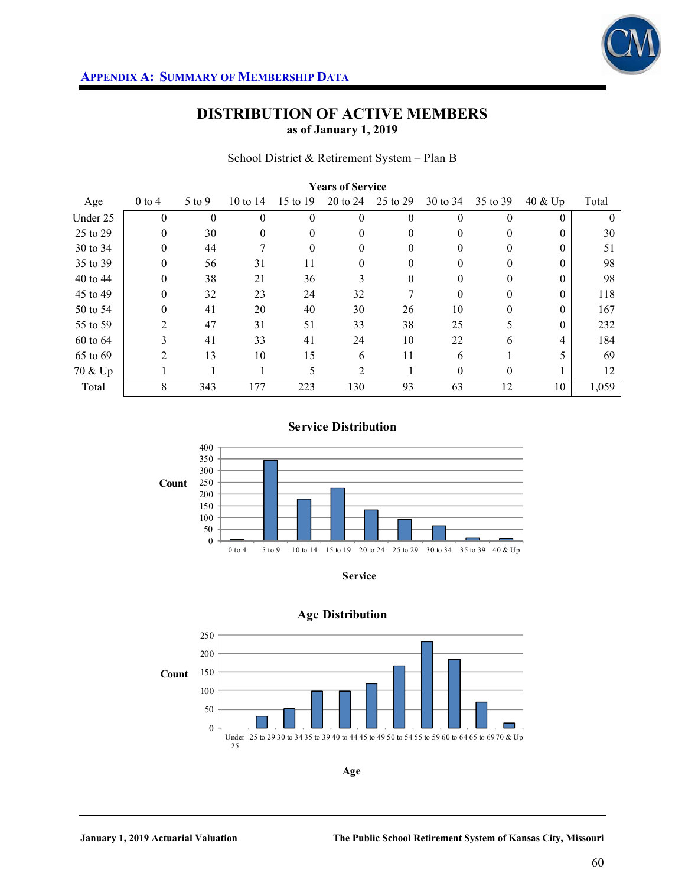## Appendix A: Summary of Membership Data

# DISTRIBUTION OF ACTIVE MEMBERS

**as of January 1, 2019**

School District & Retirement System – Plan B

| | Years of Service | | | | | | | | | |
|---|---|---|---|---|---|---|---|---|---|---|
| Age | 0 to 4 | 5 to 9 | 10 to 14 | 15 to 19 | 20 to 24 | 25 to 29 | 30 to 34 | 35 to 39 | 40 & Up | Total |
| Under 25 | 0 | 0 | 0 | 0 | 0 | 0 | 0 | 0 | 0 | 0 |
| 25 to 29 | 0 | 30 | 0 | 0 | 0 | 0 | 0 | 0 | 0 | 30 |
| 30 to 34 | 0 | 44 | 7 | 0 | 0 | 0 | 0 | 0 | 0 | 51 |
| 35 to 39 | 0 | 56 | 31 | 11 | 0 | 0 | 0 | 0 | 0 | 98 |
| 40 to 44 | 0 | 38 | 21 | 36 | 3 | 0 | 0 | 0 | 0 | 98 |
| 45 to 49 | 0 | 32 | 23 | 24 | 32 | 7 | 0 | 0 | 0 | 118 |
| 50 to 54 | 0 | 41 | 20 | 40 | 30 | 26 | 10 | 0 | 0 | 167 |
| 55 to 59 | 2 | 47 | 31 | 51 | 33 | 38 | 25 | 5 | 0 | 232 |
| 60 to 64 | 3 | 41 | 33 | 41 | 24 | 10 | 22 | 6 | 4 | 184 |
| 65 to 69 | 2 | 13 | 10 | 15 | 6 | 11 | 6 | 1 | 5 | 69 |
| 70 & Up | 1 | 1 | 1 | 5 | 2 | 1 | 0 | 0 | 1 | 12 |
| Total | 8 | 343 | 177 | 223 | 130 | 93 | 63 | 12 | 10 | 1,059 |

### Service Distribution

| Service | Count |
|---|---|
| 0 to 4 | 8 |
| 5 to 9 | 343 |
| 10 to 14 | 177 |
| 15 to 19 | 223 |
| 20 to 24 | 130 |
| 25 to 29 | 93 |
| 30 to 34 | 63 |
| 35 to 39 | 12 |
| 40 & Up | 10 |

### Age Distribution

| Age | Count |
|---|---|
| Under 25 | 0 |
| 25 to 29 | 30 |
| 30 to 34 | 51 |
| 35 to 39 | 98 |
| 40 to 44 | 98 |
| 45 to 49 | 118 |
| 50 to 54 | 167 |
| 55 to 59 | 232 |
| 60 to 64 | 184 |
| 65 to 69 | 69 |
| 70 & Up | 12 |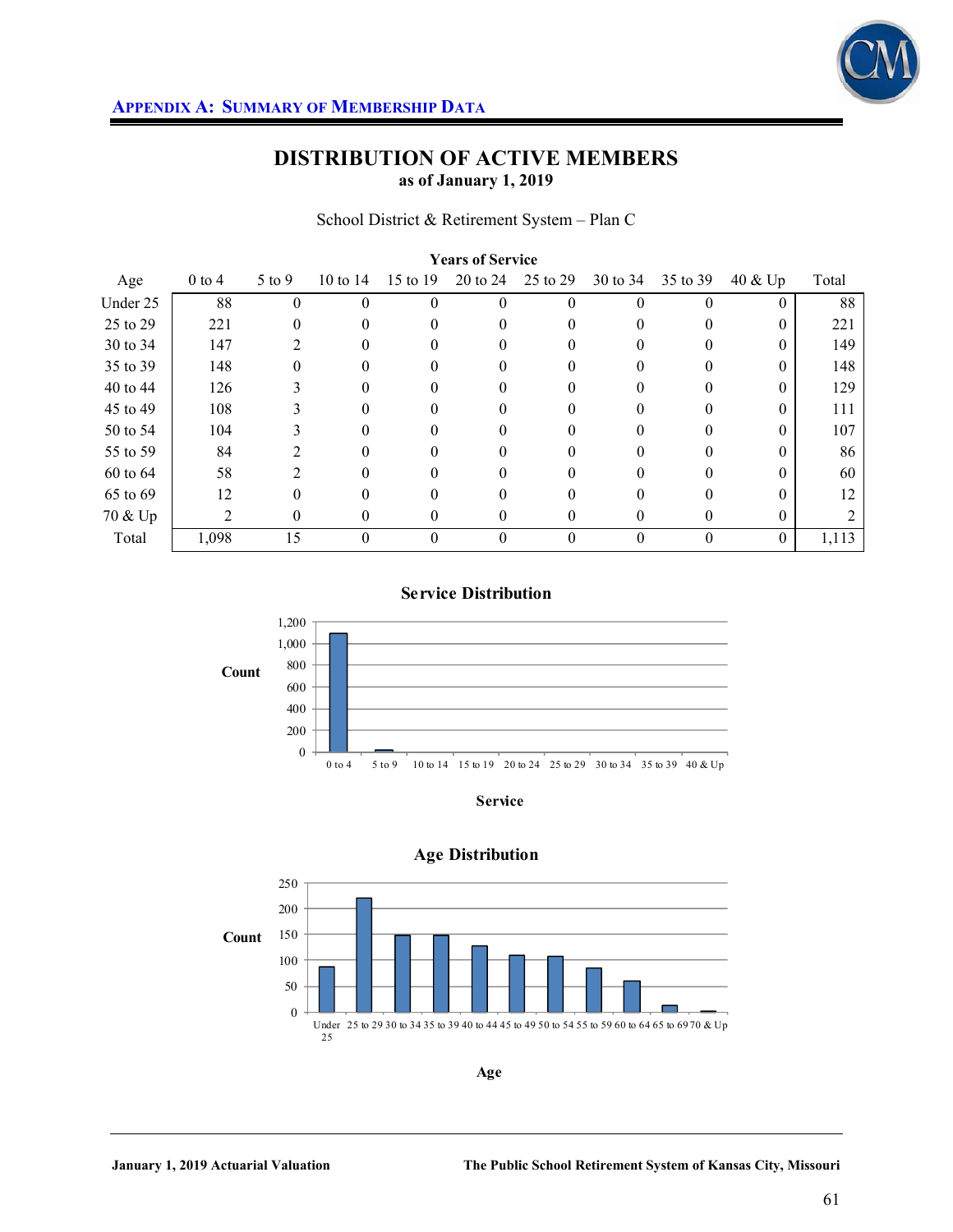# DISTRIBUTION OF ACTIVE MEMBERS

**as of January 1, 2019**

School District & Retirement System – Plan C

| | Years of Service | | | | | | | | | |
|---|---|---|---|---|---|---|---|---|---|---|
| Age | 0 to 4 | 5 to 9 | 10 to 14 | 15 to 19 | 20 to 24 | 25 to 29 | 30 to 34 | 35 to 39 | 40 & Up | Total |
| Under 25 | 88 | 0 | 0 | 0 | 0 | 0 | 0 | 0 | 0 | 88 |
| 25 to 29 | 221 | 0 | 0 | 0 | 0 | 0 | 0 | 0 | 0 | 221 |
| 30 to 34 | 147 | 2 | 0 | 0 | 0 | 0 | 0 | 0 | 0 | 149 |
| 35 to 39 | 148 | 0 | 0 | 0 | 0 | 0 | 0 | 0 | 0 | 148 |
| 40 to 44 | 126 | 3 | 0 | 0 | 0 | 0 | 0 | 0 | 0 | 129 |
| 45 to 49 | 108 | 3 | 0 | 0 | 0 | 0 | 0 | 0 | 0 | 111 |
| 50 to 54 | 104 | 3 | 0 | 0 | 0 | 0 | 0 | 0 | 0 | 107 |
| 55 to 59 | 84 | 2 | 0 | 0 | 0 | 0 | 0 | 0 | 0 | 86 |
| 60 to 64 | 58 | 2 | 0 | 0 | 0 | 0 | 0 | 0 | 0 | 60 |
| 65 to 69 | 12 | 0 | 0 | 0 | 0 | 0 | 0 | 0 | 0 | 12 |
| 70 & Up | 2 | 0 | 0 | 0 | 0 | 0 | 0 | 0 | 0 | 2 |
| Total | 1,098 | 15 | 0 | 0 | 0 | 0 | 0 | 0 | 0 | 1,113 |

**Service Distribution**

**Count**

1,200
1,000
800
600
400
200
0

0 to 4 | 5 to 9 | 10 to 14 | 15 to 19 | 20 to 24 | 25 to 29 | 30 to 34 | 35 to 39 | 40 & Up

**Service**

**Age Distribution**

**Count**

250
200
150
100
50
0

Under 25 | 25 to 29 | 30 to 34 | 35 to 39 | 40 to 44 | 45 to 49 | 50 to 54 | 55 to 59 | 60 to 64 | 65 to 69 | 70 & Up

**Age**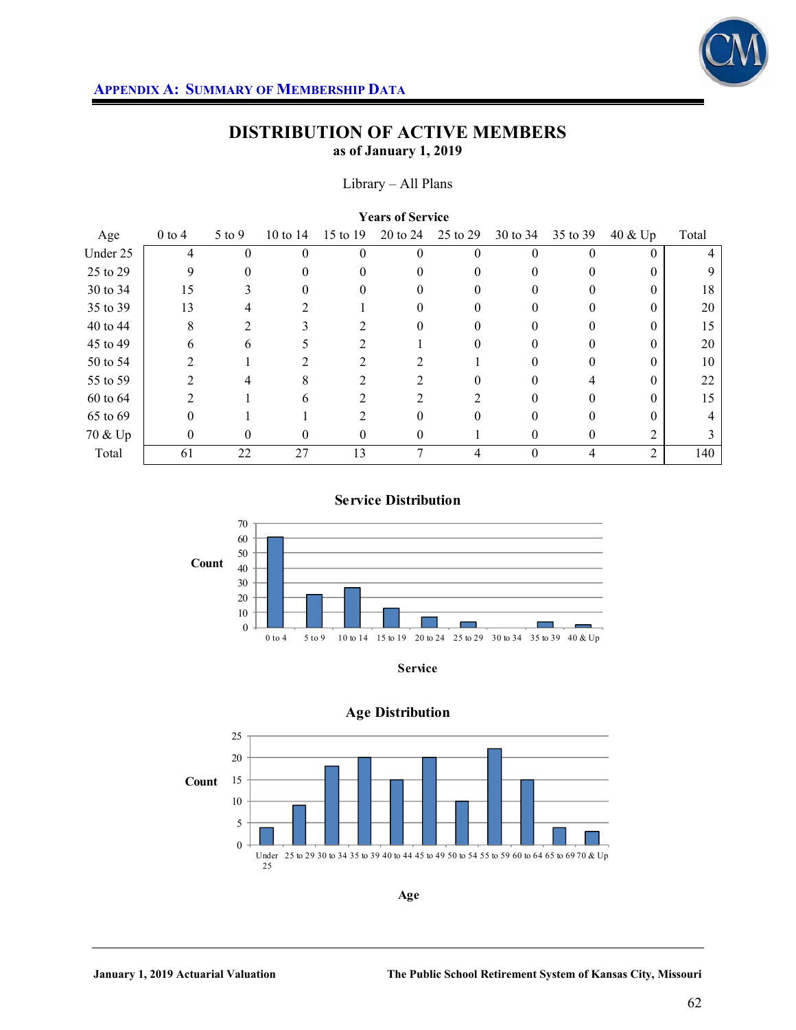## APPENDIX A: SUMMARY OF MEMBERSHIP DATA

# DISTRIBUTION OF ACTIVE MEMBERS

**as of January 1, 2019**

Library – All Plans

| | **Years of Service** | | | | | | | | | |
|---|---|---|---|---|---|---|---|---|---|---|
| Age | 0 to 4 | 5 to 9 | 10 to 14 | 15 to 19 | 20 to 24 | 25 to 29 | 30 to 34 | 35 to 39 | 40 & Up | Total |
| Under 25 | 4 | 0 | 0 | 0 | 0 | 0 | 0 | 0 | 0 | 4 |
| 25 to 29 | 9 | 0 | 0 | 0 | 0 | 0 | 0 | 0 | 0 | 9 |
| 30 to 34 | 15 | 3 | 0 | 0 | 0 | 0 | 0 | 0 | 0 | 18 |
| 35 to 39 | 13 | 4 | 2 | 1 | 0 | 0 | 0 | 0 | 0 | 20 |
| 40 to 44 | 8 | 2 | 3 | 2 | 0 | 0 | 0 | 0 | 0 | 15 |
| 45 to 49 | 6 | 6 | 5 | 2 | 1 | 0 | 0 | 0 | 0 | 20 |
| 50 to 54 | 2 | 1 | 2 | 2 | 2 | 1 | 0 | 0 | 0 | 10 |
| 55 to 59 | 2 | 4 | 8 | 2 | 2 | 0 | 0 | 4 | 0 | 22 |
| 60 to 64 | 2 | 1 | 6 | 2 | 2 | 2 | 0 | 0 | 0 | 15 |
| 65 to 69 | 0 | 1 | 1 | 2 | 0 | 0 | 0 | 0 | 0 | 4 |
| 70 & Up | 0 | 0 | 0 | 0 | 0 | 1 | 0 | 0 | 2 | 3 |
| Total | 61 | 22 | 27 | 13 | 7 | 4 | 0 | 4 | 2 | 140 |

**Service Distribution**

| Service | 0 to 4 | 5 to 9 | 10 to 14 | 15 to 19 | 20 to 24 | 25 to 29 | 30 to 34 | 35 to 39 | 40 & Up |
|---|---|---|---|---|---|---|---|---|---|
| Count | 61 | 22 | 27 | 13 | 7 | 4 | 0 | 4 | 2 |

**Age Distribution**

| Age | Under 25 | 25 to 29 | 30 to 34 | 35 to 39 | 40 to 44 | 45 to 49 | 50 to 54 | 55 to 59 | 60 to 64 | 65 to 69 | 70 & Up |
|---|---|---|---|---|---|---|---|---|---|---|---|
| Count | 4 | 9 | 18 | 20 | 15 | 20 | 10 | 22 | 15 | 4 | 3 |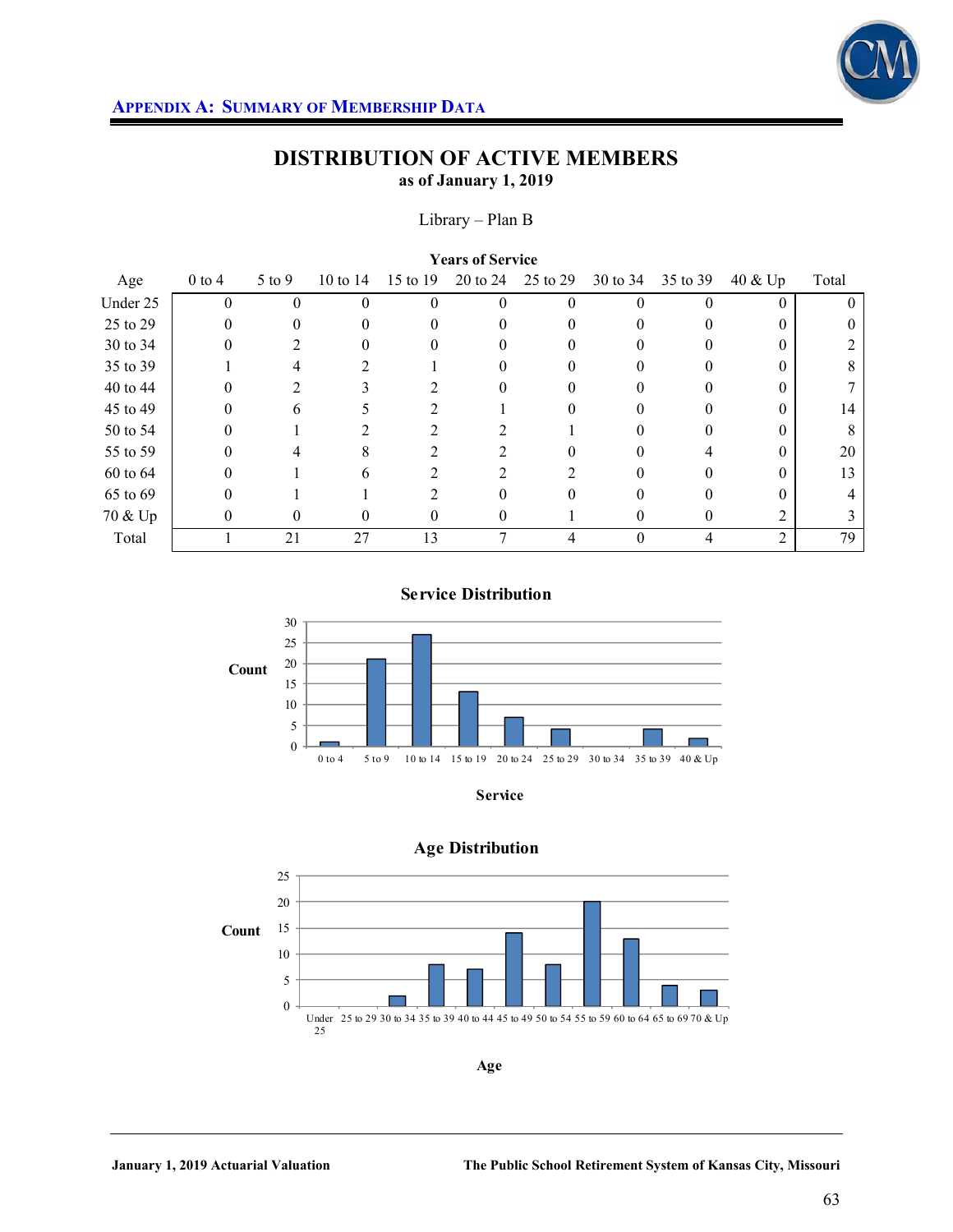## APPENDIX A: SUMMARY OF MEMBERSHIP DATA

# DISTRIBUTION OF ACTIVE MEMBERS

**as of January 1, 2019**

Library – Plan B

| | **Years of Service** | | | | | | | | | |
|---|---|---|---|---|---|---|---|---|---|---|
| Age | 0 to 4 | 5 to 9 | 10 to 14 | 15 to 19 | 20 to 24 | 25 to 29 | 30 to 34 | 35 to 39 | 40 & Up | Total |
| Under 25 | 0 | 0 | 0 | 0 | 0 | 0 | 0 | 0 | 0 | 0 |
| 25 to 29 | 0 | 0 | 0 | 0 | 0 | 0 | 0 | 0 | 0 | 0 |
| 30 to 34 | 0 | 2 | 0 | 0 | 0 | 0 | 0 | 0 | 0 | 2 |
| 35 to 39 | 1 | 4 | 2 | 1 | 0 | 0 | 0 | 0 | 0 | 8 |
| 40 to 44 | 0 | 2 | 3 | 2 | 0 | 0 | 0 | 0 | 0 | 7 |
| 45 to 49 | 0 | 6 | 5 | 2 | 1 | 0 | 0 | 0 | 0 | 14 |
| 50 to 54 | 0 | 1 | 2 | 2 | 2 | 1 | 0 | 0 | 0 | 8 |
| 55 to 59 | 0 | 4 | 8 | 2 | 2 | 0 | 0 | 4 | 0 | 20 |
| 60 to 64 | 0 | 1 | 6 | 2 | 2 | 2 | 0 | 0 | 0 | 13 |
| 65 to 69 | 0 | 1 | 1 | 2 | 0 | 0 | 0 | 0 | 0 | 4 |
| 70 & Up | 0 | 0 | 0 | 0 | 0 | 1 | 0 | 0 | 2 | 3 |
| Total | 1 | 21 | 27 | 13 | 7 | 4 | 0 | 4 | 2 | 79 |

**Service Distribution**

| Service | 0 to 4 | 5 to 9 | 10 to 14 | 15 to 19 | 20 to 24 | 25 to 29 | 30 to 34 | 35 to 39 | 40 & Up |
|---|---|---|---|---|---|---|---|---|---|
| Count | 1 | 21 | 27 | 13 | 7 | 4 | 0 | 4 | 2 |

**Age Distribution**

| Age | Under 25 | 25 to 29 | 30 to 34 | 35 to 39 | 40 to 44 | 45 to 49 | 50 to 54 | 55 to 59 | 60 to 64 | 65 to 69 | 70 & Up |
|---|---|---|---|---|---|---|---|---|---|---|---|
| Count | 0 | 0 | 2 | 8 | 7 | 14 | 8 | 20 | 13 | 4 | 3 |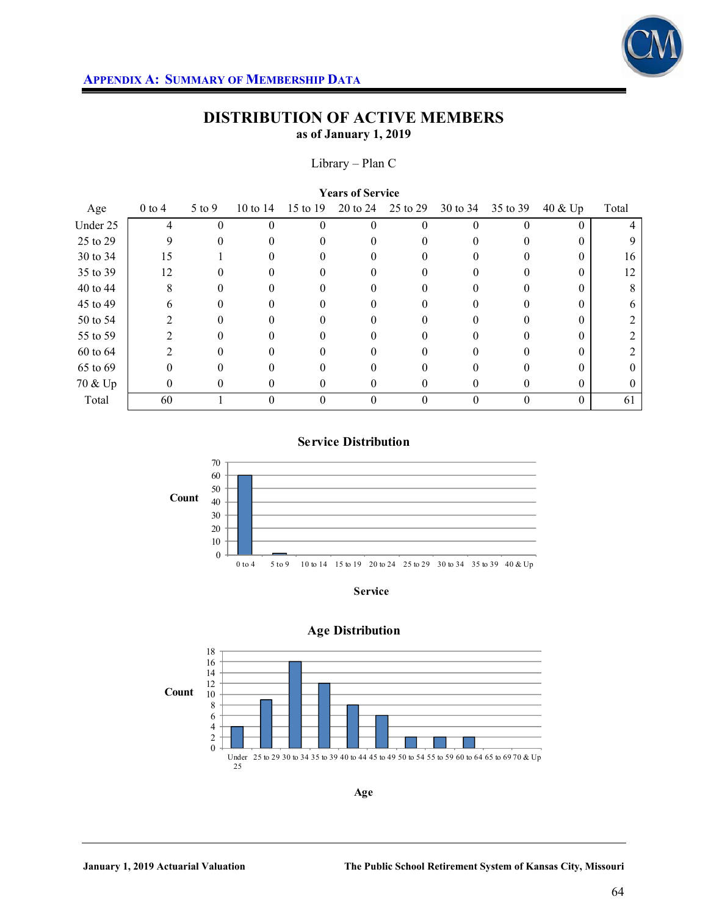**APPENDIX A: SUMMARY OF MEMBERSHIP DATA**

# DISTRIBUTION OF ACTIVE MEMBERS

**as of January 1, 2019**

Library – Plan C

| | Years of Service | | | | | | | | | |
|---|---|---|---|---|---|---|---|---|---|---|
| Age | 0 to 4 | 5 to 9 | 10 to 14 | 15 to 19 | 20 to 24 | 25 to 29 | 30 to 34 | 35 to 39 | 40 & Up | Total |
| Under 25 | 4 | 0 | 0 | 0 | 0 | 0 | 0 | 0 | 0 | 4 |
| 25 to 29 | 9 | 0 | 0 | 0 | 0 | 0 | 0 | 0 | 0 | 9 |
| 30 to 34 | 15 | 1 | 0 | 0 | 0 | 0 | 0 | 0 | 0 | 16 |
| 35 to 39 | 12 | 0 | 0 | 0 | 0 | 0 | 0 | 0 | 0 | 12 |
| 40 to 44 | 8 | 0 | 0 | 0 | 0 | 0 | 0 | 0 | 0 | 8 |
| 45 to 49 | 6 | 0 | 0 | 0 | 0 | 0 | 0 | 0 | 0 | 6 |
| 50 to 54 | 2 | 0 | 0 | 0 | 0 | 0 | 0 | 0 | 0 | 2 |
| 55 to 59 | 2 | 0 | 0 | 0 | 0 | 0 | 0 | 0 | 0 | 2 |
| 60 to 64 | 2 | 0 | 0 | 0 | 0 | 0 | 0 | 0 | 0 | 2 |
| 65 to 69 | 0 | 0 | 0 | 0 | 0 | 0 | 0 | 0 | 0 | 0 |
| 70 & Up | 0 | 0 | 0 | 0 | 0 | 0 | 0 | 0 | 0 | 0 |
| Total | 60 | 1 | 0 | 0 | 0 | 0 | 0 | 0 | 0 | 61 |

**Service Distribution**

| Service | Count |
|---|---|
| 0 to 4 | 60 |
| 5 to 9 | 1 |
| 10 to 14 | 0 |
| 15 to 19 | 0 |
| 20 to 24 | 0 |
| 25 to 29 | 0 |
| 30 to 34 | 0 |
| 35 to 39 | 0 |
| 40 & Up | 0 |

**Age Distribution**

| Age | Count |
|---|---|
| Under 25 | 4 |
| 25 to 29 | 9 |
| 30 to 34 | 16 |
| 35 to 39 | 12 |
| 40 to 44 | 8 |
| 45 to 49 | 6 |
| 50 to 54 | 2 |
| 55 to 59 | 2 |
| 60 to 64 | 2 |
| 65 to 69 | 0 |
| 70 & Up | 0 |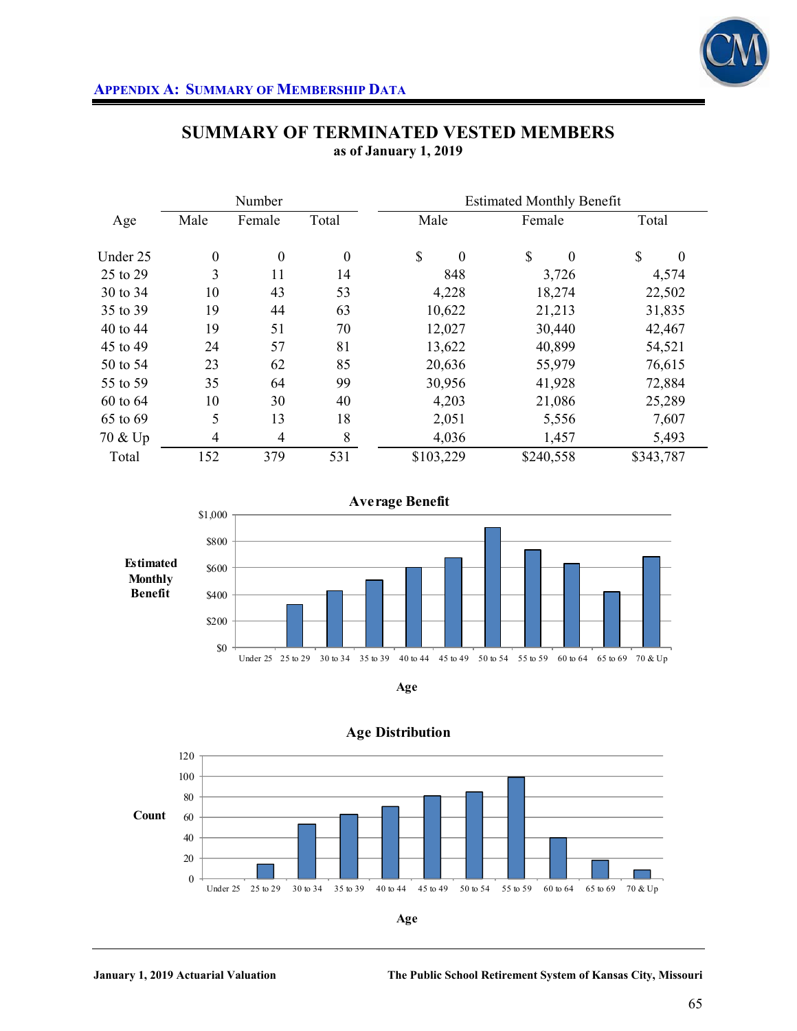## APPENDIX A: SUMMARY OF MEMBERSHIP DATA

# SUMMARY OF TERMINATED VESTED MEMBERS

**as of January 1, 2019**

| Age | Number | | | Estimated Monthly Benefit | | |
|---|---|---|---|---|---|---|
| | Male | Female | Total | Male | Female | Total |
| Under 25 | 0 | 0 | 0 | $ 0 | $ 0 | $ 0 |
| 25 to 29 | 3 | 11 | 14 | 848 | 3,726 | 4,574 |
| 30 to 34 | 10 | 43 | 53 | 4,228 | 18,274 | 22,502 |
| 35 to 39 | 19 | 44 | 63 | 10,622 | 21,213 | 31,835 |
| 40 to 44 | 19 | 51 | 70 | 12,027 | 30,440 | 42,467 |
| 45 to 49 | 24 | 57 | 81 | 13,622 | 40,899 | 54,521 |
| 50 to 54 | 23 | 62 | 85 | 20,636 | 55,979 | 76,615 |
| 55 to 59 | 35 | 64 | 99 | 30,956 | 41,928 | 72,884 |
| 60 to 64 | 10 | 30 | 40 | 4,203 | 21,086 | 25,289 |
| 65 to 69 | 5 | 13 | 18 | 2,051 | 5,556 | 7,607 |
| 70 & Up | 4 | 4 | 8 | 4,036 | 1,457 | 5,493 |
| Total | 152 | 379 | 531 | $103,229 | $240,558 | $343,787 |

**Average Benefit**

(Chart: Estimated Monthly Benefit by Age — Under 25 through 70 & Up; y-axis $0 to $1,000)

**Age Distribution**

(Chart: Count by Age — Under 25 through 70 & Up; y-axis 0 to 120)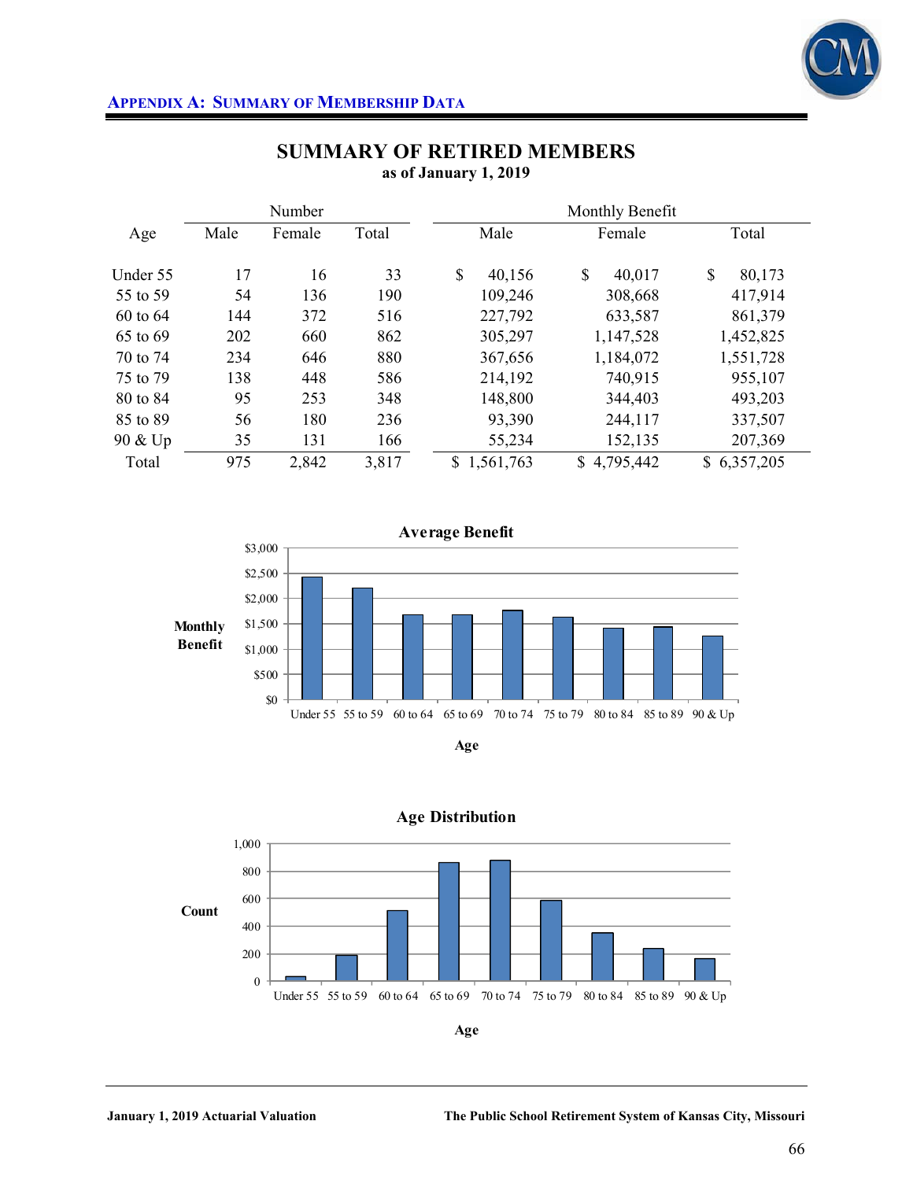## Appendix A: Summary of Membership Data

# SUMMARY OF RETIRED MEMBERS

**as of January 1, 2019**

| Age | Number | | | Monthly Benefit | | |
|---|---|---|---|---|---|---|
| | Male | Female | Total | Male | Female | Total |
| Under 55 | 17 | 16 | 33 | $ 40,156 | $ 40,017 | $ 80,173 |
| 55 to 59 | 54 | 136 | 190 | 109,246 | 308,668 | 417,914 |
| 60 to 64 | 144 | 372 | 516 | 227,792 | 633,587 | 861,379 |
| 65 to 69 | 202 | 660 | 862 | 305,297 | 1,147,528 | 1,452,825 |
| 70 to 74 | 234 | 646 | 880 | 367,656 | 1,184,072 | 1,551,728 |
| 75 to 79 | 138 | 448 | 586 | 214,192 | 740,915 | 955,107 |
| 80 to 84 | 95 | 253 | 348 | 148,800 | 344,403 | 493,203 |
| 85 to 89 | 56 | 180 | 236 | 93,390 | 244,117 | 337,507 |
| 90 & Up | 35 | 131 | 166 | 55,234 | 152,135 | 207,369 |
| Total | 975 | 2,842 | 3,817 | $ 1,561,763 | $ 4,795,442 | $ 6,357,205 |

**Average Benefit**

(Chart: Monthly Benefit by Age — Under 55, 55 to 59, 60 to 64, 65 to 69, 70 to 74, 75 to 79, 80 to 84, 85 to 89, 90 & Up; y-axis $0 to $3,000)

**Age Distribution**

(Chart: Count by Age — Under 55, 55 to 59, 60 to 64, 65 to 69, 70 to 74, 75 to 79, 80 to 84, 85 to 89, 90 & Up; y-axis 0 to 1,000)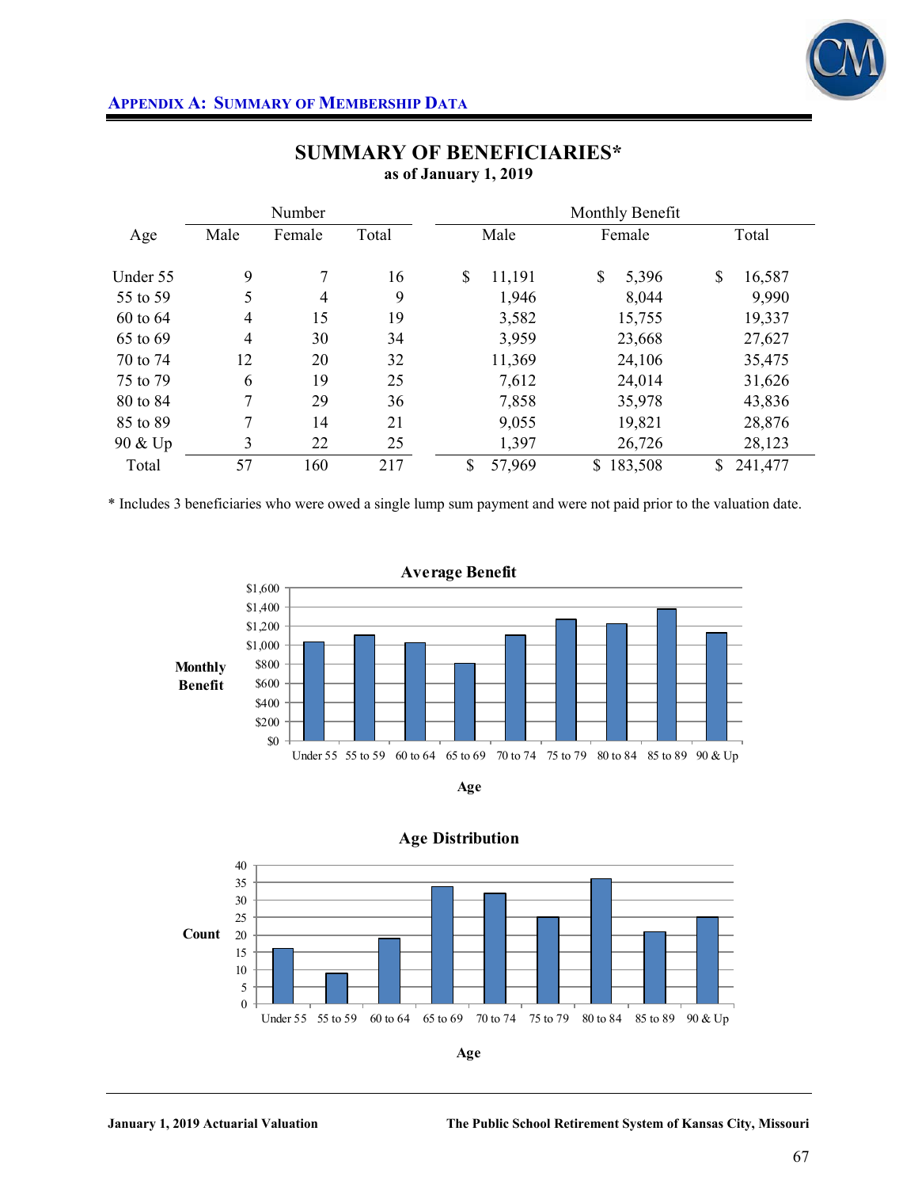## APPENDIX A: SUMMARY OF MEMBERSHIP DATA

# SUMMARY OF BENEFICIARIES*

**as of January 1, 2019**

| Age | Number | | | Monthly Benefit | | |
|---|---|---|---|---|---|---|
| | Male | Female | Total | Male | Female | Total |
| Under 55 | 9 | 7 | 16 | $ 11,191 | $ 5,396 | $ 16,587 |
| 55 to 59 | 5 | 4 | 9 | 1,946 | 8,044 | 9,990 |
| 60 to 64 | 4 | 15 | 19 | 3,582 | 15,755 | 19,337 |
| 65 to 69 | 4 | 30 | 34 | 3,959 | 23,668 | 27,627 |
| 70 to 74 | 12 | 20 | 32 | 11,369 | 24,106 | 35,475 |
| 75 to 79 | 6 | 19 | 25 | 7,612 | 24,014 | 31,626 |
| 80 to 84 | 7 | 29 | 36 | 7,858 | 35,978 | 43,836 |
| 85 to 89 | 7 | 14 | 21 | 9,055 | 19,821 | 28,876 |
| 90 & Up | 3 | 22 | 25 | 1,397 | 26,726 | 28,123 |
| Total | 57 | 160 | 217 | $ 57,969 | $ 183,508 | $ 241,477 |

* Includes 3 beneficiaries who were owed a single lump sum payment and were not paid prior to the valuation date.

**Average Benefit**

**Age Distribution**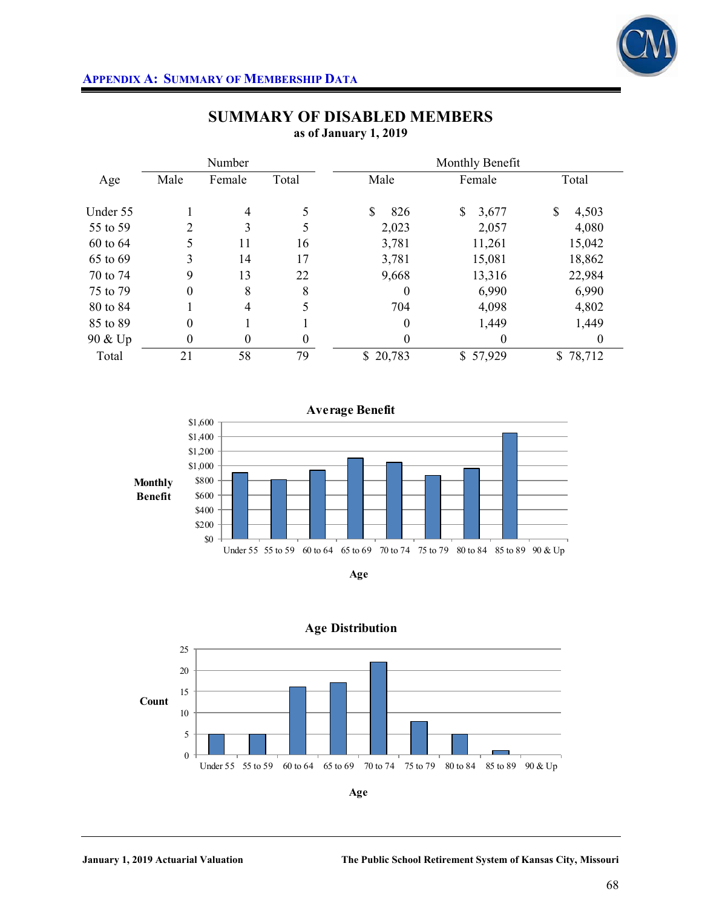## APPENDIX A: SUMMARY OF MEMBERSHIP DATA

# SUMMARY OF DISABLED MEMBERS

**as of January 1, 2019**

| Age | Number | | | Monthly Benefit | | |
|---|---|---|---|---|---|---|
| | Male | Female | Total | Male | Female | Total |
| Under 55 | 1 | 4 | 5 | $ 826 | $ 3,677 | $ 4,503 |
| 55 to 59 | 2 | 3 | 5 | 2,023 | 2,057 | 4,080 |
| 60 to 64 | 5 | 11 | 16 | 3,781 | 11,261 | 15,042 |
| 65 to 69 | 3 | 14 | 17 | 3,781 | 15,081 | 18,862 |
| 70 to 74 | 9 | 13 | 22 | 9,668 | 13,316 | 22,984 |
| 75 to 79 | 0 | 8 | 8 | 0 | 6,990 | 6,990 |
| 80 to 84 | 1 | 4 | 5 | 704 | 4,098 | 4,802 |
| 85 to 89 | 0 | 1 | 1 | 0 | 1,449 | 1,449 |
| 90 & Up | 0 | 0 | 0 | 0 | 0 | 0 |
| Total | 21 | 58 | 79 | $ 20,783 | $ 57,929 | $ 78,712 |

**Average Benefit**

| Age | Monthly Benefit |
|---|---|
| Under 55 | ~$900 |
| 55 to 59 | ~$816 |
| 60 to 64 | ~$940 |
| 65 to 69 | ~$1,110 |
| 70 to 74 | ~$1,045 |
| 75 to 79 | ~$874 |
| 80 to 84 | ~$960 |
| 85 to 89 | ~$1,449 |
| 90 & Up | $0 |

**Age Distribution**

| Age | Count |
|---|---|
| Under 55 | 5 |
| 55 to 59 | 5 |
| 60 to 64 | 16 |
| 65 to 69 | 17 |
| 70 to 74 | 22 |
| 75 to 79 | 8 |
| 80 to 84 | 5 |
| 85 to 89 | 1 |
| 90 & Up | 0 |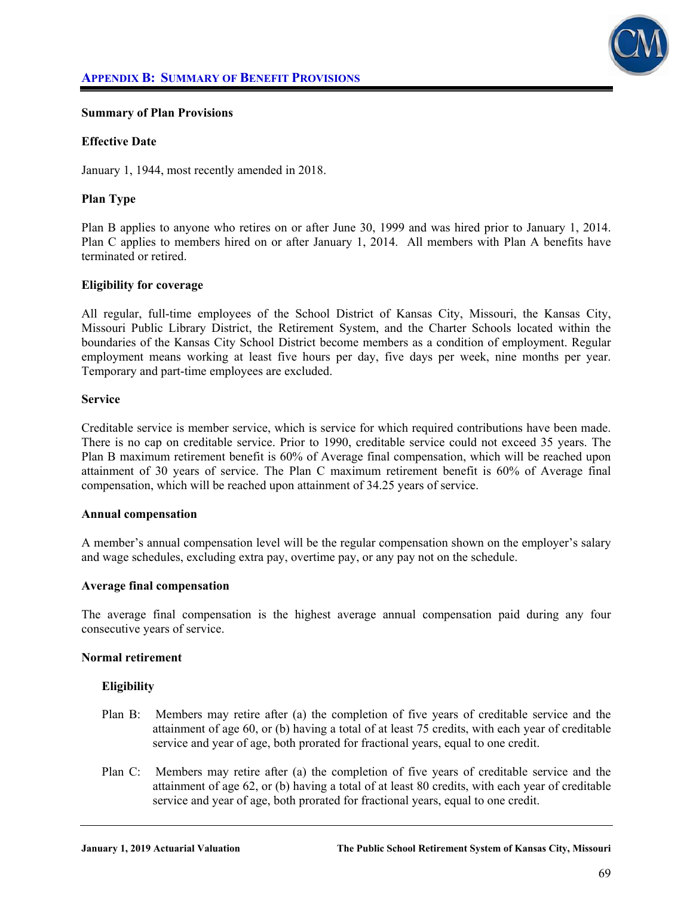## Appendix B: Summary of Benefit Provisions

**Summary of Plan Provisions**

**Effective Date**

January 1, 1944, most recently amended in 2018.

**Plan Type**

Plan B applies to anyone who retires on or after June 30, 1999 and was hired prior to January 1, 2014. Plan C applies to members hired on or after January 1, 2014. All members with Plan A benefits have terminated or retired.

**Eligibility for coverage**

All regular, full-time employees of the School District of Kansas City, Missouri, the Kansas City, Missouri Public Library District, the Retirement System, and the Charter Schools located within the boundaries of the Kansas City School District become members as a condition of employment. Regular employment means working at least five hours per day, five days per week, nine months per year. Temporary and part-time employees are excluded.

**Service**

Creditable service is member service, which is service for which required contributions have been made. There is no cap on creditable service. Prior to 1990, creditable service could not exceed 35 years. The Plan B maximum retirement benefit is 60% of Average final compensation, which will be reached upon attainment of 30 years of service. The Plan C maximum retirement benefit is 60% of Average final compensation, which will be reached upon attainment of 34.25 years of service.

**Annual compensation**

A member's annual compensation level will be the regular compensation shown on the employer's salary and wage schedules, excluding extra pay, overtime pay, or any pay not on the schedule.

**Average final compensation**

The average final compensation is the highest average annual compensation paid during any four consecutive years of service.

**Normal retirement**

**Eligibility**

Plan B: Members may retire after (a) the completion of five years of creditable service and the attainment of age 60, or (b) having a total of at least 75 credits, with each year of creditable service and year of age, both prorated for fractional years, equal to one credit.

Plan C: Members may retire after (a) the completion of five years of creditable service and the attainment of age 62, or (b) having a total of at least 80 credits, with each year of creditable service and year of age, both prorated for fractional years, equal to one credit.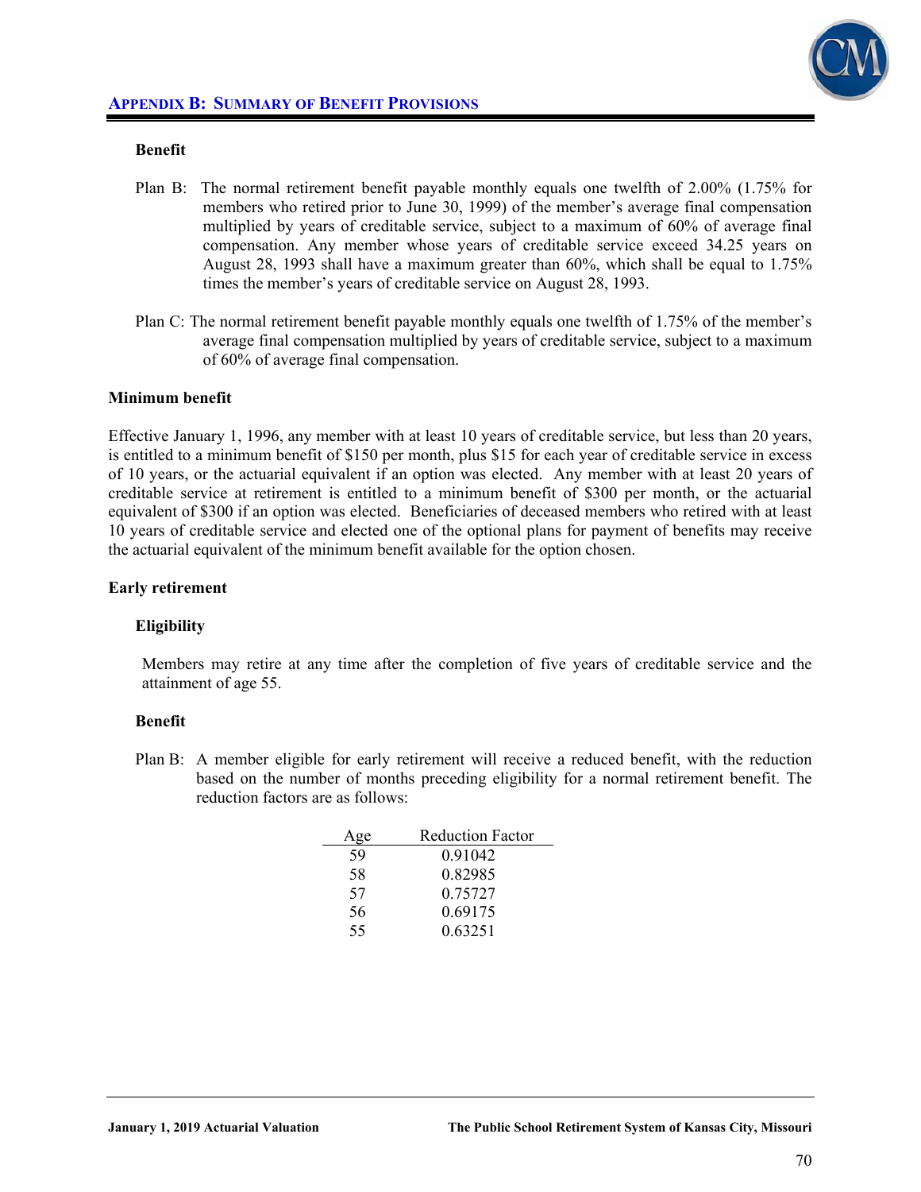### Benefit

Plan B: The normal retirement benefit payable monthly equals one twelfth of 2.00% (1.75% for members who retired prior to June 30, 1999) of the member's average final compensation multiplied by years of creditable service, subject to a maximum of 60% of average final compensation. Any member whose years of creditable service exceed 34.25 years on August 28, 1993 shall have a maximum greater than 60%, which shall be equal to 1.75% times the member's years of creditable service on August 28, 1993.

Plan C: The normal retirement benefit payable monthly equals one twelfth of 1.75% of the member's average final compensation multiplied by years of creditable service, subject to a maximum of 60% of average final compensation.

## Minimum benefit

Effective January 1, 1996, any member with at least 10 years of creditable service, but less than 20 years, is entitled to a minimum benefit of $150 per month, plus $15 for each year of creditable service in excess of 10 years, or the actuarial equivalent if an option was elected. Any member with at least 20 years of creditable service at retirement is entitled to a minimum benefit of $300 per month, or the actuarial equivalent of $300 if an option was elected. Beneficiaries of deceased members who retired with at least 10 years of creditable service and elected one of the optional plans for payment of benefits may receive the actuarial equivalent of the minimum benefit available for the option chosen.

## Early retirement

### Eligibility

Members may retire at any time after the completion of five years of creditable service and the attainment of age 55.

### Benefit

Plan B: A member eligible for early retirement will receive a reduced benefit, with the reduction based on the number of months preceding eligibility for a normal retirement benefit. The reduction factors are as follows:

| Age | Reduction Factor |
|---|---|
| 59 | 0.91042 |
| 58 | 0.82985 |
| 57 | 0.75727 |
| 56 | 0.69175 |
| 55 | 0.63251 |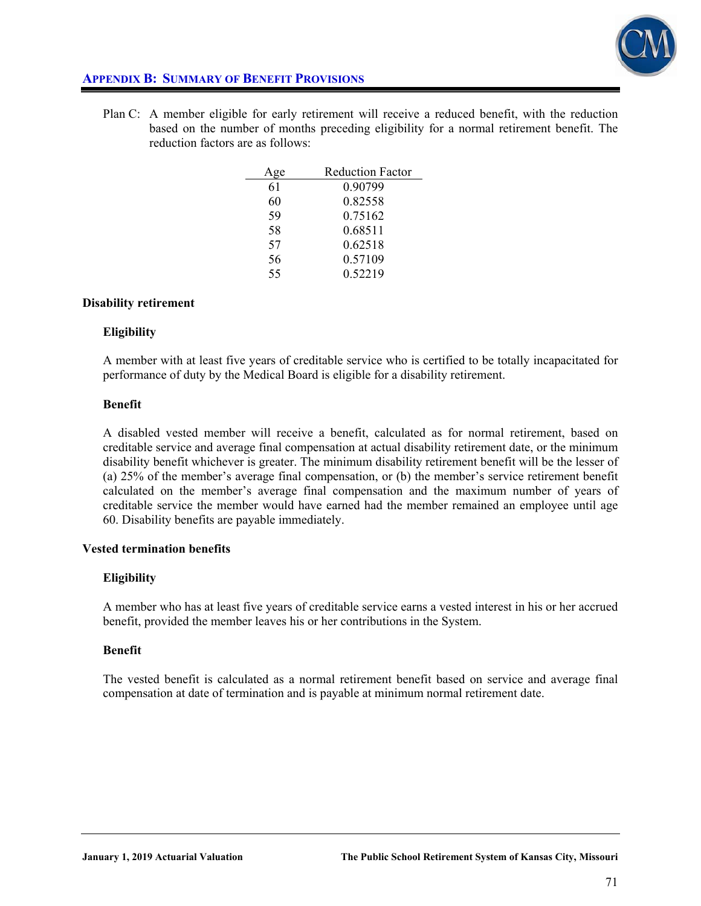Plan C: A member eligible for early retirement will receive a reduced benefit, with the reduction based on the number of months preceding eligibility for a normal retirement benefit. The reduction factors are as follows:

| Age | Reduction Factor |
| --- | --- |
| 61 | 0.90799 |
| 60 | 0.82558 |
| 59 | 0.75162 |
| 58 | 0.68511 |
| 57 | 0.62518 |
| 56 | 0.57109 |
| 55 | 0.52219 |

### Disability retirement

#### Eligibility

A member with at least five years of creditable service who is certified to be totally incapacitated for performance of duty by the Medical Board is eligible for a disability retirement.

#### Benefit

A disabled vested member will receive a benefit, calculated as for normal retirement, based on creditable service and average final compensation at actual disability retirement date, or the minimum disability benefit whichever is greater. The minimum disability retirement benefit will be the lesser of (a) 25% of the member's average final compensation, or (b) the member's service retirement benefit calculated on the member's average final compensation and the maximum number of years of creditable service the member would have earned had the member remained an employee until age 60. Disability benefits are payable immediately.

### Vested termination benefits

#### Eligibility

A member who has at least five years of creditable service earns a vested interest in his or her accrued benefit, provided the member leaves his or her contributions in the System.

#### Benefit

The vested benefit is calculated as a normal retirement benefit based on service and average final compensation at date of termination and is payable at minimum normal retirement date.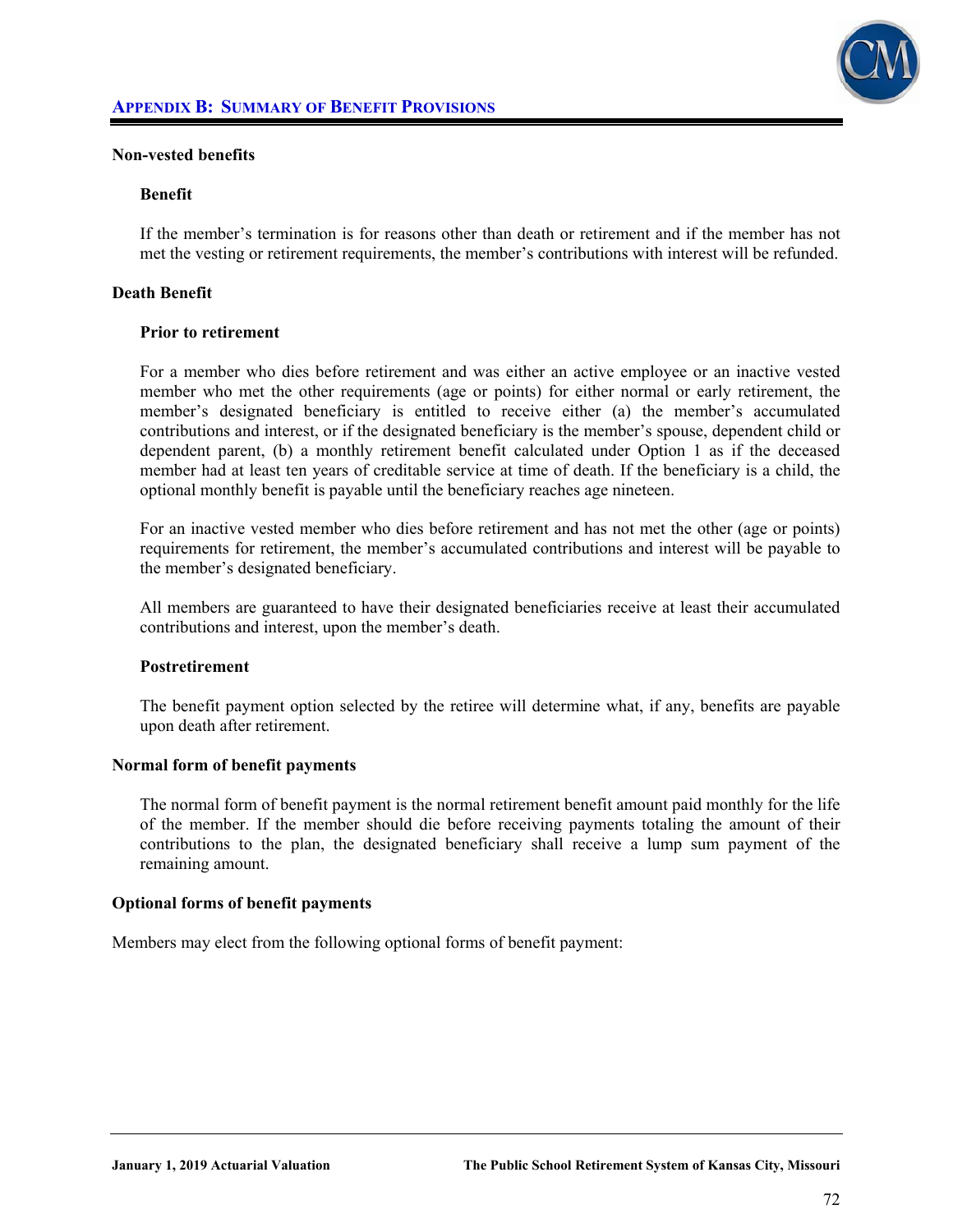## Non-vested benefits

### Benefit

If the member's termination is for reasons other than death or retirement and if the member has not met the vesting or retirement requirements, the member's contributions with interest will be refunded.

## Death Benefit

### Prior to retirement

For a member who dies before retirement and was either an active employee or an inactive vested member who met the other requirements (age or points) for either normal or early retirement, the member's designated beneficiary is entitled to receive either (a) the member's accumulated contributions and interest, or if the designated beneficiary is the member's spouse, dependent child or dependent parent, (b) a monthly retirement benefit calculated under Option 1 as if the deceased member had at least ten years of creditable service at time of death. If the beneficiary is a child, the optional monthly benefit is payable until the beneficiary reaches age nineteen.

For an inactive vested member who dies before retirement and has not met the other (age or points) requirements for retirement, the member's accumulated contributions and interest will be payable to the member's designated beneficiary.

All members are guaranteed to have their designated beneficiaries receive at least their accumulated contributions and interest, upon the member's death.

### Postretirement

The benefit payment option selected by the retiree will determine what, if any, benefits are payable upon death after retirement.

## Normal form of benefit payments

The normal form of benefit payment is the normal retirement benefit amount paid monthly for the life of the member. If the member should die before receiving payments totaling the amount of their contributions to the plan, the designated beneficiary shall receive a lump sum payment of the remaining amount.

## Optional forms of benefit payments

Members may elect from the following optional forms of benefit payment: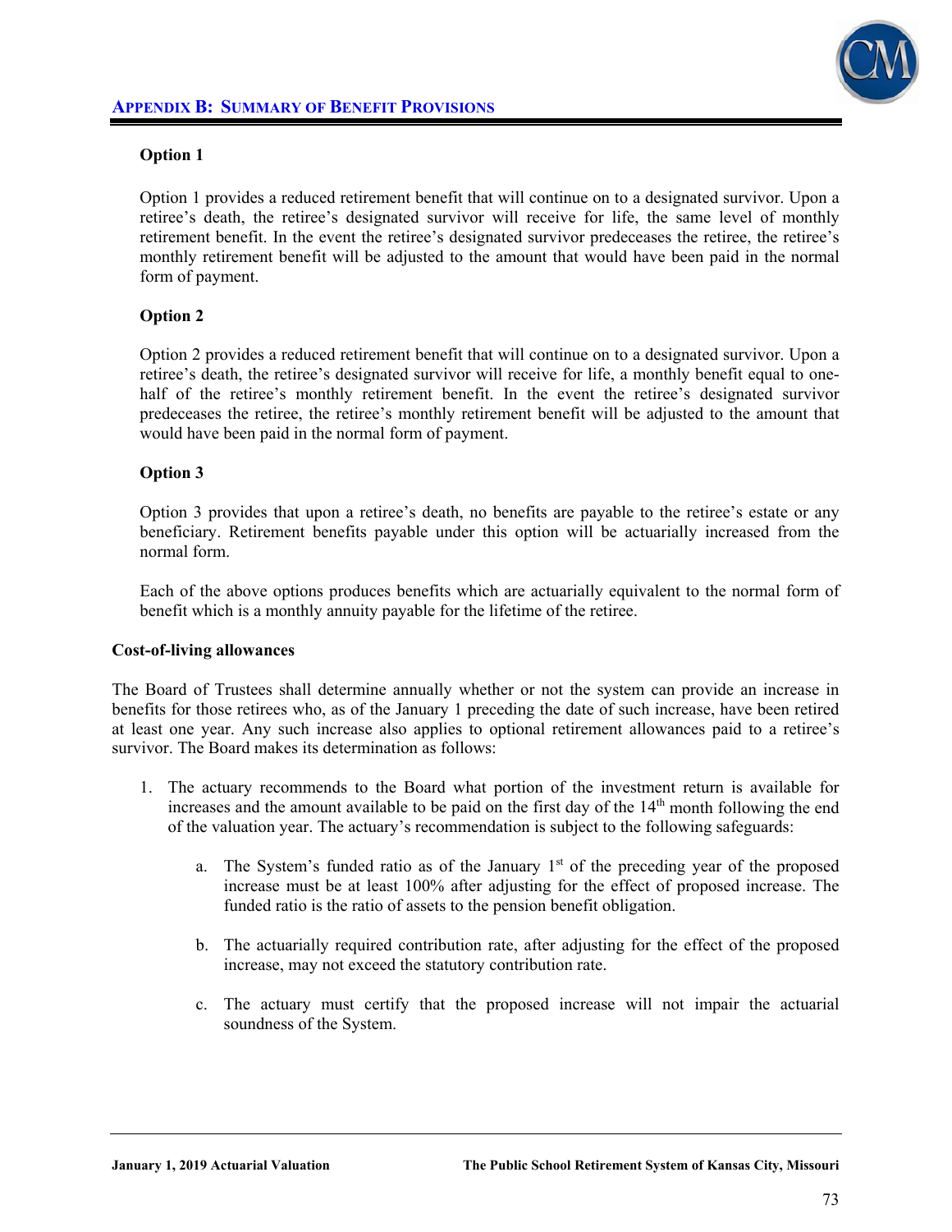## Appendix B: Summary of Benefit Provisions

**Option 1**

Option 1 provides a reduced retirement benefit that will continue on to a designated survivor. Upon a retiree's death, the retiree's designated survivor will receive for life, the same level of monthly retirement benefit. In the event the retiree's designated survivor predeceases the retiree, the retiree's monthly retirement benefit will be adjusted to the amount that would have been paid in the normal form of payment.

**Option 2**

Option 2 provides a reduced retirement benefit that will continue on to a designated survivor. Upon a retiree's death, the retiree's designated survivor will receive for life, a monthly benefit equal to one-half of the retiree's monthly retirement benefit. In the event the retiree's designated survivor predeceases the retiree, the retiree's monthly retirement benefit will be adjusted to the amount that would have been paid in the normal form of payment.

**Option 3**

Option 3 provides that upon a retiree's death, no benefits are payable to the retiree's estate or any beneficiary. Retirement benefits payable under this option will be actuarially increased from the normal form.

Each of the above options produces benefits which are actuarially equivalent to the normal form of benefit which is a monthly annuity payable for the lifetime of the retiree.

**Cost-of-living allowances**

The Board of Trustees shall determine annually whether or not the system can provide an increase in benefits for those retirees who, as of the January 1 preceding the date of such increase, have been retired at least one year. Any such increase also applies to optional retirement allowances paid to a retiree's survivor. The Board makes its determination as follows:

1. The actuary recommends to the Board what portion of the investment return is available for increases and the amount available to be paid on the first day of the 14th month following the end of the valuation year. The actuary's recommendation is subject to the following safeguards:

    a. The System's funded ratio as of the January 1st of the preceding year of the proposed increase must be at least 100% after adjusting for the effect of proposed increase. The funded ratio is the ratio of assets to the pension benefit obligation.

    b. The actuarially required contribution rate, after adjusting for the effect of the proposed increase, may not exceed the statutory contribution rate.

    c. The actuary must certify that the proposed increase will not impair the actuarial soundness of the System.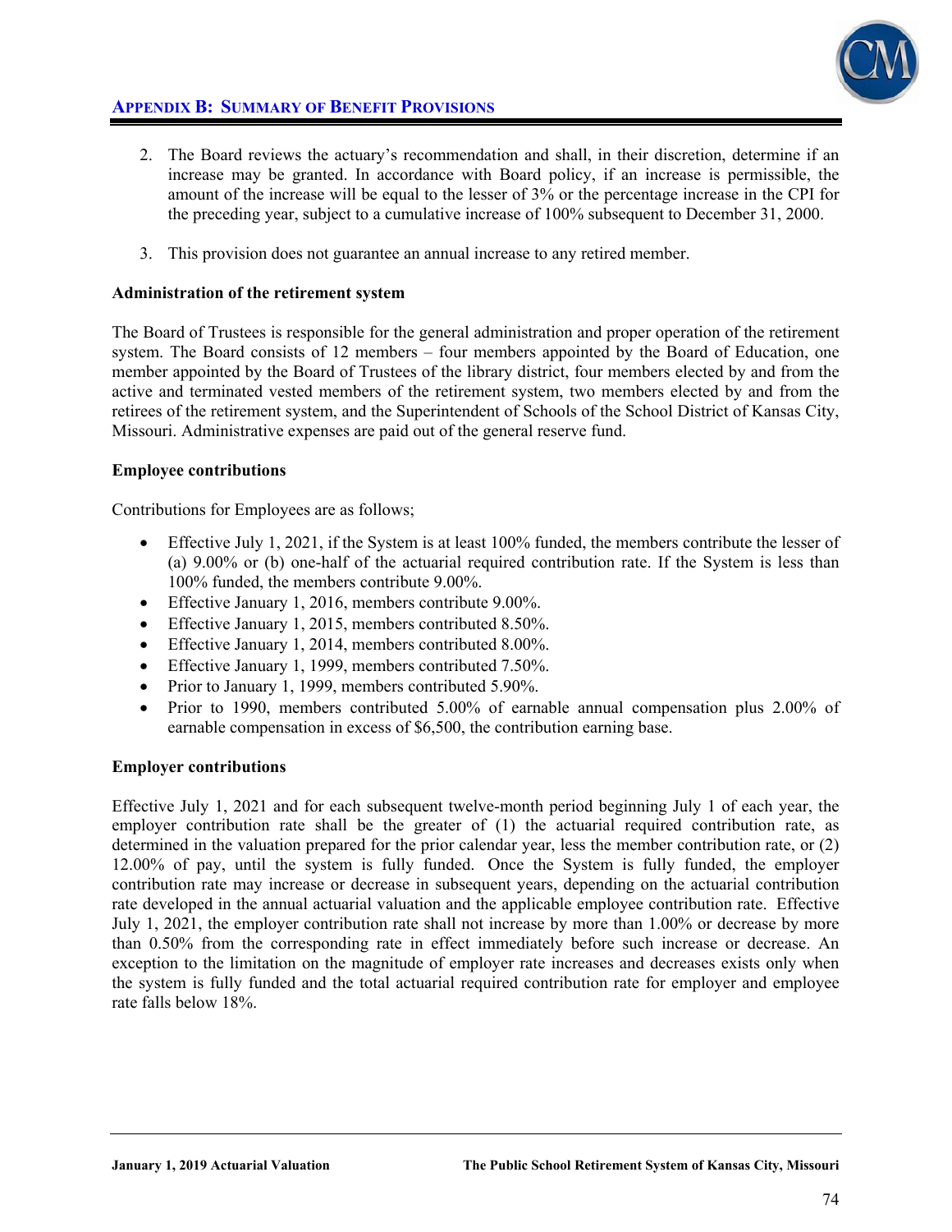2. The Board reviews the actuary's recommendation and shall, in their discretion, determine if an increase may be granted. In accordance with Board policy, if an increase is permissible, the amount of the increase will be equal to the lesser of 3% or the percentage increase in the CPI for the preceding year, subject to a cumulative increase of 100% subsequent to December 31, 2000.

3. This provision does not guarantee an annual increase to any retired member.

**Administration of the retirement system**

The Board of Trustees is responsible for the general administration and proper operation of the retirement system. The Board consists of 12 members – four members appointed by the Board of Education, one member appointed by the Board of Trustees of the library district, four members elected by and from the active and terminated vested members of the retirement system, two members elected by and from the retirees of the retirement system, and the Superintendent of Schools of the School District of Kansas City, Missouri. Administrative expenses are paid out of the general reserve fund.

**Employee contributions**

Contributions for Employees are as follows;

- Effective July 1, 2021, if the System is at least 100% funded, the members contribute the lesser of (a) 9.00% or (b) one-half of the actuarial required contribution rate. If the System is less than 100% funded, the members contribute 9.00%.
- Effective January 1, 2016, members contribute 9.00%.
- Effective January 1, 2015, members contributed 8.50%.
- Effective January 1, 2014, members contributed 8.00%.
- Effective January 1, 1999, members contributed 7.50%.
- Prior to January 1, 1999, members contributed 5.90%.
- Prior to 1990, members contributed 5.00% of earnable annual compensation plus 2.00% of earnable compensation in excess of $6,500, the contribution earning base.

**Employer contributions**

Effective July 1, 2021 and for each subsequent twelve-month period beginning July 1 of each year, the employer contribution rate shall be the greater of (1) the actuarial required contribution rate, as determined in the valuation prepared for the prior calendar year, less the member contribution rate, or (2) 12.00% of pay, until the system is fully funded. Once the System is fully funded, the employer contribution rate may increase or decrease in subsequent years, depending on the actuarial contribution rate developed in the annual actuarial valuation and the applicable employee contribution rate. Effective July 1, 2021, the employer contribution rate shall not increase by more than 1.00% or decrease by more than 0.50% from the corresponding rate in effect immediately before such increase or decrease. An exception to the limitation on the magnitude of employer rate increases and decreases exists only when the system is fully funded and the total actuarial required contribution rate for employer and employee rate falls below 18%.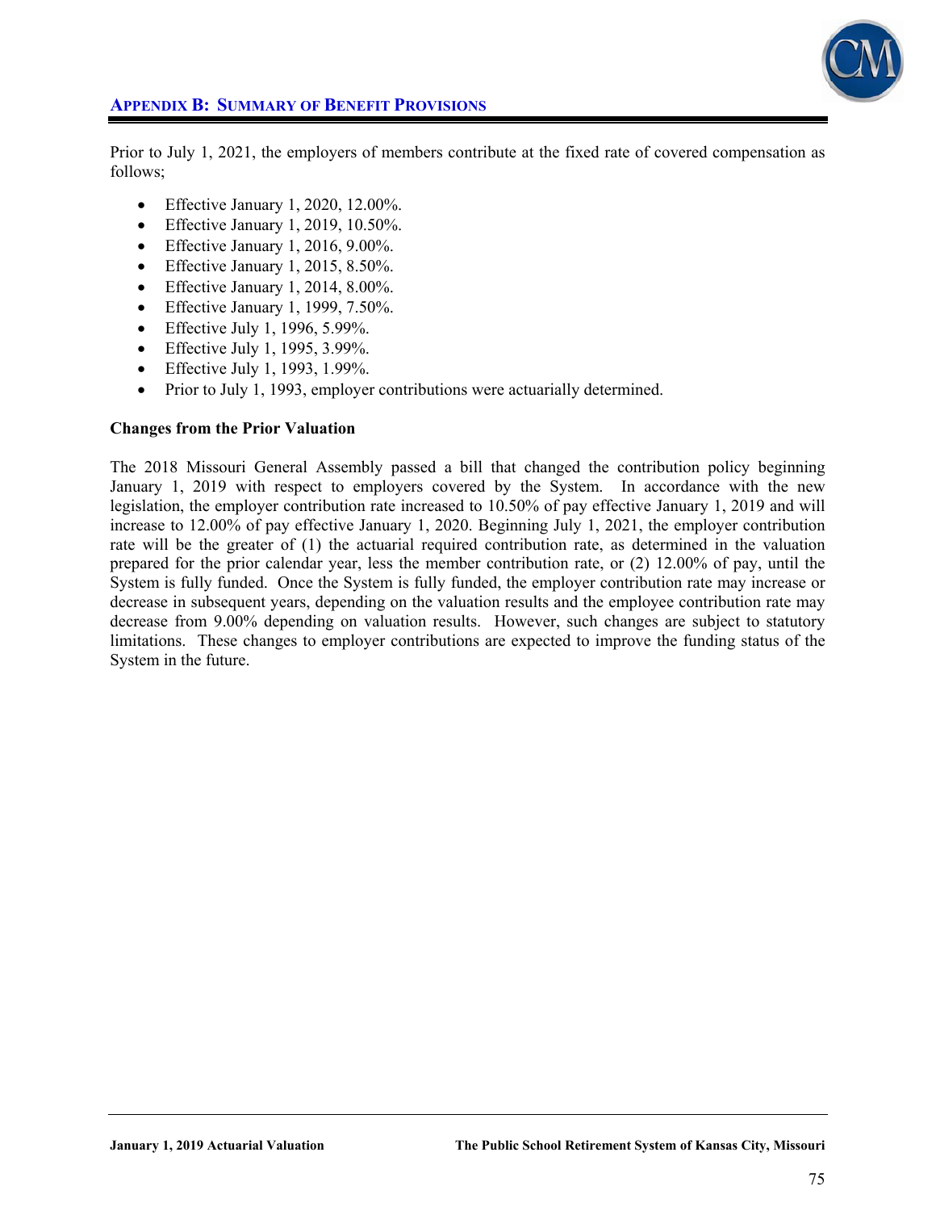Prior to July 1, 2021, the employers of members contribute at the fixed rate of covered compensation as follows;

- Effective January 1, 2020, 12.00%.
- Effective January 1, 2019, 10.50%.
- Effective January 1, 2016, 9.00%.
- Effective January 1, 2015, 8.50%.
- Effective January 1, 2014, 8.00%.
- Effective January 1, 1999, 7.50%.
- Effective July 1, 1996, 5.99%.
- Effective July 1, 1995, 3.99%.
- Effective July 1, 1993, 1.99%.
- Prior to July 1, 1993, employer contributions were actuarially determined.

**Changes from the Prior Valuation**

The 2018 Missouri General Assembly passed a bill that changed the contribution policy beginning January 1, 2019 with respect to employers covered by the System. In accordance with the new legislation, the employer contribution rate increased to 10.50% of pay effective January 1, 2019 and will increase to 12.00% of pay effective January 1, 2020. Beginning July 1, 2021, the employer contribution rate will be the greater of (1) the actuarial required contribution rate, as determined in the valuation prepared for the prior calendar year, less the member contribution rate, or (2) 12.00% of pay, until the System is fully funded. Once the System is fully funded, the employer contribution rate may increase or decrease in subsequent years, depending on the valuation results and the employee contribution rate may decrease from 9.00% depending on valuation results. However, such changes are subject to statutory limitations. These changes to employer contributions are expected to improve the funding status of the System in the future.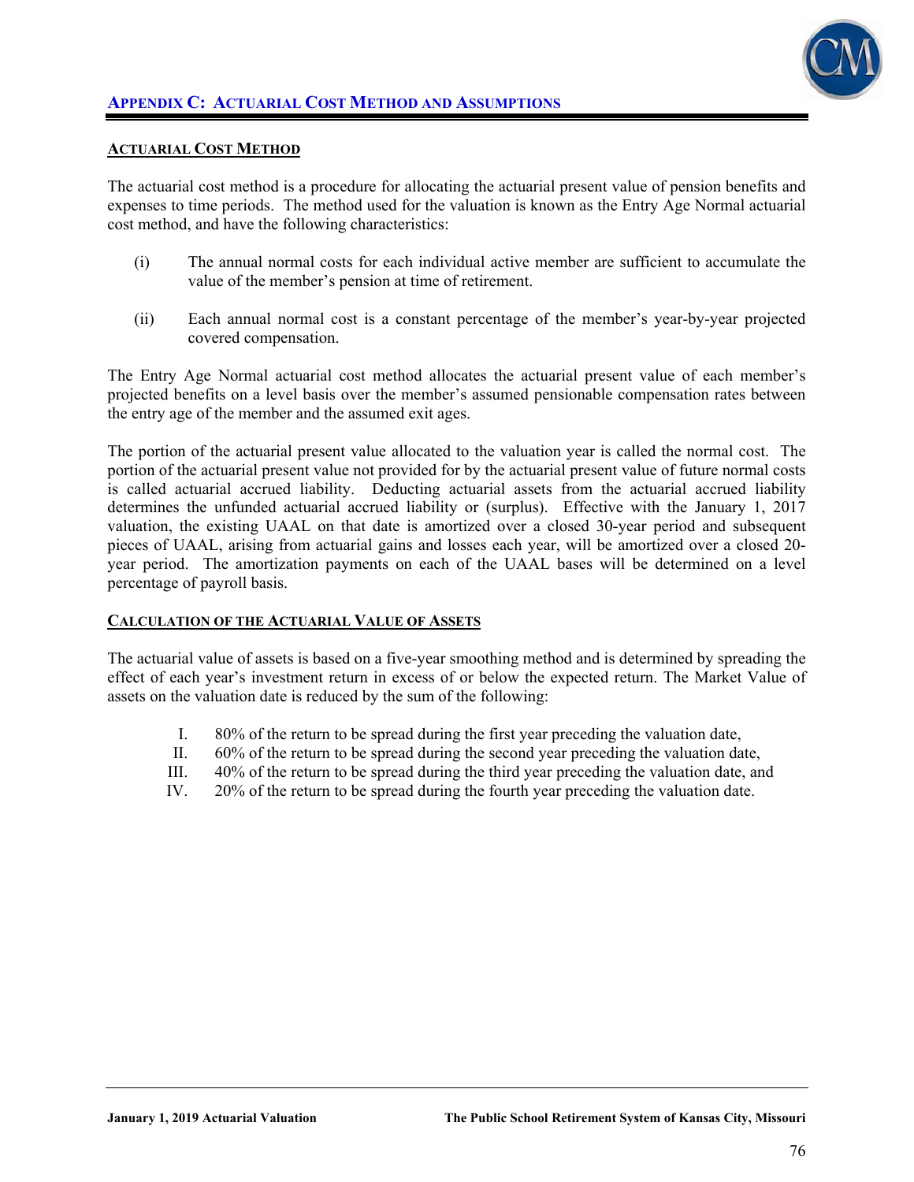## Appendix C: Actuarial Cost Method and Assumptions

### Actuarial Cost Method

The actuarial cost method is a procedure for allocating the actuarial present value of pension benefits and expenses to time periods. The method used for the valuation is known as the Entry Age Normal actuarial cost method, and have the following characteristics:

(i) The annual normal costs for each individual active member are sufficient to accumulate the value of the member's pension at time of retirement.

(ii) Each annual normal cost is a constant percentage of the member's year-by-year projected covered compensation.

The Entry Age Normal actuarial cost method allocates the actuarial present value of each member's projected benefits on a level basis over the member's assumed pensionable compensation rates between the entry age of the member and the assumed exit ages.

The portion of the actuarial present value allocated to the valuation year is called the normal cost. The portion of the actuarial present value not provided for by the actuarial present value of future normal costs is called actuarial accrued liability. Deducting actuarial assets from the actuarial accrued liability determines the unfunded actuarial accrued liability or (surplus). Effective with the January 1, 2017 valuation, the existing UAAL on that date is amortized over a closed 30-year period and subsequent pieces of UAAL, arising from actuarial gains and losses each year, will be amortized over a closed 20-year period. The amortization payments on each of the UAAL bases will be determined on a level percentage of payroll basis.

### Calculation of the Actuarial Value of Assets

The actuarial value of assets is based on a five-year smoothing method and is determined by spreading the effect of each year's investment return in excess of or below the expected return. The Market Value of assets on the valuation date is reduced by the sum of the following:

I. 80% of the return to be spread during the first year preceding the valuation date,
II. 60% of the return to be spread during the second year preceding the valuation date,
III. 40% of the return to be spread during the third year preceding the valuation date, and
IV. 20% of the return to be spread during the fourth year preceding the valuation date.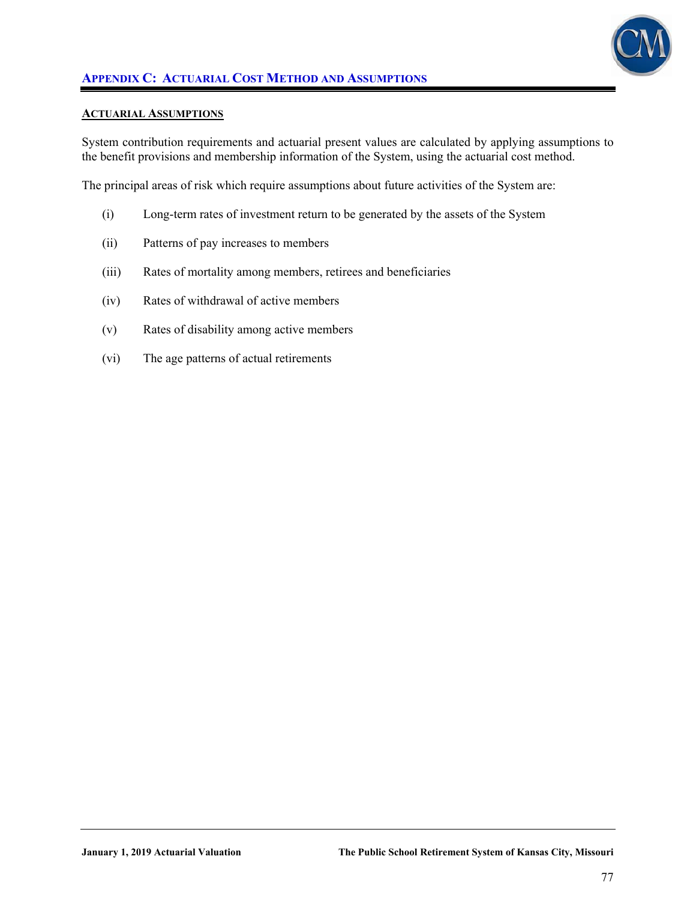## Appendix C: Actuarial Cost Method and Assumptions

### Actuarial Assumptions

System contribution requirements and actuarial present values are calculated by applying assumptions to the benefit provisions and membership information of the System, using the actuarial cost method.

The principal areas of risk which require assumptions about future activities of the System are:

(i) Long-term rates of investment return to be generated by the assets of the System

(ii) Patterns of pay increases to members

(iii) Rates of mortality among members, retirees and beneficiaries

(iv) Rates of withdrawal of active members

(v) Rates of disability among active members

(vi) The age patterns of actual retirements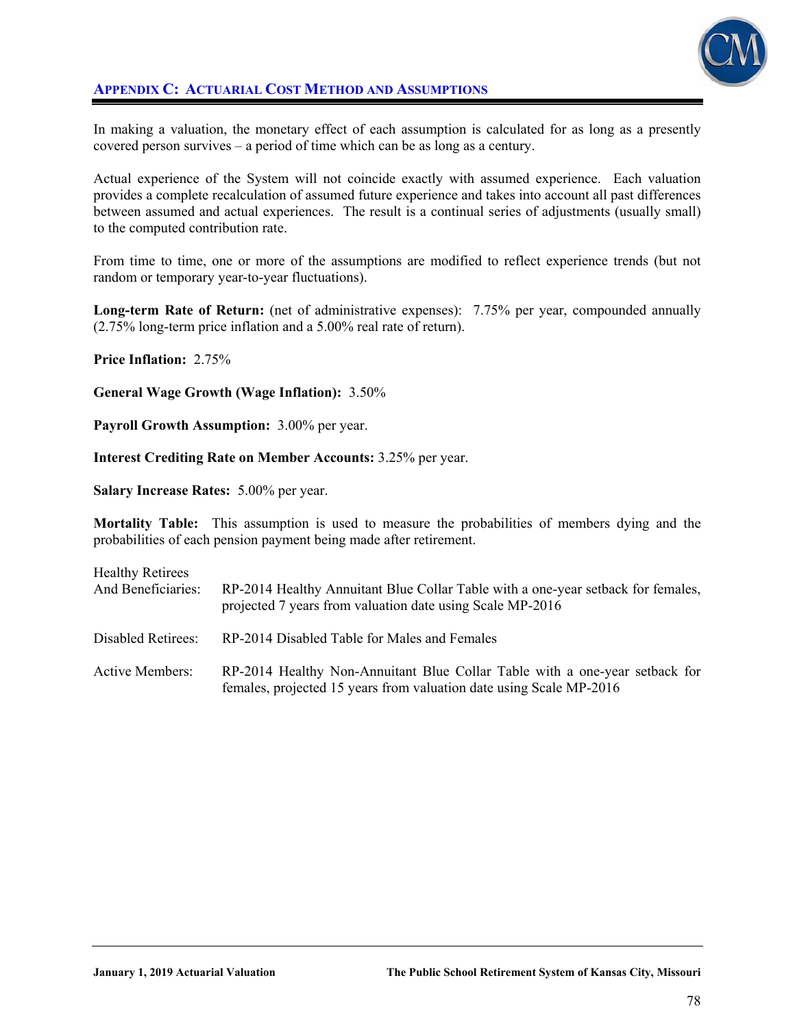## APPENDIX C: ACTUARIAL COST METHOD AND ASSUMPTIONS

In making a valuation, the monetary effect of each assumption is calculated for as long as a presently covered person survives – a period of time which can be as long as a century.

Actual experience of the System will not coincide exactly with assumed experience. Each valuation provides a complete recalculation of assumed future experience and takes into account all past differences between assumed and actual experiences. The result is a continual series of adjustments (usually small) to the computed contribution rate.

From time to time, one or more of the assumptions are modified to reflect experience trends (but not random or temporary year-to-year fluctuations).

**Long-term Rate of Return:** (net of administrative expenses): 7.75% per year, compounded annually (2.75% long-term price inflation and a 5.00% real rate of return).

**Price Inflation:** 2.75%

**General Wage Growth (Wage Inflation):** 3.50%

**Payroll Growth Assumption:** 3.00% per year.

**Interest Crediting Rate on Member Accounts:** 3.25% per year.

**Salary Increase Rates:** 5.00% per year.

**Mortality Table:** This assumption is used to measure the probabilities of members dying and the probabilities of each pension payment being made after retirement.

| | |
|---|---|
| Healthy Retirees And Beneficiaries: | RP-2014 Healthy Annuitant Blue Collar Table with a one-year setback for females, projected 7 years from valuation date using Scale MP-2016 |
| Disabled Retirees: | RP-2014 Disabled Table for Males and Females |
| Active Members: | RP-2014 Healthy Non-Annuitant Blue Collar Table with a one-year setback for females, projected 15 years from valuation date using Scale MP-2016 |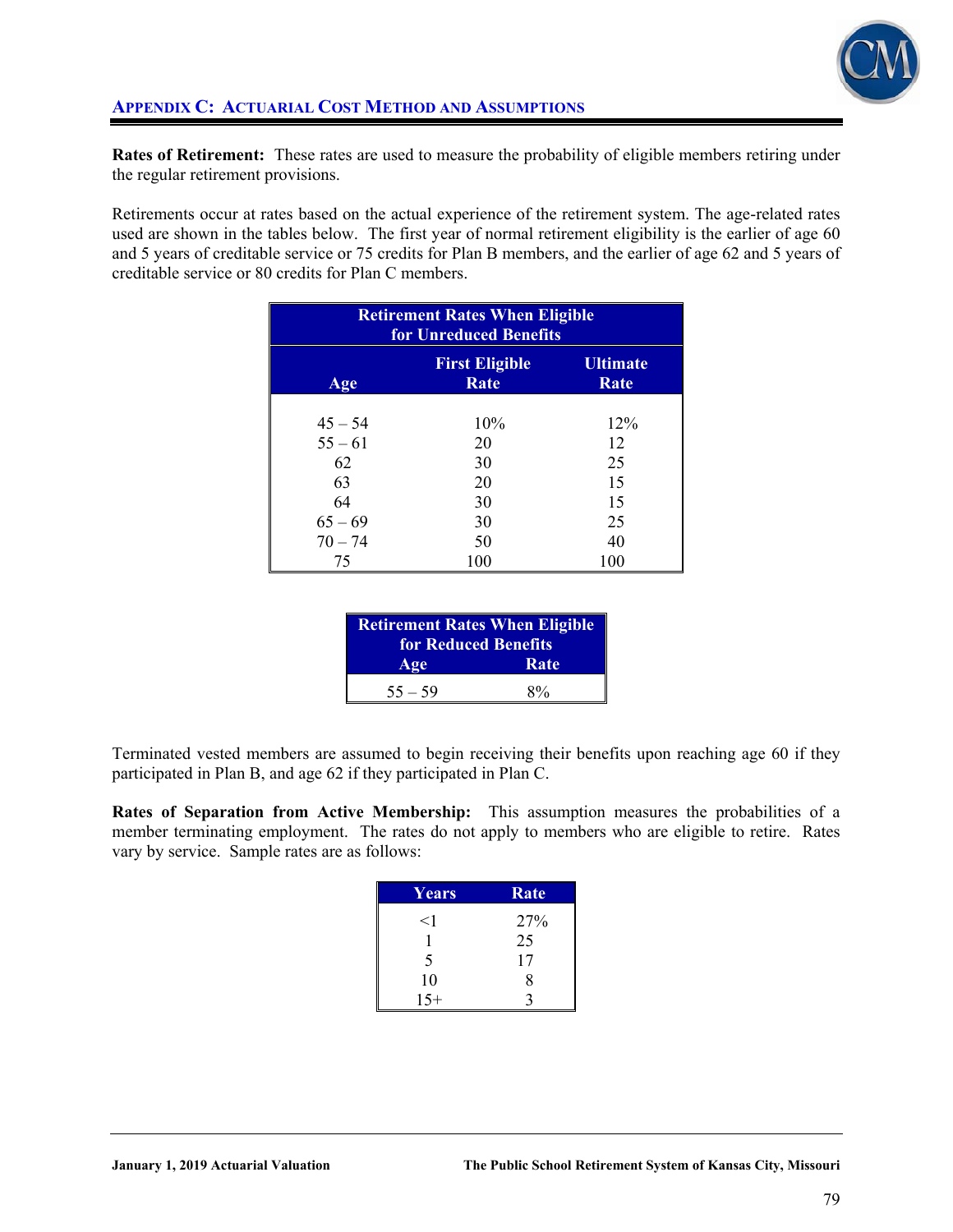## Appendix C: Actuarial Cost Method and Assumptions

**Rates of Retirement:** These rates are used to measure the probability of eligible members retiring under the regular retirement provisions.

Retirements occur at rates based on the actual experience of the retirement system. The age-related rates used are shown in the tables below. The first year of normal retirement eligibility is the earlier of age 60 and 5 years of creditable service or 75 credits for Plan B members, and the earlier of age 62 and 5 years of creditable service or 80 credits for Plan C members.

| Retirement Rates When Eligible for Unreduced Benefits | | |
|---|---|---|
| Age | First Eligible Rate | Ultimate Rate |
| 45 – 54 | 10% | 12% |
| 55 – 61 | 20 | 12 |
| 62 | 30 | 25 |
| 63 | 20 | 15 |
| 64 | 30 | 15 |
| 65 – 69 | 30 | 25 |
| 70 – 74 | 50 | 40 |
| 75 | 100 | 100 |

| Retirement Rates When Eligible for Reduced Benefits | |
|---|---|
| Age | Rate |
| 55 – 59 | 8% |

Terminated vested members are assumed to begin receiving their benefits upon reaching age 60 if they participated in Plan B, and age 62 if they participated in Plan C.

**Rates of Separation from Active Membership:** This assumption measures the probabilities of a member terminating employment. The rates do not apply to members who are eligible to retire. Rates vary by service. Sample rates are as follows:

| Years | Rate |
|---|---|
| <1 | 27% |
| 1 | 25 |
| 5 | 17 |
| 10 | 8 |
| 15+ | 3 |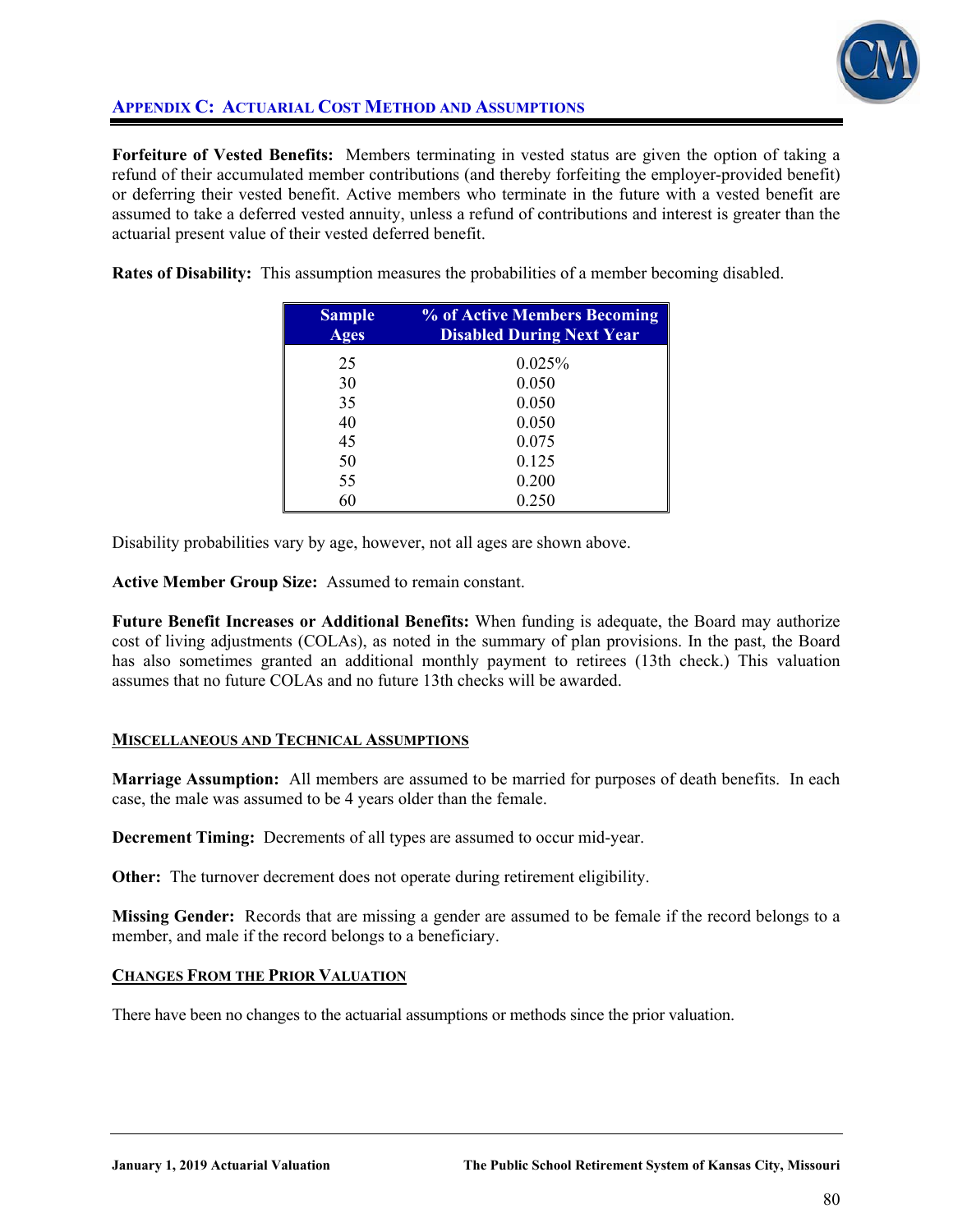## APPENDIX C: ACTUARIAL COST METHOD AND ASSUMPTIONS

**Forfeiture of Vested Benefits:** Members terminating in vested status are given the option of taking a refund of their accumulated member contributions (and thereby forfeiting the employer-provided benefit) or deferring their vested benefit. Active members who terminate in the future with a vested benefit are assumed to take a deferred vested annuity, unless a refund of contributions and interest is greater than the actuarial present value of their vested deferred benefit.

**Rates of Disability:** This assumption measures the probabilities of a member becoming disabled.

| Sample Ages | % of Active Members Becoming Disabled During Next Year |
|---|---|
| 25 | 0.025% |
| 30 | 0.050 |
| 35 | 0.050 |
| 40 | 0.050 |
| 45 | 0.075 |
| 50 | 0.125 |
| 55 | 0.200 |
| 60 | 0.250 |

Disability probabilities vary by age, however, not all ages are shown above.

**Active Member Group Size:** Assumed to remain constant.

**Future Benefit Increases or Additional Benefits:** When funding is adequate, the Board may authorize cost of living adjustments (COLAs), as noted in the summary of plan provisions. In the past, the Board has also sometimes granted an additional monthly payment to retirees (13th check.) This valuation assumes that no future COLAs and no future 13th checks will be awarded.

### MISCELLANEOUS AND TECHNICAL ASSUMPTIONS

**Marriage Assumption:** All members are assumed to be married for purposes of death benefits. In each case, the male was assumed to be 4 years older than the female.

**Decrement Timing:** Decrements of all types are assumed to occur mid-year.

**Other:** The turnover decrement does not operate during retirement eligibility.

**Missing Gender:** Records that are missing a gender are assumed to be female if the record belongs to a member, and male if the record belongs to a beneficiary.

### CHANGES FROM THE PRIOR VALUATION

There have been no changes to the actuarial assumptions or methods since the prior valuation.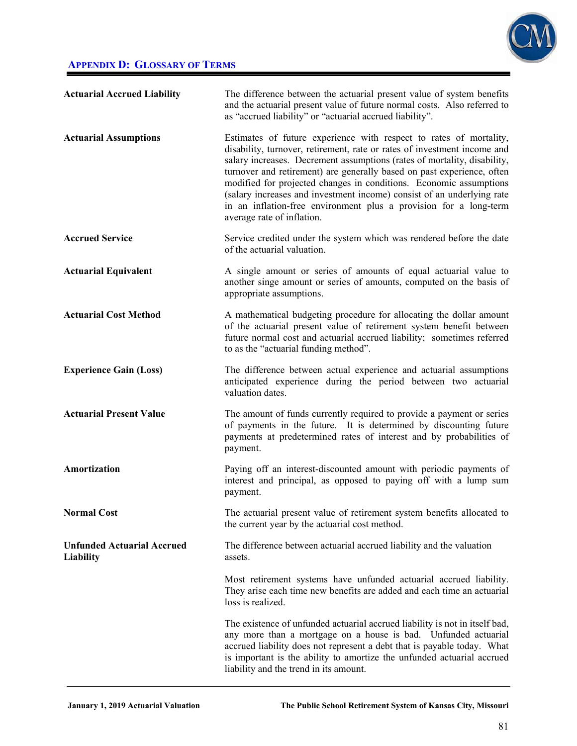## Appendix D: Glossary of Terms

**Actuarial Accrued Liability**

The difference between the actuarial present value of system benefits and the actuarial present value of future normal costs. Also referred to as "accrued liability" or "actuarial accrued liability".

**Actuarial Assumptions**

Estimates of future experience with respect to rates of mortality, disability, turnover, retirement, rate or rates of investment income and salary increases. Decrement assumptions (rates of mortality, disability, turnover and retirement) are generally based on past experience, often modified for projected changes in conditions. Economic assumptions (salary increases and investment income) consist of an underlying rate in an inflation-free environment plus a provision for a long-term average rate of inflation.

**Accrued Service**

Service credited under the system which was rendered before the date of the actuarial valuation.

**Actuarial Equivalent**

A single amount or series of amounts of equal actuarial value to another singe amount or series of amounts, computed on the basis of appropriate assumptions.

**Actuarial Cost Method**

A mathematical budgeting procedure for allocating the dollar amount of the actuarial present value of retirement system benefit between future normal cost and actuarial accrued liability; sometimes referred to as the "actuarial funding method".

**Experience Gain (Loss)**

The difference between actual experience and actuarial assumptions anticipated experience during the period between two actuarial valuation dates.

**Actuarial Present Value**

The amount of funds currently required to provide a payment or series of payments in the future. It is determined by discounting future payments at predetermined rates of interest and by probabilities of payment.

**Amortization**

Paying off an interest-discounted amount with periodic payments of interest and principal, as opposed to paying off with a lump sum payment.

**Normal Cost**

The actuarial present value of retirement system benefits allocated to the current year by the actuarial cost method.

**Unfunded Actuarial Accrued Liability**

The difference between actuarial accrued liability and the valuation assets.

Most retirement systems have unfunded actuarial accrued liability. They arise each time new benefits are added and each time an actuarial loss is realized.

The existence of unfunded actuarial accrued liability is not in itself bad, any more than a mortgage on a house is bad. Unfunded actuarial accrued liability does not represent a debt that is payable today. What is important is the ability to amortize the unfunded actuarial accrued liability and the trend in its amount.